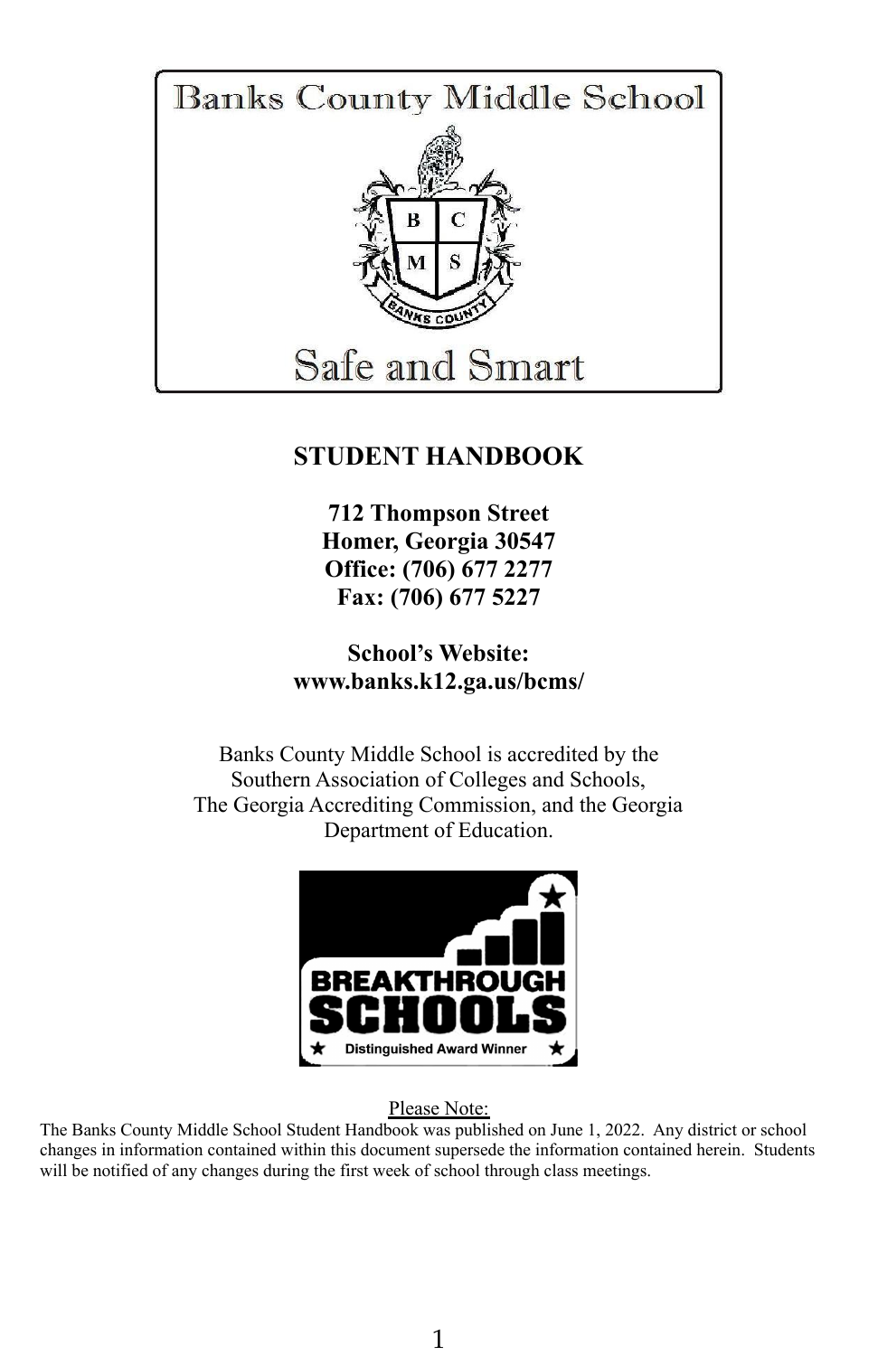Banks County Middle School

Safe and Smart

# STUDENT HANDBOOK

**712 Thompson Street**
**Homer, Georgia 30547**
**Office: (706) 677 2277**
**Fax: (706) 677 5227**

**School's Website:**
**www.banks.k12.ga.us/bcms/**

Banks County Middle School is accredited by the Southern Association of Colleges and Schools, The Georgia Accrediting Commission, and the Georgia Department of Education.

BREAKTHROUGH SCHOOLS
Distinguished Award Winner

Please Note:
The Banks County Middle School Student Handbook was published on June 1, 2022. Any district or school changes in information contained within this document supersede the information contained herein. Students will be notified of any changes during the first week of school through class meetings.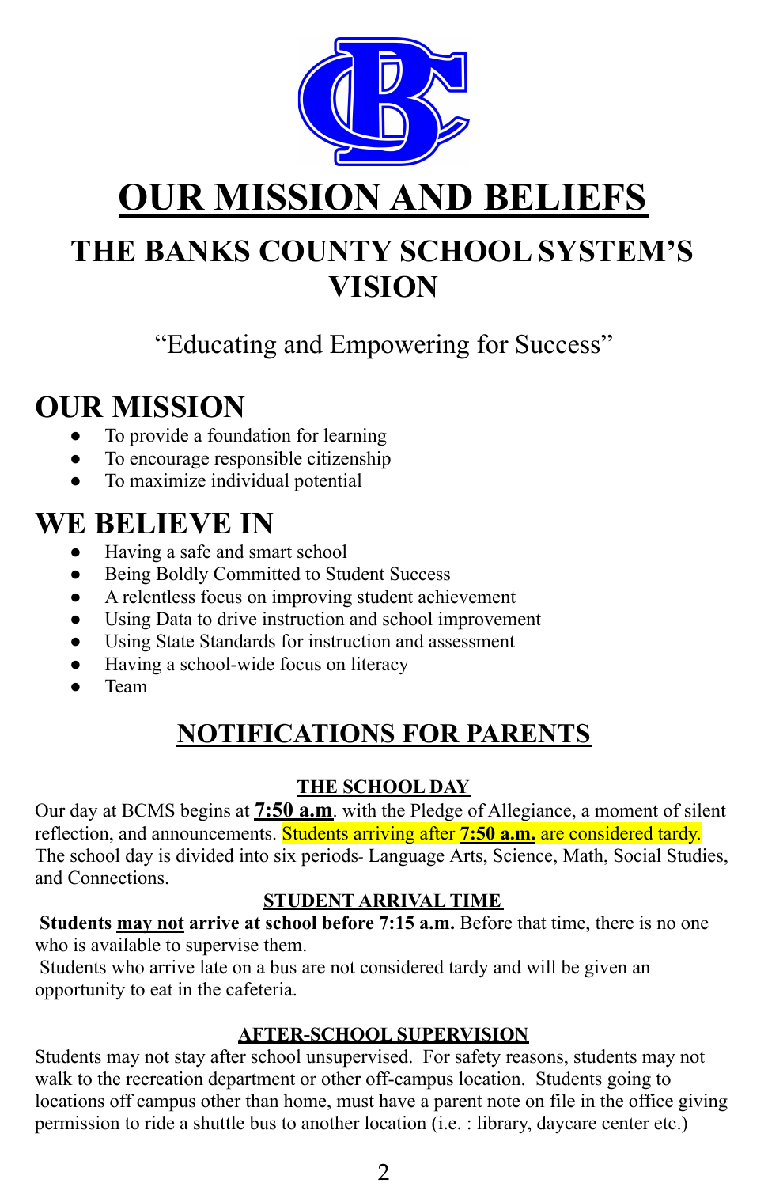# OUR MISSION AND BELIEFS

## THE BANKS COUNTY SCHOOL SYSTEM'S VISION

"Educating and Empowering for Success"

## OUR MISSION

- To provide a foundation for learning
- To encourage responsible citizenship
- To maximize individual potential

## WE BELIEVE IN

- Having a safe and smart school
- Being Boldly Committed to Student Success
- A relentless focus on improving student achievement
- Using Data to drive instruction and school improvement
- Using State Standards for instruction and assessment
- Having a school-wide focus on literacy
- Team

## NOTIFICATIONS FOR PARENTS

### THE SCHOOL DAY

Our day at BCMS begins at **7:50 a.m**. with the Pledge of Allegiance, a moment of silent reflection, and announcements. Students arriving after **7:50 a.m.** are considered tardy. The school day is divided into six periods- Language Arts, Science, Math, Social Studies, and Connections.

### STUDENT ARRIVAL TIME

**Students may not arrive at school before 7:15 a.m.** Before that time, there is no one who is available to supervise them.

Students who arrive late on a bus are not considered tardy and will be given an opportunity to eat in the cafeteria.

### AFTER-SCHOOL SUPERVISION

Students may not stay after school unsupervised. For safety reasons, students may not walk to the recreation department or other off-campus location. Students going to locations off campus other than home, must have a parent note on file in the office giving permission to ride a shuttle bus to another location (i.e. : library, daycare center etc.)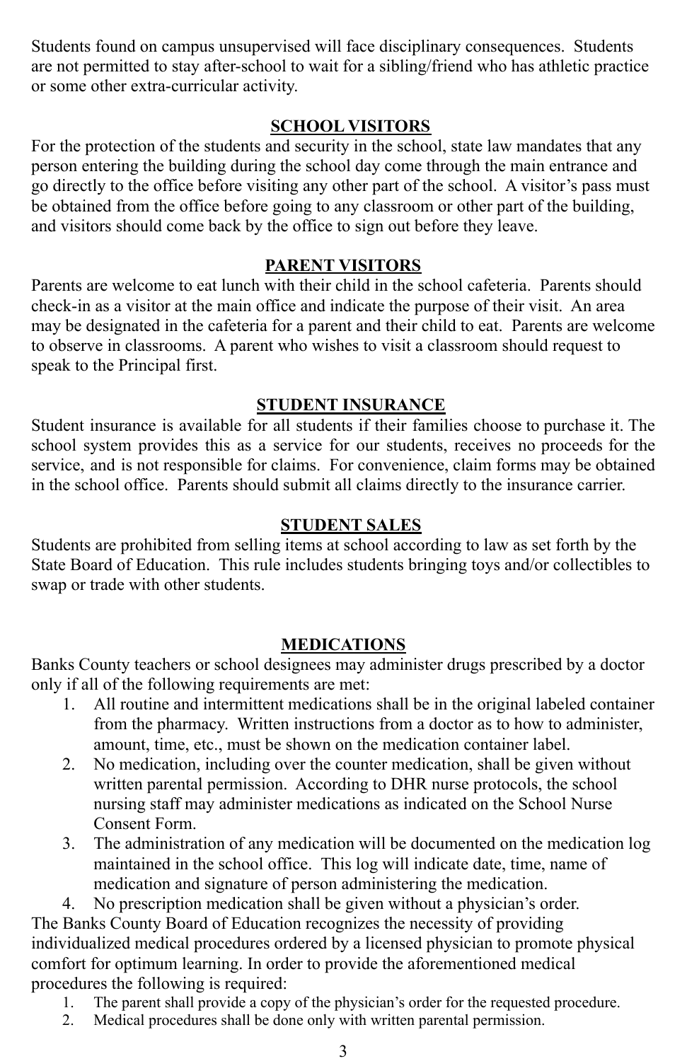Students found on campus unsupervised will face disciplinary consequences. Students are not permitted to stay after-school to wait for a sibling/friend who has athletic practice or some other extra-curricular activity.

## SCHOOL VISITORS

For the protection of the students and security in the school, state law mandates that any person entering the building during the school day come through the main entrance and go directly to the office before visiting any other part of the school. A visitor's pass must be obtained from the office before going to any classroom or other part of the building, and visitors should come back by the office to sign out before they leave.

## PARENT VISITORS

Parents are welcome to eat lunch with their child in the school cafeteria. Parents should check-in as a visitor at the main office and indicate the purpose of their visit. An area may be designated in the cafeteria for a parent and their child to eat. Parents are welcome to observe in classrooms. A parent who wishes to visit a classroom should request to speak to the Principal first.

## STUDENT INSURANCE

Student insurance is available for all students if their families choose to purchase it. The school system provides this as a service for our students, receives no proceeds for the service, and is not responsible for claims. For convenience, claim forms may be obtained in the school office. Parents should submit all claims directly to the insurance carrier.

## STUDENT SALES

Students are prohibited from selling items at school according to law as set forth by the State Board of Education. This rule includes students bringing toys and/or collectibles to swap or trade with other students.

## MEDICATIONS

Banks County teachers or school designees may administer drugs prescribed by a doctor only if all of the following requirements are met:

1. All routine and intermittent medications shall be in the original labeled container from the pharmacy. Written instructions from a doctor as to how to administer, amount, time, etc., must be shown on the medication container label.
2. No medication, including over the counter medication, shall be given without written parental permission. According to DHR nurse protocols, the school nursing staff may administer medications as indicated on the School Nurse Consent Form.
3. The administration of any medication will be documented on the medication log maintained in the school office. This log will indicate date, time, name of medication and signature of person administering the medication.
4. No prescription medication shall be given without a physician's order.

The Banks County Board of Education recognizes the necessity of providing individualized medical procedures ordered by a licensed physician to promote physical comfort for optimum learning. In order to provide the aforementioned medical procedures the following is required:

1. The parent shall provide a copy of the physician's order for the requested procedure.
2. Medical procedures shall be done only with written parental permission.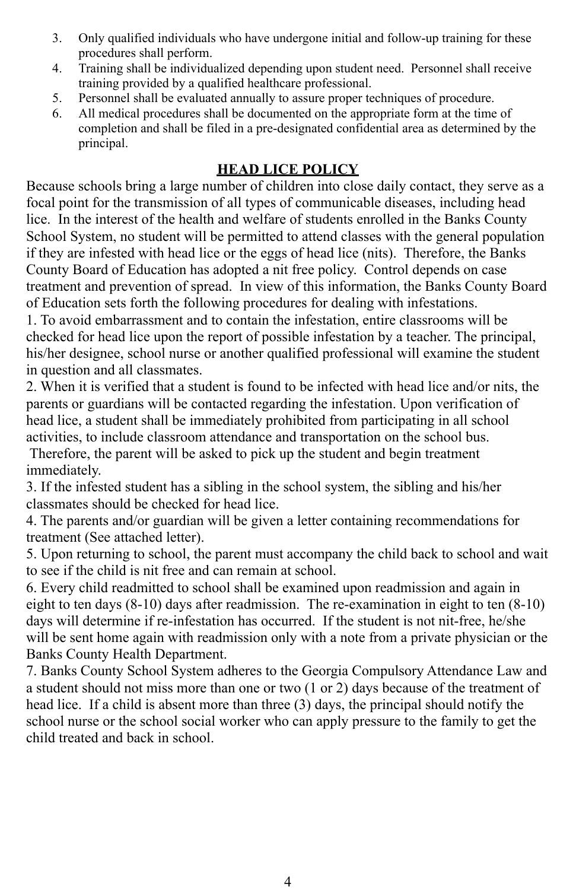3. Only qualified individuals who have undergone initial and follow-up training for these procedures shall perform.
4. Training shall be individualized depending upon student need. Personnel shall receive training provided by a qualified healthcare professional.
5. Personnel shall be evaluated annually to assure proper techniques of procedure.
6. All medical procedures shall be documented on the appropriate form at the time of completion and shall be filed in a pre-designated confidential area as determined by the principal.

## HEAD LICE POLICY

Because schools bring a large number of children into close daily contact, they serve as a focal point for the transmission of all types of communicable diseases, including head lice. In the interest of the health and welfare of students enrolled in the Banks County School System, no student will be permitted to attend classes with the general population if they are infested with head lice or the eggs of head lice (nits). Therefore, the Banks County Board of Education has adopted a nit free policy. Control depends on case treatment and prevention of spread. In view of this information, the Banks County Board of Education sets forth the following procedures for dealing with infestations.

1. To avoid embarrassment and to contain the infestation, entire classrooms will be checked for head lice upon the report of possible infestation by a teacher. The principal, his/her designee, school nurse or another qualified professional will examine the student in question and all classmates.
2. When it is verified that a student is found to be infected with head lice and/or nits, the parents or guardians will be contacted regarding the infestation. Upon verification of head lice, a student shall be immediately prohibited from participating in all school activities, to include classroom attendance and transportation on the school bus. Therefore, the parent will be asked to pick up the student and begin treatment immediately.
3. If the infested student has a sibling in the school system, the sibling and his/her classmates should be checked for head lice.
4. The parents and/or guardian will be given a letter containing recommendations for treatment (See attached letter).
5. Upon returning to school, the parent must accompany the child back to school and wait to see if the child is nit free and can remain at school.
6. Every child readmitted to school shall be examined upon readmission and again in eight to ten days (8-10) days after readmission. The re-examination in eight to ten (8-10) days will determine if re-infestation has occurred. If the student is not nit-free, he/she will be sent home again with readmission only with a note from a private physician or the Banks County Health Department.
7. Banks County School System adheres to the Georgia Compulsory Attendance Law and a student should not miss more than one or two (1 or 2) days because of the treatment of head lice. If a child is absent more than three (3) days, the principal should notify the school nurse or the school social worker who can apply pressure to the family to get the child treated and back in school.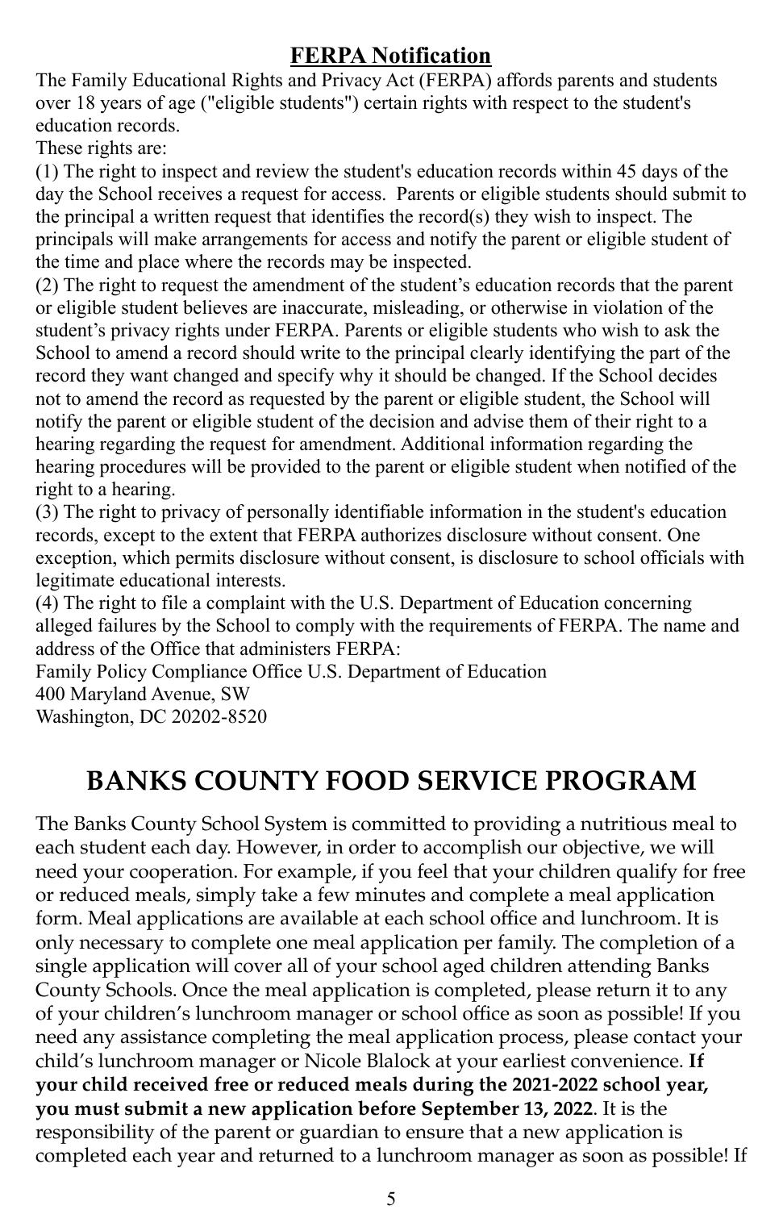## FERPA Notification

The Family Educational Rights and Privacy Act (FERPA) affords parents and students over 18 years of age ("eligible students") certain rights with respect to the student's education records.

These rights are:

(1) The right to inspect and review the student's education records within 45 days of the day the School receives a request for access. Parents or eligible students should submit to the principal a written request that identifies the record(s) they wish to inspect. The principals will make arrangements for access and notify the parent or eligible student of the time and place where the records may be inspected.

(2) The right to request the amendment of the student's education records that the parent or eligible student believes are inaccurate, misleading, or otherwise in violation of the student's privacy rights under FERPA. Parents or eligible students who wish to ask the School to amend a record should write to the principal clearly identifying the part of the record they want changed and specify why it should be changed. If the School decides not to amend the record as requested by the parent or eligible student, the School will notify the parent or eligible student of the decision and advise them of their right to a hearing regarding the request for amendment. Additional information regarding the hearing procedures will be provided to the parent or eligible student when notified of the right to a hearing.

(3) The right to privacy of personally identifiable information in the student's education records, except to the extent that FERPA authorizes disclosure without consent. One exception, which permits disclosure without consent, is disclosure to school officials with legitimate educational interests.

(4) The right to file a complaint with the U.S. Department of Education concerning alleged failures by the School to comply with the requirements of FERPA. The name and address of the Office that administers FERPA:

Family Policy Compliance Office U.S. Department of Education
400 Maryland Avenue, SW
Washington, DC 20202-8520

# BANKS COUNTY FOOD SERVICE PROGRAM

The Banks County School System is committed to providing a nutritious meal to each student each day. However, in order to accomplish our objective, we will need your cooperation. For example, if you feel that your children qualify for free or reduced meals, simply take a few minutes and complete a meal application form. Meal applications are available at each school office and lunchroom. It is only necessary to complete one meal application per family. The completion of a single application will cover all of your school aged children attending Banks County Schools. Once the meal application is completed, please return it to any of your children's lunchroom manager or school office as soon as possible! If you need any assistance completing the meal application process, please contact your child's lunchroom manager or Nicole Blalock at your earliest convenience. **If your child received free or reduced meals during the 2021-2022 school year, you must submit a new application before September 13, 2022**. It is the responsibility of the parent or guardian to ensure that a new application is completed each year and returned to a lunchroom manager as soon as possible! If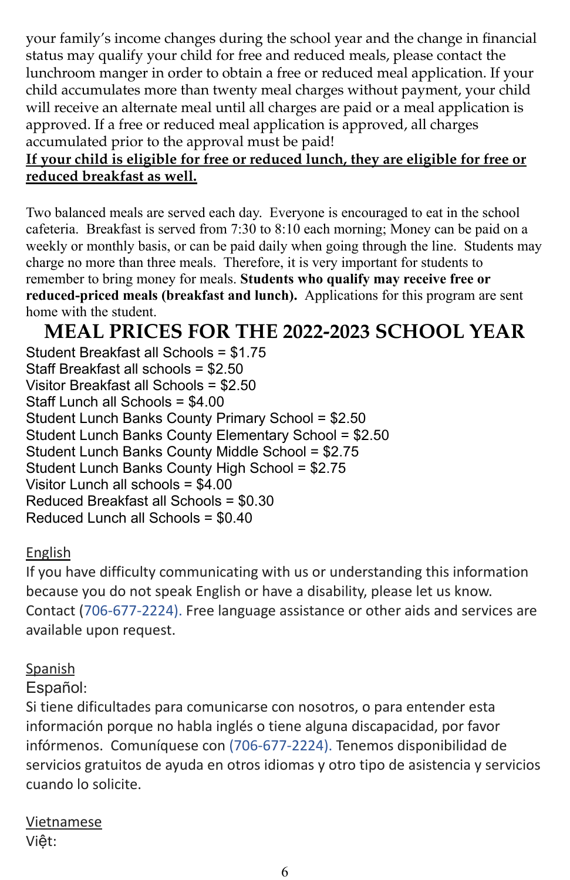your family's income changes during the school year and the change in financial status may qualify your child for free and reduced meals, please contact the lunchroom manger in order to obtain a free or reduced meal application. If your child accumulates more than twenty meal charges without payment, your child will receive an alternate meal until all charges are paid or a meal application is approved. If a free or reduced meal application is approved, all charges accumulated prior to the approval must be paid!

**<u>If your child is eligible for free or reduced lunch, they are eligible for free or reduced breakfast as well.</u>**

Two balanced meals are served each day. Everyone is encouraged to eat in the school cafeteria. Breakfast is served from 7:30 to 8:10 each morning; Money can be paid on a weekly or monthly basis, or can be paid daily when going through the line. Students may charge no more than three meals. Therefore, it is very important for students to remember to bring money for meals. **Students who qualify may receive free or reduced-priced meals (breakfast and lunch).** Applications for this program are sent home with the student.

## MEAL PRICES FOR THE 2022-2023 SCHOOL YEAR

Student Breakfast all Schools = $1.75
Staff Breakfast all schools = $2.50
Visitor Breakfast all Schools = $2.50
Staff Lunch all Schools = $4.00
Student Lunch Banks County Primary School = $2.50
Student Lunch Banks County Elementary School = $2.50
Student Lunch Banks County Middle School = $2.75
Student Lunch Banks County High School = $2.75
Visitor Lunch all schools = $4.00
Reduced Breakfast all Schools = $0.30
Reduced Lunch all Schools = $0.40

<u>English</u>

If you have difficulty communicating with us or understanding this information because you do not speak English or have a disability, please let us know. Contact (706-677-2224). Free language assistance or other aids and services are available upon request.

<u>Spanish</u>

Español:

Si tiene dificultades para comunicarse con nosotros, o para entender esta información porque no habla inglés o tiene alguna discapacidad, por favor infórmenos. Comuníquese con (706-677-2224). Tenemos disponibilidad de servicios gratuitos de ayuda en otros idiomas y otro tipo de asistencia y servicios cuando lo solicite.

<u>Vietnamese</u>

Việt: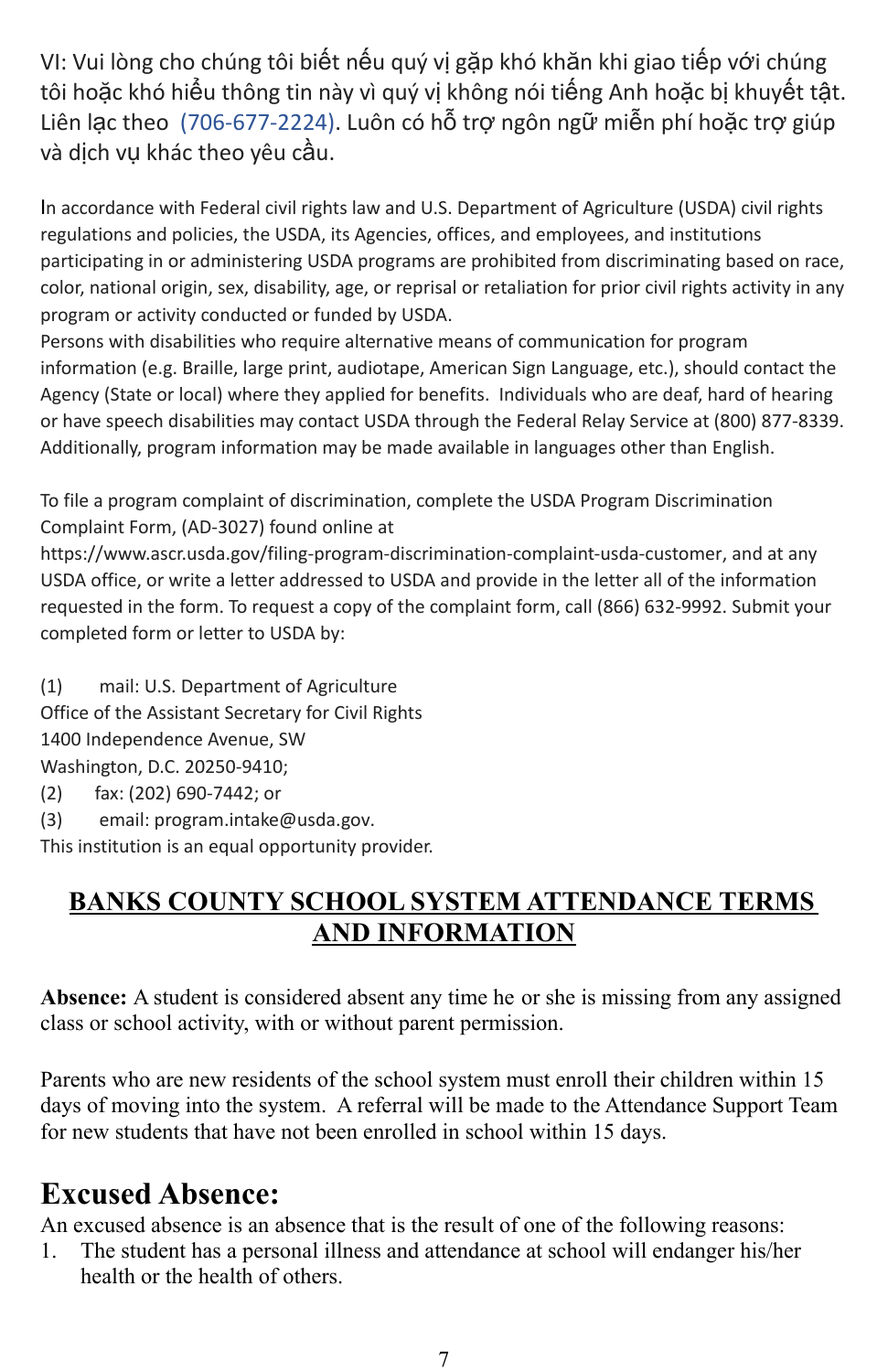VI: Vui lòng cho chúng tôi biết nếu quý vị gặp khó khăn khi giao tiếp với chúng tôi hoặc khó hiểu thông tin này vì quý vị không nói tiếng Anh hoặc bị khuyết tật. Liên lạc theo (706-677-2224). Luôn có hỗ trợ ngôn ngữ miễn phí hoặc trợ giúp và dịch vụ khác theo yêu cầu.

In accordance with Federal civil rights law and U.S. Department of Agriculture (USDA) civil rights regulations and policies, the USDA, its Agencies, offices, and employees, and institutions participating in or administering USDA programs are prohibited from discriminating based on race, color, national origin, sex, disability, age, or reprisal or retaliation for prior civil rights activity in any program or activity conducted or funded by USDA.
Persons with disabilities who require alternative means of communication for program information (e.g. Braille, large print, audiotape, American Sign Language, etc.), should contact the Agency (State or local) where they applied for benefits. Individuals who are deaf, hard of hearing or have speech disabilities may contact USDA through the Federal Relay Service at (800) 877-8339. Additionally, program information may be made available in languages other than English.

To file a program complaint of discrimination, complete the USDA Program Discrimination Complaint Form, (AD-3027) found online at https://www.ascr.usda.gov/filing-program-discrimination-complaint-usda-customer, and at any USDA office, or write a letter addressed to USDA and provide in the letter all of the information requested in the form. To request a copy of the complaint form, call (866) 632-9992. Submit your completed form or letter to USDA by:

(1) mail: U.S. Department of Agriculture
Office of the Assistant Secretary for Civil Rights
1400 Independence Avenue, SW
Washington, D.C. 20250-9410;
(2) fax: (202) 690-7442; or
(3) email: program.intake@usda.gov.
This institution is an equal opportunity provider.

## BANKS COUNTY SCHOOL SYSTEM ATTENDANCE TERMS AND INFORMATION

**Absence:** A student is considered absent any time he or she is missing from any assigned class or school activity, with or without parent permission.

Parents who are new residents of the school system must enroll their children within 15 days of moving into the system. A referral will be made to the Attendance Support Team for new students that have not been enrolled in school within 15 days.

# Excused Absence:

An excused absence is an absence that is the result of one of the following reasons:

1. The student has a personal illness and attendance at school will endanger his/her health or the health of others.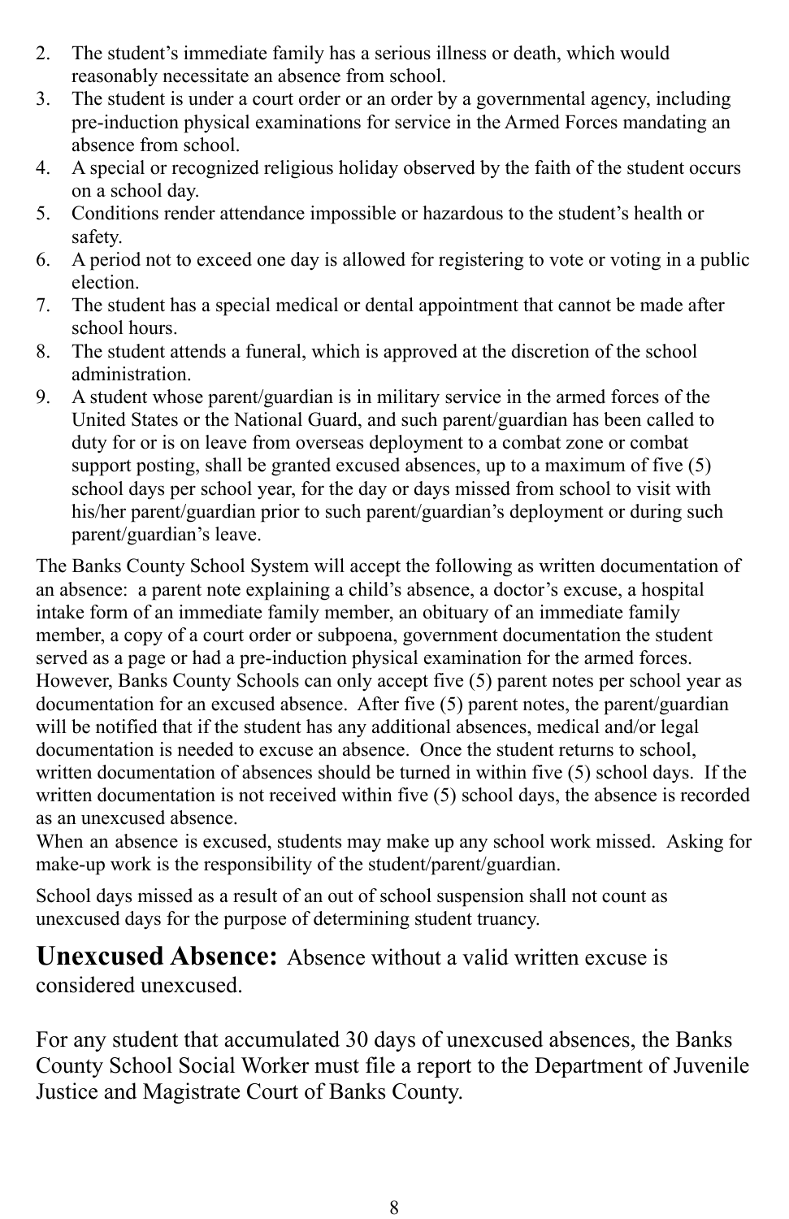2. The student's immediate family has a serious illness or death, which would reasonably necessitate an absence from school.
3. The student is under a court order or an order by a governmental agency, including pre-induction physical examinations for service in the Armed Forces mandating an absence from school.
4. A special or recognized religious holiday observed by the faith of the student occurs on a school day.
5. Conditions render attendance impossible or hazardous to the student's health or safety.
6. A period not to exceed one day is allowed for registering to vote or voting in a public election.
7. The student has a special medical or dental appointment that cannot be made after school hours.
8. The student attends a funeral, which is approved at the discretion of the school administration.
9. A student whose parent/guardian is in military service in the armed forces of the United States or the National Guard, and such parent/guardian has been called to duty for or is on leave from overseas deployment to a combat zone or combat support posting, shall be granted excused absences, up to a maximum of five (5) school days per school year, for the day or days missed from school to visit with his/her parent/guardian prior to such parent/guardian's deployment or during such parent/guardian's leave.

The Banks County School System will accept the following as written documentation of an absence: a parent note explaining a child's absence, a doctor's excuse, a hospital intake form of an immediate family member, an obituary of an immediate family member, a copy of a court order or subpoena, government documentation the student served as a page or had a pre-induction physical examination for the armed forces. However, Banks County Schools can only accept five (5) parent notes per school year as documentation for an excused absence. After five (5) parent notes, the parent/guardian will be notified that if the student has any additional absences, medical and/or legal documentation is needed to excuse an absence. Once the student returns to school, written documentation of absences should be turned in within five (5) school days. If the written documentation is not received within five (5) school days, the absence is recorded as an unexcused absence.
When an absence is excused, students may make up any school work missed. Asking for make-up work is the responsibility of the student/parent/guardian.

School days missed as a result of an out of school suspension shall not count as unexcused days for the purpose of determining student truancy.

**Unexcused Absence:** Absence without a valid written excuse is considered unexcused.

For any student that accumulated 30 days of unexcused absences, the Banks County School Social Worker must file a report to the Department of Juvenile Justice and Magistrate Court of Banks County.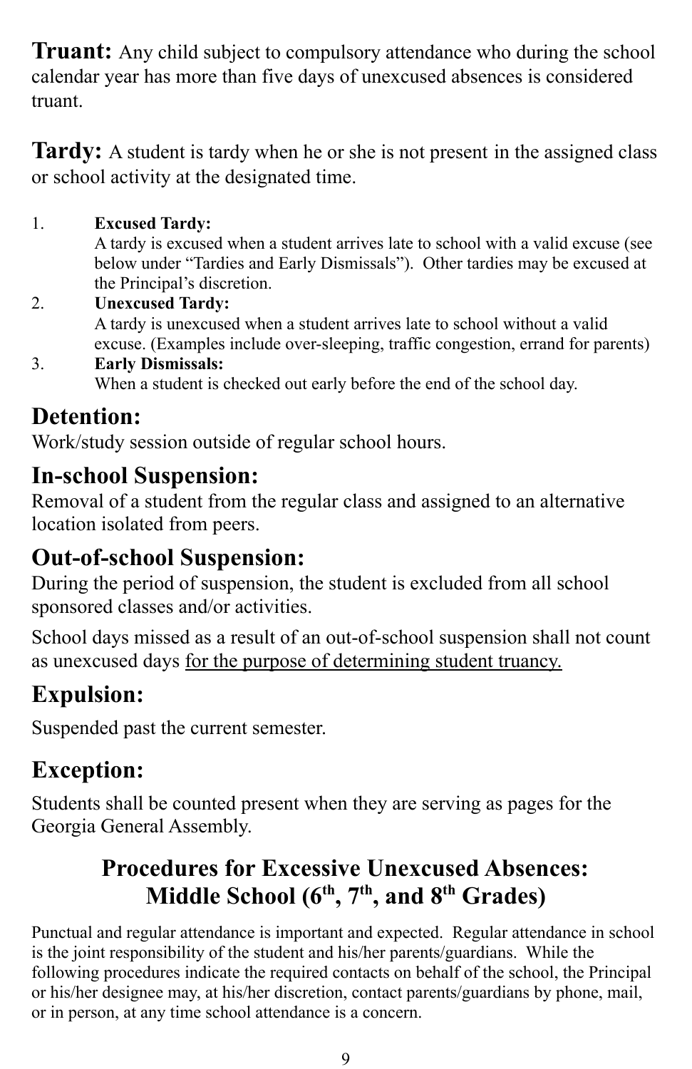**Truant:** Any child subject to compulsory attendance who during the school calendar year has more than five days of unexcused absences is considered truant.

**Tardy:** A student is tardy when he or she is not present in the assigned class or school activity at the designated time.

1. **Excused Tardy:**
   A tardy is excused when a student arrives late to school with a valid excuse (see below under "Tardies and Early Dismissals"). Other tardies may be excused at the Principal's discretion.
2. **Unexcused Tardy:**
   A tardy is unexcused when a student arrives late to school without a valid excuse. (Examples include over-sleeping, traffic congestion, errand for parents)
3. **Early Dismissals:**
   When a student is checked out early before the end of the school day.

## Detention:

Work/study session outside of regular school hours.

## In-school Suspension:

Removal of a student from the regular class and assigned to an alternative location isolated from peers.

## Out-of-school Suspension:

During the period of suspension, the student is excluded from all school sponsored classes and/or activities.

School days missed as a result of an out-of-school suspension shall not count as unexcused days <u>for the purpose of determining student truancy.</u>

## Expulsion:

Suspended past the current semester.

## Exception:

Students shall be counted present when they are serving as pages for the Georgia General Assembly.

## Procedures for Excessive Unexcused Absences: Middle School (6th, 7th, and 8th Grades)

Punctual and regular attendance is important and expected. Regular attendance in school is the joint responsibility of the student and his/her parents/guardians. While the following procedures indicate the required contacts on behalf of the school, the Principal or his/her designee may, at his/her discretion, contact parents/guardians by phone, mail, or in person, at any time school attendance is a concern.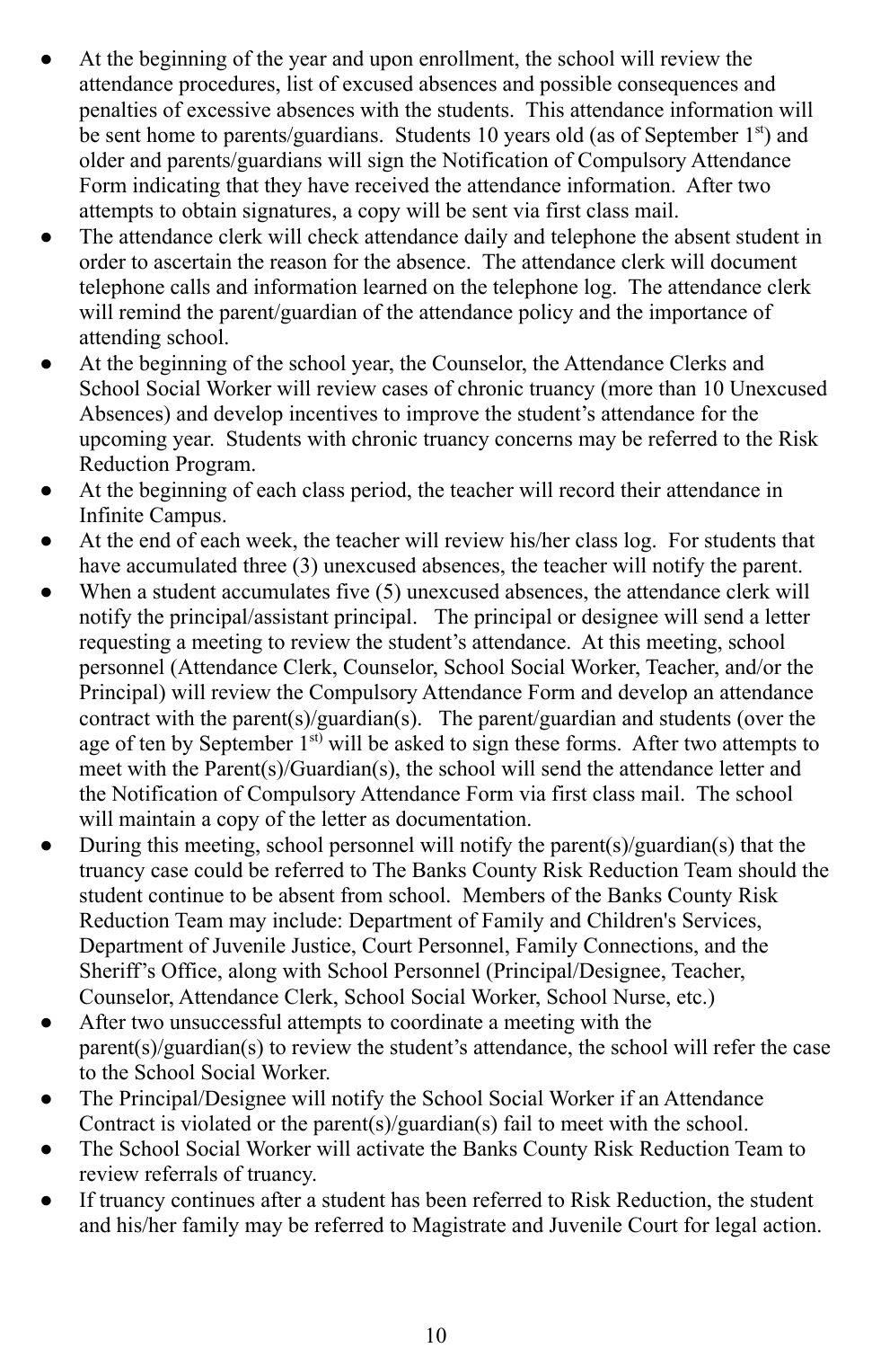- At the beginning of the year and upon enrollment, the school will review the attendance procedures, list of excused absences and possible consequences and penalties of excessive absences with the students. This attendance information will be sent home to parents/guardians. Students 10 years old (as of September 1st) and older and parents/guardians will sign the Notification of Compulsory Attendance Form indicating that they have received the attendance information. After two attempts to obtain signatures, a copy will be sent via first class mail.
- The attendance clerk will check attendance daily and telephone the absent student in order to ascertain the reason for the absence. The attendance clerk will document telephone calls and information learned on the telephone log. The attendance clerk will remind the parent/guardian of the attendance policy and the importance of attending school.
- At the beginning of the school year, the Counselor, the Attendance Clerks and School Social Worker will review cases of chronic truancy (more than 10 Unexcused Absences) and develop incentives to improve the student's attendance for the upcoming year. Students with chronic truancy concerns may be referred to the Risk Reduction Program.
- At the beginning of each class period, the teacher will record their attendance in Infinite Campus.
- At the end of each week, the teacher will review his/her class log. For students that have accumulated three (3) unexcused absences, the teacher will notify the parent.
- When a student accumulates five (5) unexcused absences, the attendance clerk will notify the principal/assistant principal. The principal or designee will send a letter requesting a meeting to review the student's attendance. At this meeting, school personnel (Attendance Clerk, Counselor, School Social Worker, Teacher, and/or the Principal) will review the Compulsory Attendance Form and develop an attendance contract with the parent(s)/guardian(s). The parent/guardian and students (over the age of ten by September 1st) will be asked to sign these forms. After two attempts to meet with the Parent(s)/Guardian(s), the school will send the attendance letter and the Notification of Compulsory Attendance Form via first class mail. The school will maintain a copy of the letter as documentation.
- During this meeting, school personnel will notify the parent(s)/guardian(s) that the truancy case could be referred to The Banks County Risk Reduction Team should the student continue to be absent from school. Members of the Banks County Risk Reduction Team may include: Department of Family and Children's Services, Department of Juvenile Justice, Court Personnel, Family Connections, and the Sheriff's Office, along with School Personnel (Principal/Designee, Teacher, Counselor, Attendance Clerk, School Social Worker, School Nurse, etc.)
- After two unsuccessful attempts to coordinate a meeting with the parent(s)/guardian(s) to review the student's attendance, the school will refer the case to the School Social Worker.
- The Principal/Designee will notify the School Social Worker if an Attendance Contract is violated or the parent(s)/guardian(s) fail to meet with the school.
- The School Social Worker will activate the Banks County Risk Reduction Team to review referrals of truancy.
- If truancy continues after a student has been referred to Risk Reduction, the student and his/her family may be referred to Magistrate and Juvenile Court for legal action.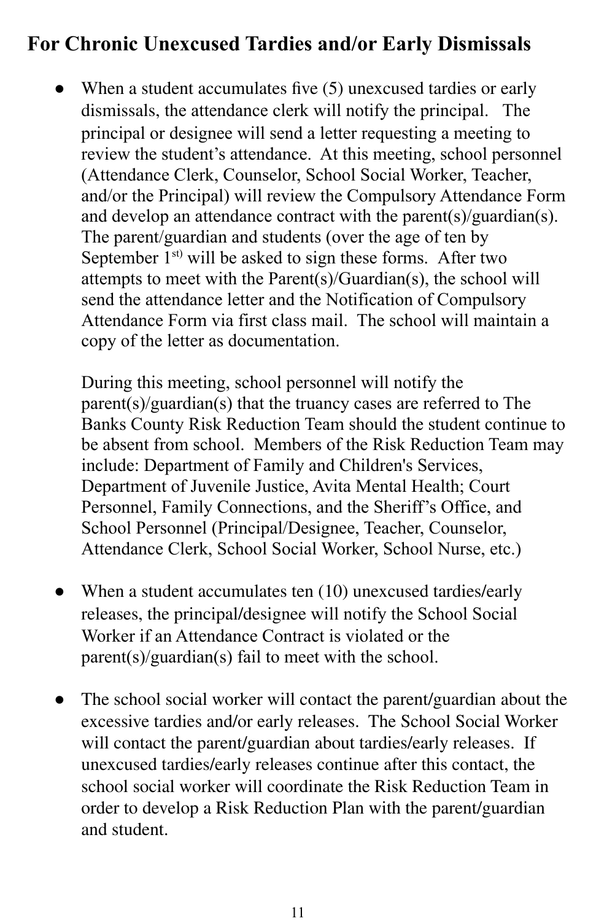## For Chronic Unexcused Tardies and/or Early Dismissals

- When a student accumulates five (5) unexcused tardies or early dismissals, the attendance clerk will notify the principal. The principal or designee will send a letter requesting a meeting to review the student's attendance. At this meeting, school personnel (Attendance Clerk, Counselor, School Social Worker, Teacher, and/or the Principal) will review the Compulsory Attendance Form and develop an attendance contract with the parent(s)/guardian(s). The parent/guardian and students (over the age of ten by September 1st) will be asked to sign these forms. After two attempts to meet with the Parent(s)/Guardian(s), the school will send the attendance letter and the Notification of Compulsory Attendance Form via first class mail. The school will maintain a copy of the letter as documentation.

  During this meeting, school personnel will notify the parent(s)/guardian(s) that the truancy cases are referred to The Banks County Risk Reduction Team should the student continue to be absent from school. Members of the Risk Reduction Team may include: Department of Family and Children's Services, Department of Juvenile Justice, Avita Mental Health; Court Personnel, Family Connections, and the Sheriff's Office, and School Personnel (Principal/Designee, Teacher, Counselor, Attendance Clerk, School Social Worker, School Nurse, etc.)

- When a student accumulates ten (10) unexcused tardies/early releases, the principal/designee will notify the School Social Worker if an Attendance Contract is violated or the parent(s)/guardian(s) fail to meet with the school.

- The school social worker will contact the parent/guardian about the excessive tardies and/or early releases. The School Social Worker will contact the parent/guardian about tardies/early releases. If unexcused tardies/early releases continue after this contact, the school social worker will coordinate the Risk Reduction Team in order to develop a Risk Reduction Plan with the parent/guardian and student.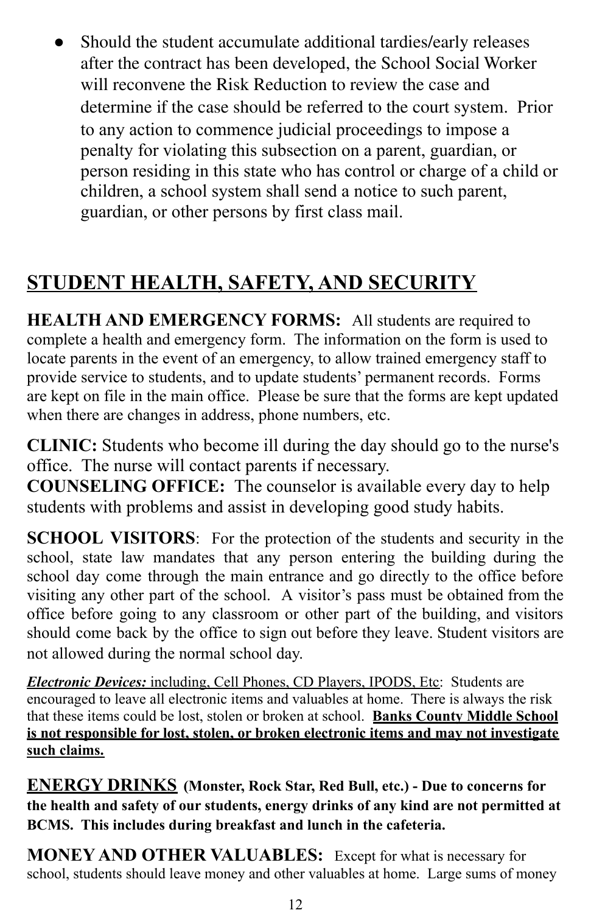- Should the student accumulate additional tardies/early releases after the contract has been developed, the School Social Worker will reconvene the Risk Reduction to review the case and determine if the case should be referred to the court system. Prior to any action to commence judicial proceedings to impose a penalty for violating this subsection on a parent, guardian, or person residing in this state who has control or charge of a child or children, a school system shall send a notice to such parent, guardian, or other persons by first class mail.

## STUDENT HEALTH, SAFETY, AND SECURITY

**HEALTH AND EMERGENCY FORMS:** All students are required to complete a health and emergency form. The information on the form is used to locate parents in the event of an emergency, to allow trained emergency staff to provide service to students, and to update students' permanent records. Forms are kept on file in the main office. Please be sure that the forms are kept updated when there are changes in address, phone numbers, etc.

**CLINIC:** Students who become ill during the day should go to the nurse's office. The nurse will contact parents if necessary.

**COUNSELING OFFICE:** The counselor is available every day to help students with problems and assist in developing good study habits.

**SCHOOL VISITORS**: For the protection of the students and security in the school, state law mandates that any person entering the building during the school day come through the main entrance and go directly to the office before visiting any other part of the school. A visitor's pass must be obtained from the office before going to any classroom or other part of the building, and visitors should come back by the office to sign out before they leave. Student visitors are not allowed during the normal school day.

***Electronic Devices:*** including, Cell Phones, CD Players, IPODS, Etc: Students are encouraged to leave all electronic items and valuables at home. There is always the risk that these items could be lost, stolen or broken at school. **Banks County Middle School is not responsible for lost, stolen, or broken electronic items and may not investigate such claims.**

**ENERGY DRINKS (Monster, Rock Star, Red Bull, etc.) - Due to concerns for the health and safety of our students, energy drinks of any kind are not permitted at BCMS. This includes during breakfast and lunch in the cafeteria.**

**MONEY AND OTHER VALUABLES:** Except for what is necessary for school, students should leave money and other valuables at home. Large sums of money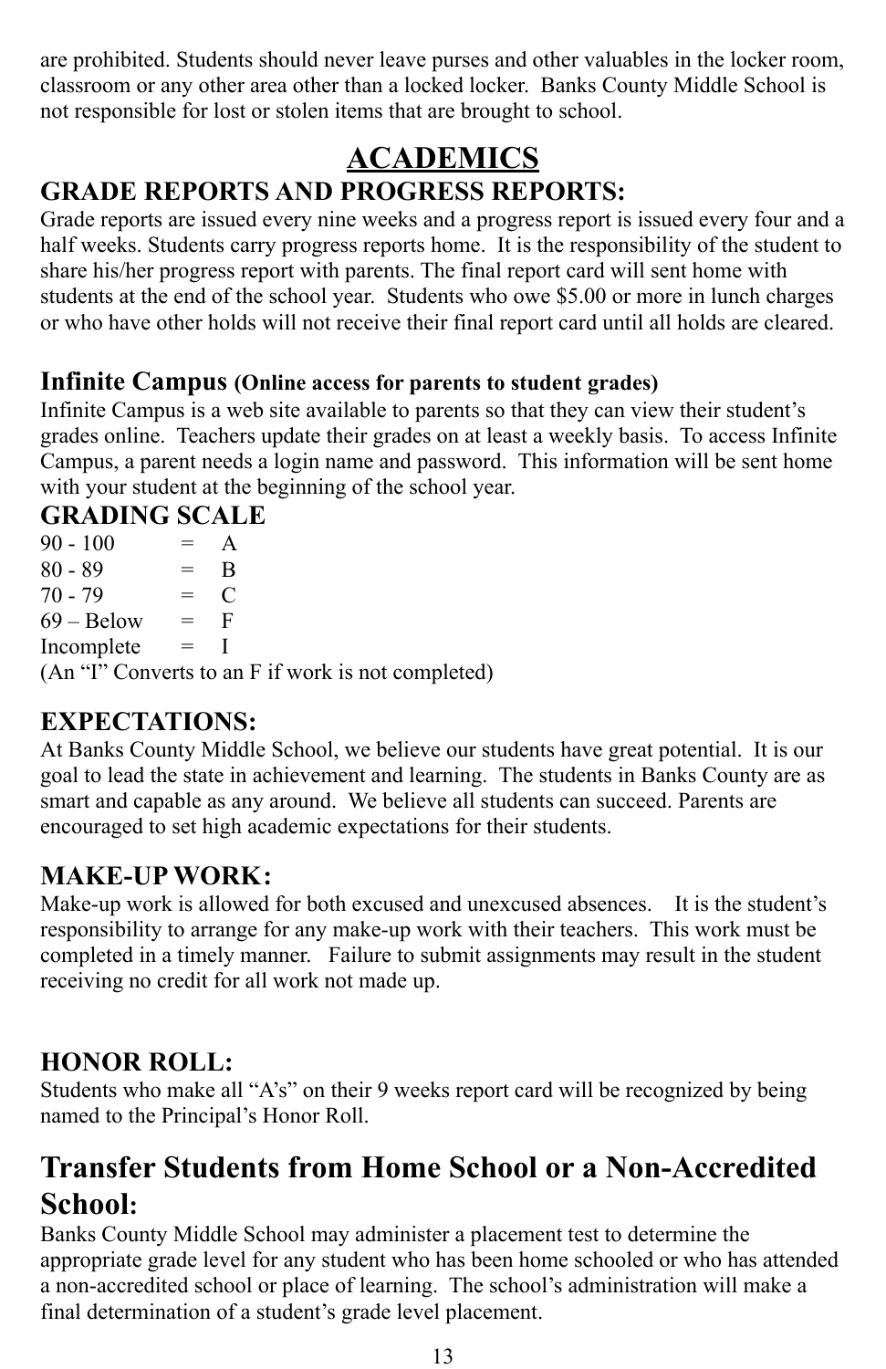are prohibited. Students should never leave purses and other valuables in the locker room, classroom or any other area other than a locked locker. Banks County Middle School is not responsible for lost or stolen items that are brought to school.

# ACADEMICS

## GRADE REPORTS AND PROGRESS REPORTS:

Grade reports are issued every nine weeks and a progress report is issued every four and a half weeks. Students carry progress reports home. It is the responsibility of the student to share his/her progress report with parents. The final report card will sent home with students at the end of the school year. Students who owe $5.00 or more in lunch charges or who have other holds will not receive their final report card until all holds are cleared.

## Infinite Campus (Online access for parents to student grades)

Infinite Campus is a web site available to parents so that they can view their student's grades online. Teachers update their grades on at least a weekly basis. To access Infinite Campus, a parent needs a login name and password. This information will be sent home with your student at the beginning of the school year.

## GRADING SCALE

| | | |
|---|---|---|
| 90 - 100 | = | A |
| 80 - 89 | = | B |
| 70 - 79 | = | C |
| 69 – Below | = | F |
| Incomplete | = | I |

(An "I" Converts to an F if work is not completed)

## EXPECTATIONS:

At Banks County Middle School, we believe our students have great potential. It is our goal to lead the state in achievement and learning. The students in Banks County are as smart and capable as any around. We believe all students can succeed. Parents are encouraged to set high academic expectations for their students.

## MAKE-UP WORK:

Make-up work is allowed for both excused and unexcused absences. It is the student's responsibility to arrange for any make-up work with their teachers. This work must be completed in a timely manner. Failure to submit assignments may result in the student receiving no credit for all work not made up.

## HONOR ROLL:

Students who make all "A's" on their 9 weeks report card will be recognized by being named to the Principal's Honor Roll.

## Transfer Students from Home School or a Non-Accredited School:

Banks County Middle School may administer a placement test to determine the appropriate grade level for any student who has been home schooled or who has attended a non-accredited school or place of learning. The school's administration will make a final determination of a student's grade level placement.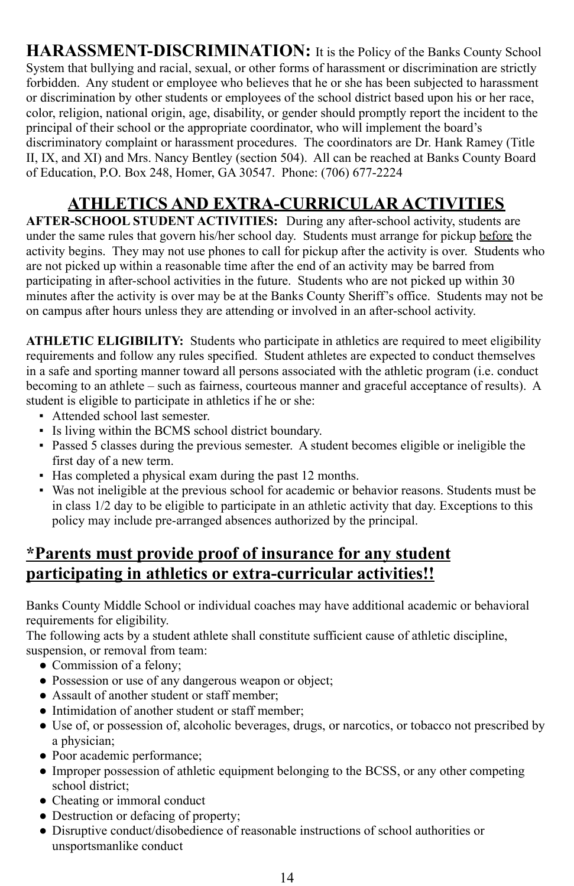**HARASSMENT-DISCRIMINATION:** It is the Policy of the Banks County School System that bullying and racial, sexual, or other forms of harassment or discrimination are strictly forbidden. Any student or employee who believes that he or she has been subjected to harassment or discrimination by other students or employees of the school district based upon his or her race, color, religion, national origin, age, disability, or gender should promptly report the incident to the principal of their school or the appropriate coordinator, who will implement the board's discriminatory complaint or harassment procedures. The coordinators are Dr. Hank Ramey (Title II, IX, and XI) and Mrs. Nancy Bentley (section 504). All can be reached at Banks County Board of Education, P.O. Box 248, Homer, GA 30547. Phone: (706) 677-2224

## ATHLETICS AND EXTRA-CURRICULAR ACTIVITIES

**AFTER-SCHOOL STUDENT ACTIVITIES:** During any after-school activity, students are under the same rules that govern his/her school day. Students must arrange for pickup before the activity begins. They may not use phones to call for pickup after the activity is over. Students who are not picked up within a reasonable time after the end of an activity may be barred from participating in after-school activities in the future. Students who are not picked up within 30 minutes after the activity is over may be at the Banks County Sheriff's office. Students may not be on campus after hours unless they are attending or involved in an after-school activity.

**ATHLETIC ELIGIBILITY:** Students who participate in athletics are required to meet eligibility requirements and follow any rules specified. Student athletes are expected to conduct themselves in a safe and sporting manner toward all persons associated with the athletic program (i.e. conduct becoming to an athlete – such as fairness, courteous manner and graceful acceptance of results). A student is eligible to participate in athletics if he or she:

- Attended school last semester.
- Is living within the BCMS school district boundary.
- Passed 5 classes during the previous semester. A student becomes eligible or ineligible the first day of a new term.
- Has completed a physical exam during the past 12 months.
- Was not ineligible at the previous school for academic or behavior reasons. Students must be in class 1/2 day to be eligible to participate in an athletic activity that day. Exceptions to this policy may include pre-arranged absences authorized by the principal.

## *Parents must provide proof of insurance for any student participating in athletics or extra-curricular activities!!

Banks County Middle School or individual coaches may have additional academic or behavioral requirements for eligibility.
The following acts by a student athlete shall constitute sufficient cause of athletic discipline, suspension, or removal from team:

- Commission of a felony;
- Possession or use of any dangerous weapon or object;
- Assault of another student or staff member;
- Intimidation of another student or staff member;
- Use of, or possession of, alcoholic beverages, drugs, or narcotics, or tobacco not prescribed by a physician;
- Poor academic performance;
- Improper possession of athletic equipment belonging to the BCSS, or any other competing school district;
- Cheating or immoral conduct
- Destruction or defacing of property;
- Disruptive conduct/disobedience of reasonable instructions of school authorities or unsportsmanlike conduct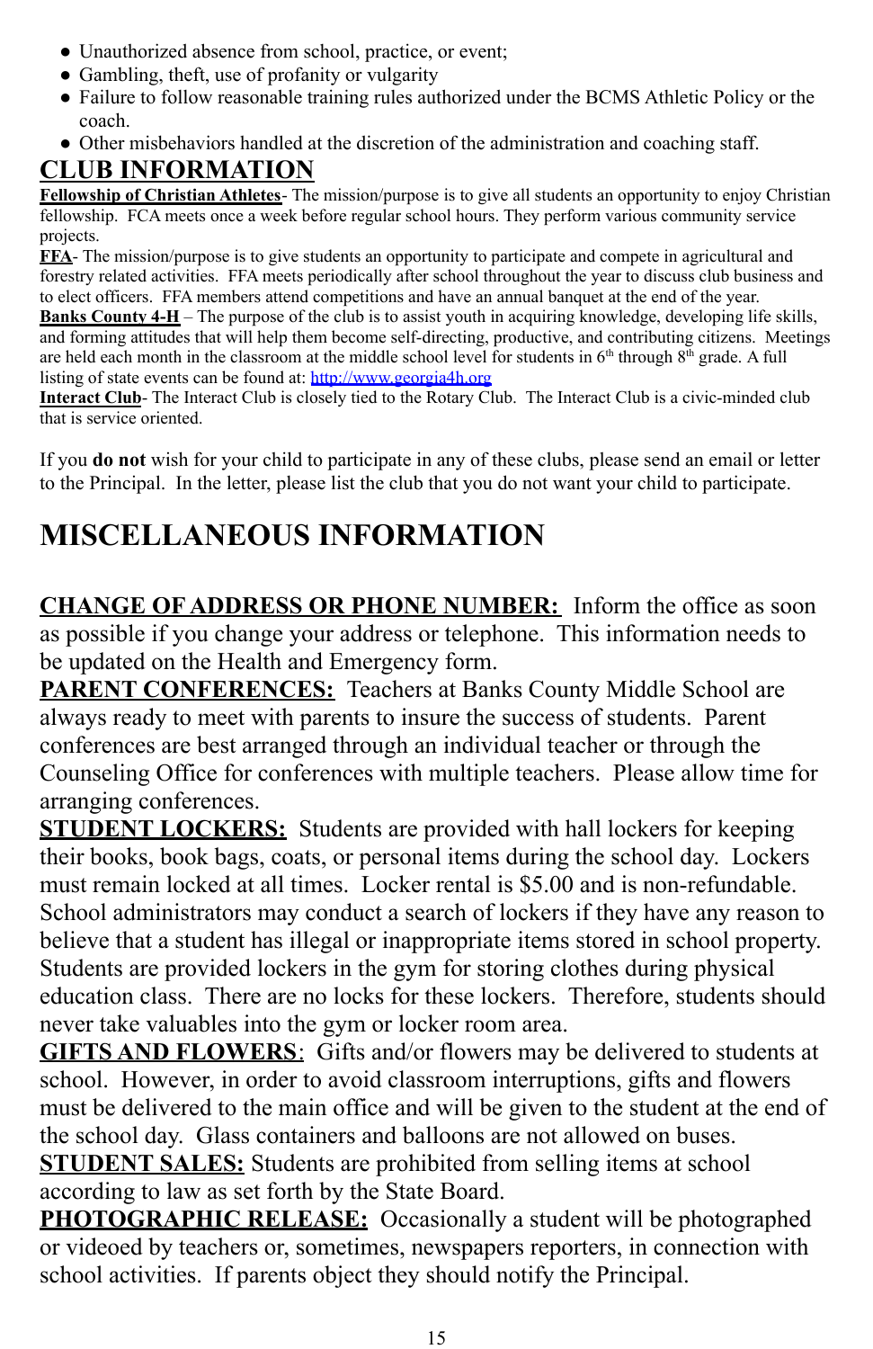- Unauthorized absence from school, practice, or event;
- Gambling, theft, use of profanity or vulgarity
- Failure to follow reasonable training rules authorized under the BCMS Athletic Policy or the coach.
- Other misbehaviors handled at the discretion of the administration and coaching staff.

## CLUB INFORMATION

**Fellowship of Christian Athletes**- The mission/purpose is to give all students an opportunity to enjoy Christian fellowship. FCA meets once a week before regular school hours. They perform various community service projects.

**FFA**- The mission/purpose is to give students an opportunity to participate and compete in agricultural and forestry related activities. FFA meets periodically after school throughout the year to discuss club business and to elect officers. FFA members attend competitions and have an annual banquet at the end of the year.

**Banks County 4-H** – The purpose of the club is to assist youth in acquiring knowledge, developing life skills, and forming attitudes that will help them become self-directing, productive, and contributing citizens. Meetings are held each month in the classroom at the middle school level for students in 6th through 8th grade. A full listing of state events can be found at: http://www.georgia4h.org

**Interact Club**- The Interact Club is closely tied to the Rotary Club. The Interact Club is a civic-minded club that is service oriented.

If you **do not** wish for your child to participate in any of these clubs, please send an email or letter to the Principal. In the letter, please list the club that you do not want your child to participate.

# MISCELLANEOUS INFORMATION

**CHANGE OF ADDRESS OR PHONE NUMBER:** Inform the office as soon as possible if you change your address or telephone. This information needs to be updated on the Health and Emergency form.

**PARENT CONFERENCES:** Teachers at Banks County Middle School are always ready to meet with parents to insure the success of students. Parent conferences are best arranged through an individual teacher or through the Counseling Office for conferences with multiple teachers. Please allow time for arranging conferences.

**STUDENT LOCKERS:** Students are provided with hall lockers for keeping their books, book bags, coats, or personal items during the school day. Lockers must remain locked at all times. Locker rental is $5.00 and is non-refundable. School administrators may conduct a search of lockers if they have any reason to believe that a student has illegal or inappropriate items stored in school property. Students are provided lockers in the gym for storing clothes during physical education class. There are no locks for these lockers. Therefore, students should never take valuables into the gym or locker room area.

**GIFTS AND FLOWERS**: Gifts and/or flowers may be delivered to students at school. However, in order to avoid classroom interruptions, gifts and flowers must be delivered to the main office and will be given to the student at the end of the school day. Glass containers and balloons are not allowed on buses.

**STUDENT SALES:** Students are prohibited from selling items at school according to law as set forth by the State Board.

**PHOTOGRAPHIC RELEASE:** Occasionally a student will be photographed or videoed by teachers or, sometimes, newspapers reporters, in connection with school activities. If parents object they should notify the Principal.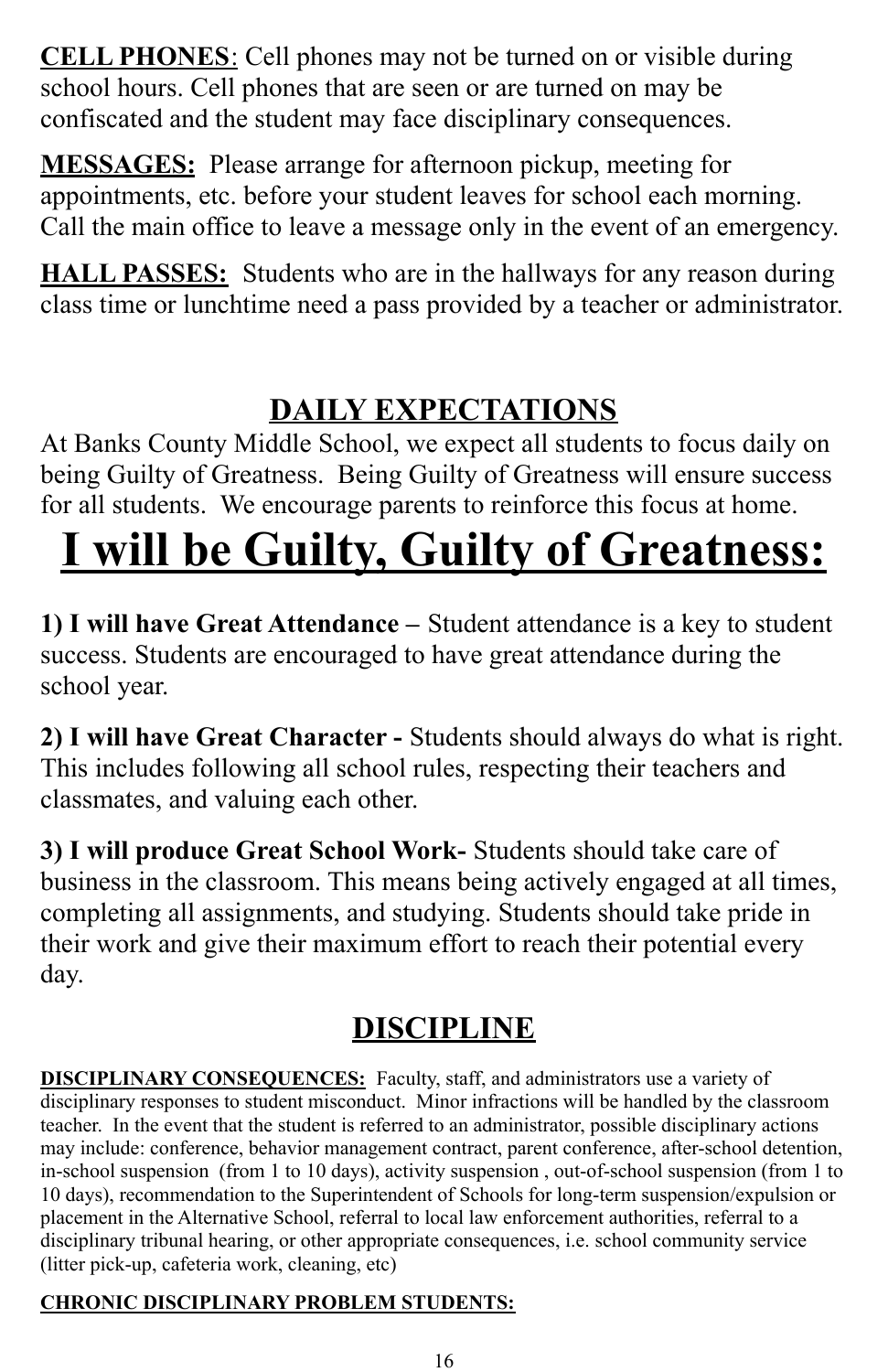**CELL PHONES**: Cell phones may not be turned on or visible during school hours. Cell phones that are seen or are turned on may be confiscated and the student may face disciplinary consequences.

**MESSAGES:** Please arrange for afternoon pickup, meeting for appointments, etc. before your student leaves for school each morning. Call the main office to leave a message only in the event of an emergency.

**HALL PASSES:** Students who are in the hallways for any reason during class time or lunchtime need a pass provided by a teacher or administrator.

## DAILY EXPECTATIONS

At Banks County Middle School, we expect all students to focus daily on being Guilty of Greatness. Being Guilty of Greatness will ensure success for all students. We encourage parents to reinforce this focus at home.

# I will be Guilty, Guilty of Greatness:

**1) I will have Great Attendance –** Student attendance is a key to student success. Students are encouraged to have great attendance during the school year.

**2) I will have Great Character -** Students should always do what is right. This includes following all school rules, respecting their teachers and classmates, and valuing each other.

**3) I will produce Great School Work-** Students should take care of business in the classroom. This means being actively engaged at all times, completing all assignments, and studying. Students should take pride in their work and give their maximum effort to reach their potential every day.

## DISCIPLINE

**DISCIPLINARY CONSEQUENCES:** Faculty, staff, and administrators use a variety of disciplinary responses to student misconduct. Minor infractions will be handled by the classroom teacher. In the event that the student is referred to an administrator, possible disciplinary actions may include: conference, behavior management contract, parent conference, after-school detention, in-school suspension (from 1 to 10 days), activity suspension , out-of-school suspension (from 1 to 10 days), recommendation to the Superintendent of Schools for long-term suspension/expulsion or placement in the Alternative School, referral to local law enforcement authorities, referral to a disciplinary tribunal hearing, or other appropriate consequences, i.e. school community service (litter pick-up, cafeteria work, cleaning, etc)

**CHRONIC DISCIPLINARY PROBLEM STUDENTS:**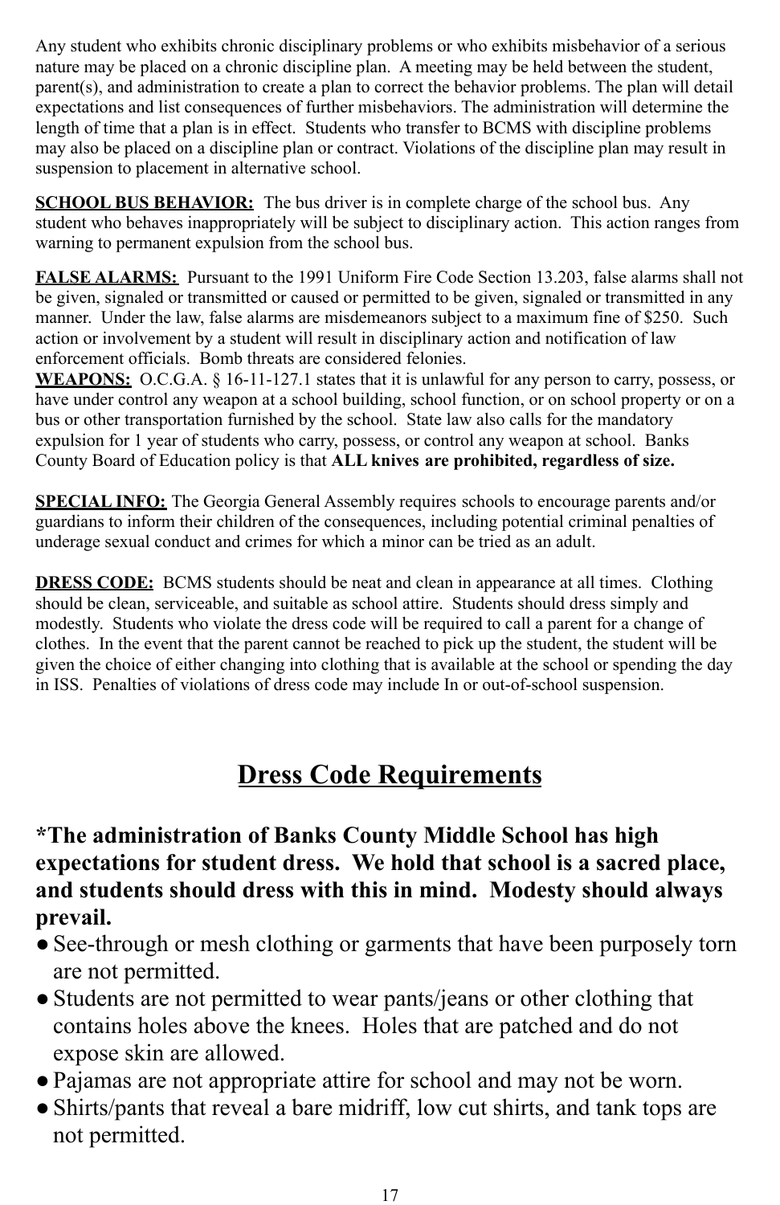Any student who exhibits chronic disciplinary problems or who exhibits misbehavior of a serious nature may be placed on a chronic discipline plan. A meeting may be held between the student, parent(s), and administration to create a plan to correct the behavior problems. The plan will detail expectations and list consequences of further misbehaviors. The administration will determine the length of time that a plan is in effect. Students who transfer to BCMS with discipline problems may also be placed on a discipline plan or contract. Violations of the discipline plan may result in suspension to placement in alternative school.

**SCHOOL BUS BEHAVIOR:** The bus driver is in complete charge of the school bus. Any student who behaves inappropriately will be subject to disciplinary action. This action ranges from warning to permanent expulsion from the school bus.

**FALSE ALARMS:** Pursuant to the 1991 Uniform Fire Code Section 13.203, false alarms shall not be given, signaled or transmitted or caused or permitted to be given, signaled or transmitted in any manner. Under the law, false alarms are misdemeanors subject to a maximum fine of $250. Such action or involvement by a student will result in disciplinary action and notification of law enforcement officials. Bomb threats are considered felonies.

**WEAPONS:** O.C.G.A. § 16-11-127.1 states that it is unlawful for any person to carry, possess, or have under control any weapon at a school building, school function, or on school property or on a bus or other transportation furnished by the school. State law also calls for the mandatory expulsion for 1 year of students who carry, possess, or control any weapon at school. Banks County Board of Education policy is that **ALL knives are prohibited, regardless of size.**

**SPECIAL INFO:** The Georgia General Assembly requires schools to encourage parents and/or guardians to inform their children of the consequences, including potential criminal penalties of underage sexual conduct and crimes for which a minor can be tried as an adult.

**DRESS CODE:** BCMS students should be neat and clean in appearance at all times. Clothing should be clean, serviceable, and suitable as school attire. Students should dress simply and modestly. Students who violate the dress code will be required to call a parent for a change of clothes. In the event that the parent cannot be reached to pick up the student, the student will be given the choice of either changing into clothing that is available at the school or spending the day in ISS. Penalties of violations of dress code may include In or out-of-school suspension.

## Dress Code Requirements

**\*The administration of Banks County Middle School has high expectations for student dress. We hold that school is a sacred place, and students should dress with this in mind. Modesty should always prevail.**

- See-through or mesh clothing or garments that have been purposely torn are not permitted.
- Students are not permitted to wear pants/jeans or other clothing that contains holes above the knees. Holes that are patched and do not expose skin are allowed.
- Pajamas are not appropriate attire for school and may not be worn.
- Shirts/pants that reveal a bare midriff, low cut shirts, and tank tops are not permitted.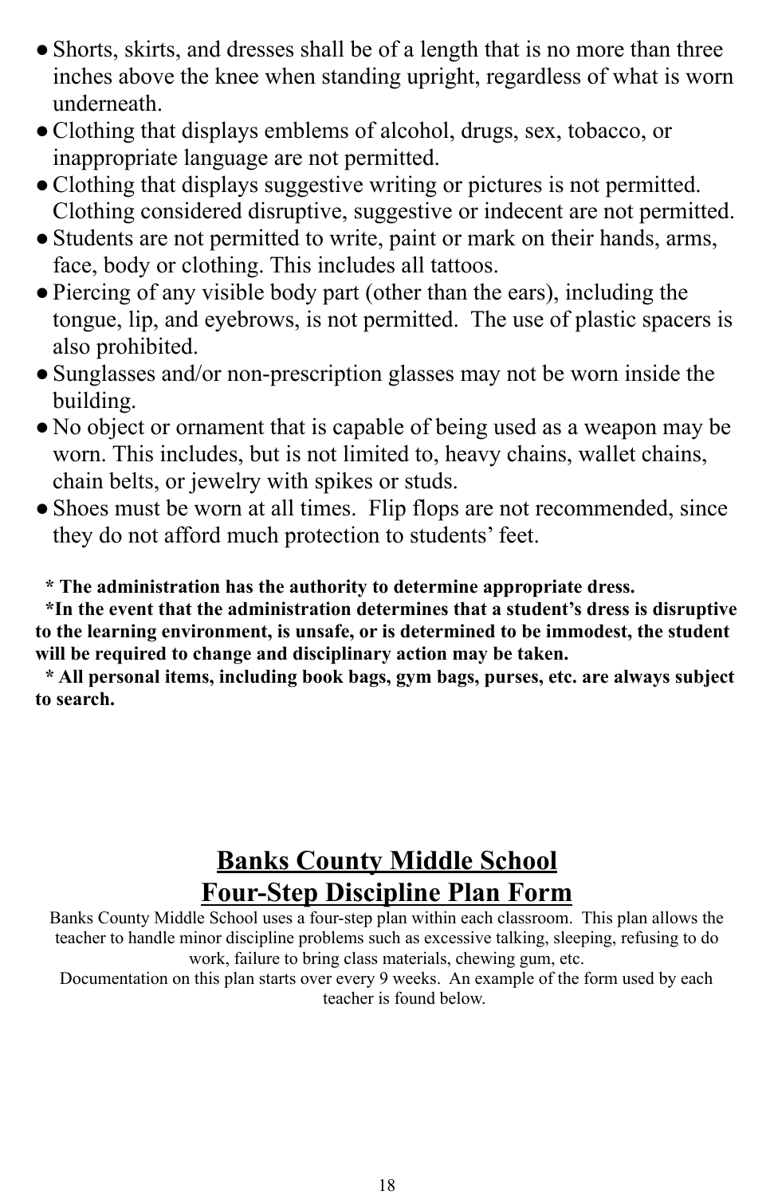- Shorts, skirts, and dresses shall be of a length that is no more than three inches above the knee when standing upright, regardless of what is worn underneath.
- Clothing that displays emblems of alcohol, drugs, sex, tobacco, or inappropriate language are not permitted.
- Clothing that displays suggestive writing or pictures is not permitted. Clothing considered disruptive, suggestive or indecent are not permitted.
- Students are not permitted to write, paint or mark on their hands, arms, face, body or clothing. This includes all tattoos.
- Piercing of any visible body part (other than the ears), including the tongue, lip, and eyebrows, is not permitted. The use of plastic spacers is also prohibited.
- Sunglasses and/or non-prescription glasses may not be worn inside the building.
- No object or ornament that is capable of being used as a weapon may be worn. This includes, but is not limited to, heavy chains, wallet chains, chain belts, or jewelry with spikes or studs.
- Shoes must be worn at all times. Flip flops are not recommended, since they do not afford much protection to students' feet.

**\* The administration has the authority to determine appropriate dress.**

**\*In the event that the administration determines that a student's dress is disruptive to the learning environment, is unsafe, or is determined to be immodest, the student will be required to change and disciplinary action may be taken.**

**\* All personal items, including book bags, gym bags, purses, etc. are always subject to search.**

## Banks County Middle School
## Four-Step Discipline Plan Form

Banks County Middle School uses a four-step plan within each classroom. This plan allows the teacher to handle minor discipline problems such as excessive talking, sleeping, refusing to do work, failure to bring class materials, chewing gum, etc.

Documentation on this plan starts over every 9 weeks. An example of the form used by each teacher is found below.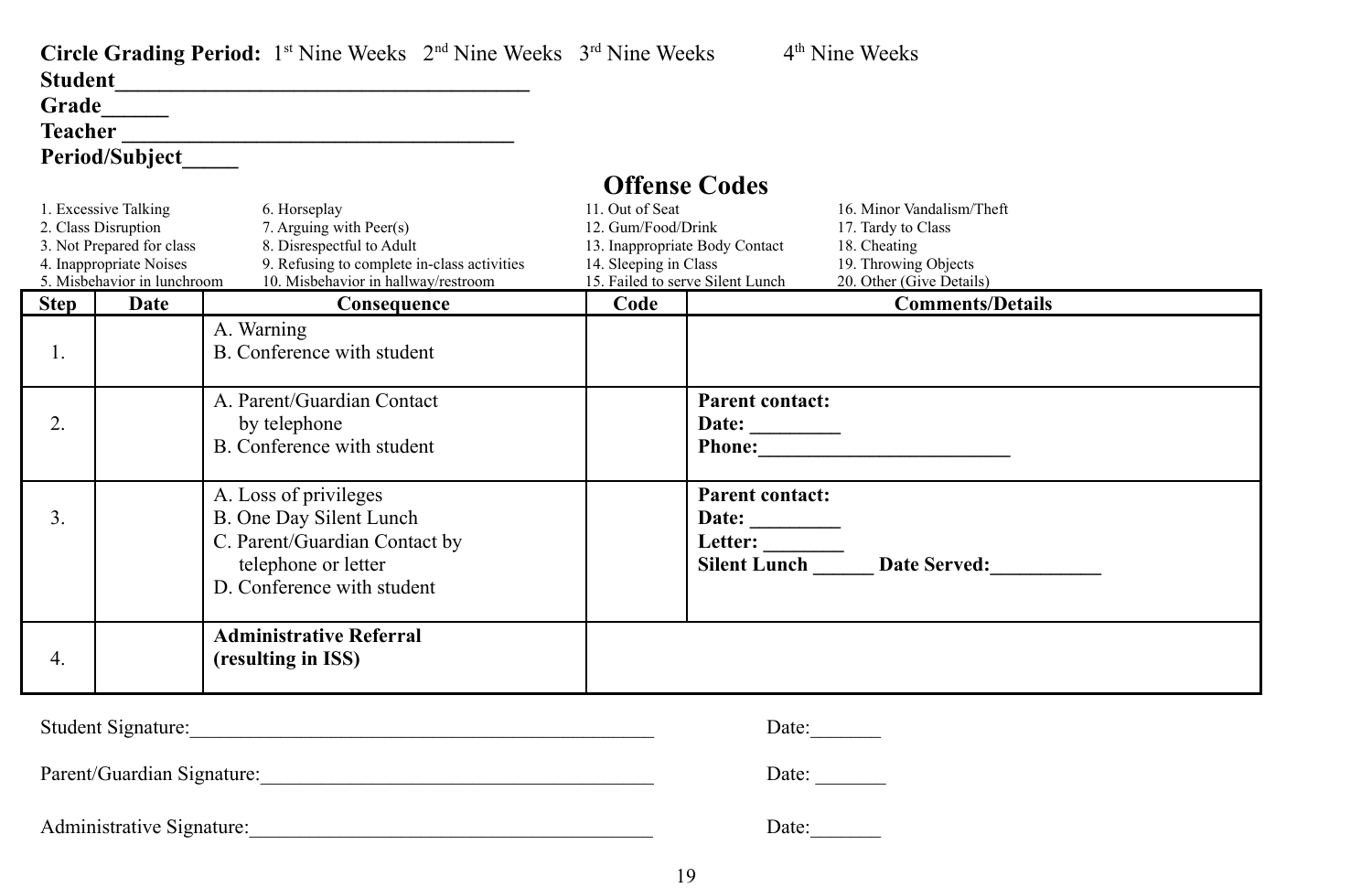**Circle Grading Period:** 1st Nine Weeks 2nd Nine Weeks 3rd Nine Weeks 4th Nine Weeks

**Student**_____________________________________

**Grade**______

**Teacher** ___________________________________

**Period/Subject**_____

## Offense Codes

1. Excessive Talking
2. Class Disruption
3. Not Prepared for class
4. Inappropriate Noises
5. Misbehavior in lunchroom
6. Horseplay
7. Arguing with Peer(s)
8. Disrespectful to Adult
9. Refusing to complete in-class activities
10. Misbehavior in hallway/restroom
11. Out of Seat
12. Gum/Food/Drink
13. Inappropriate Body Contact
14. Sleeping in Class
15. Failed to serve Silent Lunch
16. Minor Vandalism/Theft
17. Tardy to Class
18. Cheating
19. Throwing Objects
20. Other (Give Details)

| Step | Date | Consequence | Code | Comments/Details |
|---|---|---|---|---|
| 1. | | A. Warning<br>B. Conference with student | | |
| 2. | | A. Parent/Guardian Contact by telephone<br>B. Conference with student | | **Parent contact:**<br>**Date:** _________<br>**Phone:**_________________________ |
| 3. | | A. Loss of privileges<br>B. One Day Silent Lunch<br>C. Parent/Guardian Contact by telephone or letter<br>D. Conference with student | | **Parent contact:**<br>**Date:** _________<br>**Letter:** ________<br>**Silent Lunch** ______ **Date Served:**___________ |
| 4. | | **Administrative Referral (resulting in ISS)** | | |

Student Signature:_______________________________________________ Date:_______

Parent/Guardian Signature:_______________________________________ Date: _______

Administrative Signature:________________________________________ Date:_______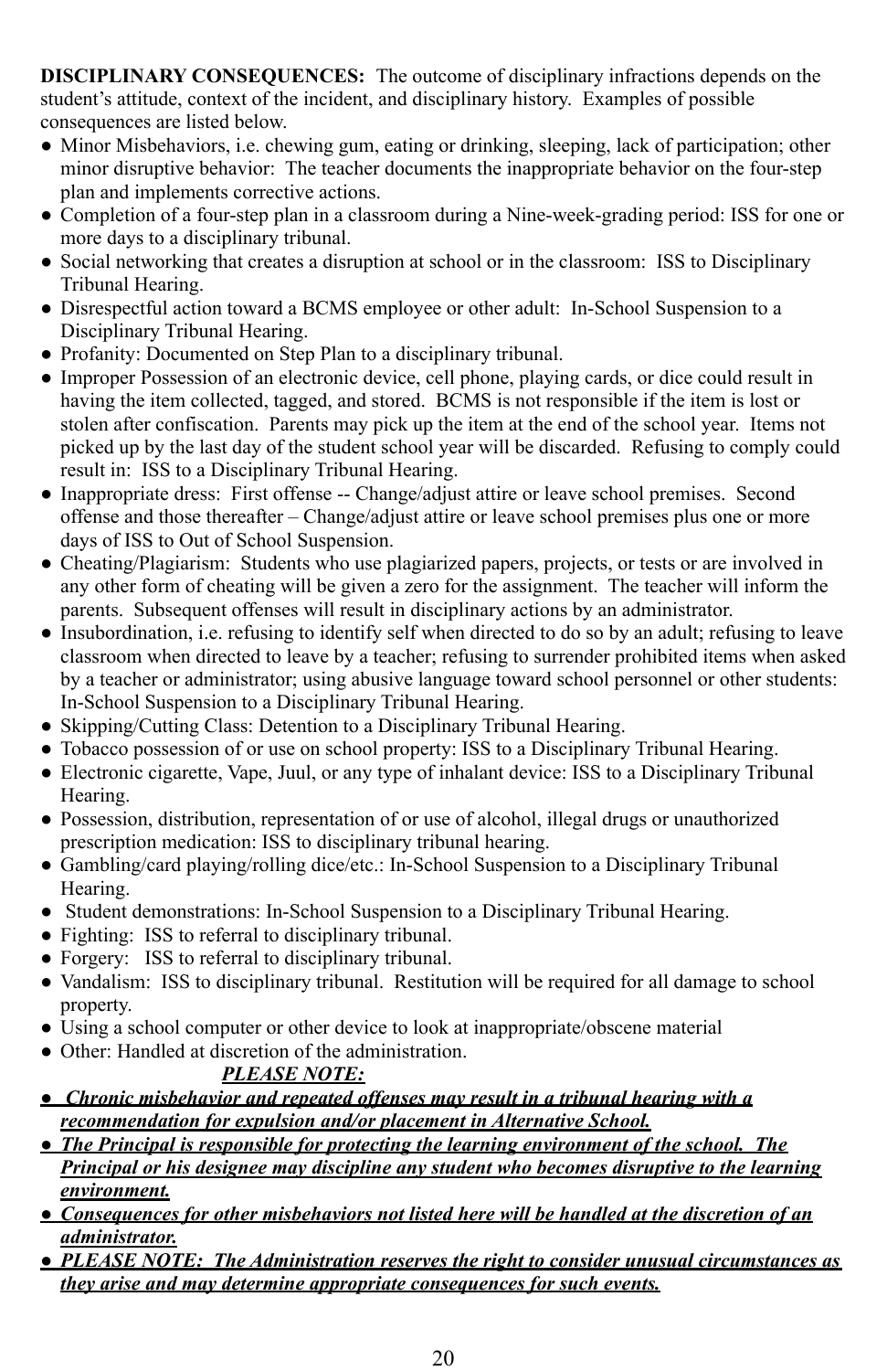**DISCIPLINARY CONSEQUENCES:** The outcome of disciplinary infractions depends on the student's attitude, context of the incident, and disciplinary history. Examples of possible consequences are listed below.

- Minor Misbehaviors, i.e. chewing gum, eating or drinking, sleeping, lack of participation; other minor disruptive behavior: The teacher documents the inappropriate behavior on the four-step plan and implements corrective actions.
- Completion of a four-step plan in a classroom during a Nine-week-grading period: ISS for one or more days to a disciplinary tribunal.
- Social networking that creates a disruption at school or in the classroom: ISS to Disciplinary Tribunal Hearing.
- Disrespectful action toward a BCMS employee or other adult: In-School Suspension to a Disciplinary Tribunal Hearing.
- Profanity: Documented on Step Plan to a disciplinary tribunal.
- Improper Possession of an electronic device, cell phone, playing cards, or dice could result in having the item collected, tagged, and stored. BCMS is not responsible if the item is lost or stolen after confiscation. Parents may pick up the item at the end of the school year. Items not picked up by the last day of the student school year will be discarded. Refusing to comply could result in: ISS to a Disciplinary Tribunal Hearing.
- Inappropriate dress: First offense -- Change/adjust attire or leave school premises. Second offense and those thereafter – Change/adjust attire or leave school premises plus one or more days of ISS to Out of School Suspension.
- Cheating/Plagiarism: Students who use plagiarized papers, projects, or tests or are involved in any other form of cheating will be given a zero for the assignment. The teacher will inform the parents. Subsequent offenses will result in disciplinary actions by an administrator.
- Insubordination, i.e. refusing to identify self when directed to do so by an adult; refusing to leave classroom when directed to leave by a teacher; refusing to surrender prohibited items when asked by a teacher or administrator; using abusive language toward school personnel or other students: In-School Suspension to a Disciplinary Tribunal Hearing.
- Skipping/Cutting Class: Detention to a Disciplinary Tribunal Hearing.
- Tobacco possession of or use on school property: ISS to a Disciplinary Tribunal Hearing.
- Electronic cigarette, Vape, Juul, or any type of inhalant device: ISS to a Disciplinary Tribunal Hearing.
- Possession, distribution, representation of or use of alcohol, illegal drugs or unauthorized prescription medication: ISS to disciplinary tribunal hearing.
- Gambling/card playing/rolling dice/etc.: In-School Suspension to a Disciplinary Tribunal Hearing.
- Student demonstrations: In-School Suspension to a Disciplinary Tribunal Hearing.
- Fighting: ISS to referral to disciplinary tribunal.
- Forgery: ISS to referral to disciplinary tribunal.
- Vandalism: ISS to disciplinary tribunal. Restitution will be required for all damage to school property.
- Using a school computer or other device to look at inappropriate/obscene material
- Other: Handled at discretion of the administration.

***PLEASE NOTE:***

- ***Chronic misbehavior and repeated offenses may result in a tribunal hearing with a recommendation for expulsion and/or placement in Alternative School.***
- ***The Principal is responsible for protecting the learning environment of the school. The Principal or his designee may discipline any student who becomes disruptive to the learning environment.***
- ***Consequences for other misbehaviors not listed here will be handled at the discretion of an administrator.***
- ***PLEASE NOTE: The Administration reserves the right to consider unusual circumstances as they arise and may determine appropriate consequences for such events.***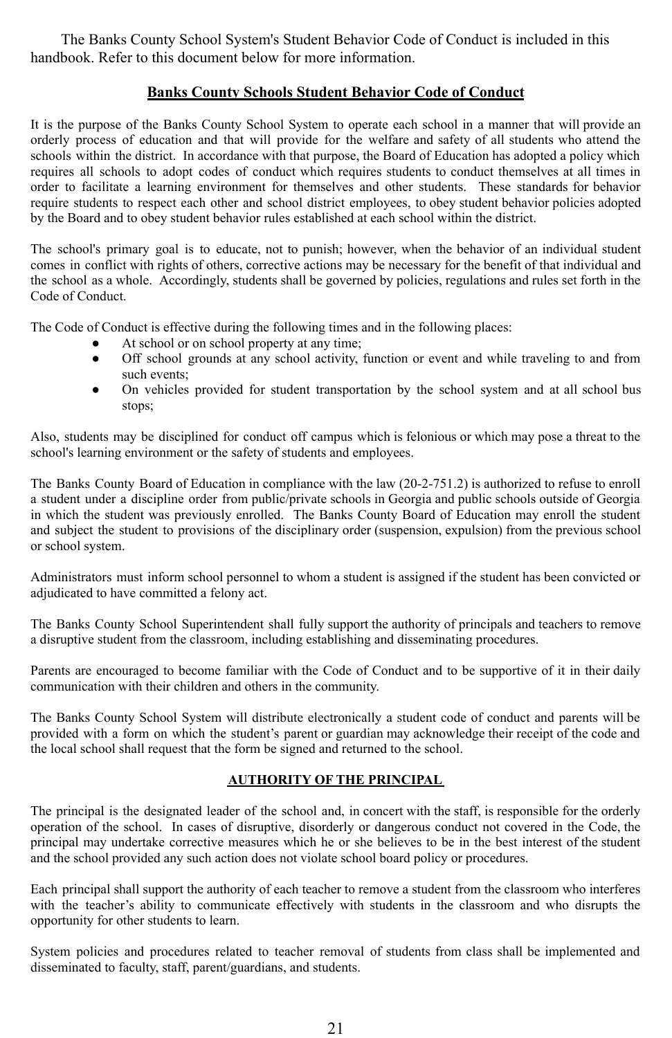The Banks County School System's Student Behavior Code of Conduct is included in this handbook. Refer to this document below for more information.

## Banks County Schools Student Behavior Code of Conduct

It is the purpose of the Banks County School System to operate each school in a manner that will provide an orderly process of education and that will provide for the welfare and safety of all students who attend the schools within the district. In accordance with that purpose, the Board of Education has adopted a policy which requires all schools to adopt codes of conduct which requires students to conduct themselves at all times in order to facilitate a learning environment for themselves and other students. These standards for behavior require students to respect each other and school district employees, to obey student behavior policies adopted by the Board and to obey student behavior rules established at each school within the district.

The school's primary goal is to educate, not to punish; however, when the behavior of an individual student comes in conflict with rights of others, corrective actions may be necessary for the benefit of that individual and the school as a whole. Accordingly, students shall be governed by policies, regulations and rules set forth in the Code of Conduct.

The Code of Conduct is effective during the following times and in the following places:

- At school or on school property at any time;
- Off school grounds at any school activity, function or event and while traveling to and from such events;
- On vehicles provided for student transportation by the school system and at all school bus stops;

Also, students may be disciplined for conduct off campus which is felonious or which may pose a threat to the school's learning environment or the safety of students and employees.

The Banks County Board of Education in compliance with the law (20-2-751.2) is authorized to refuse to enroll a student under a discipline order from public/private schools in Georgia and public schools outside of Georgia in which the student was previously enrolled. The Banks County Board of Education may enroll the student and subject the student to provisions of the disciplinary order (suspension, expulsion) from the previous school or school system.

Administrators must inform school personnel to whom a student is assigned if the student has been convicted or adjudicated to have committed a felony act.

The Banks County School Superintendent shall fully support the authority of principals and teachers to remove a disruptive student from the classroom, including establishing and disseminating procedures.

Parents are encouraged to become familiar with the Code of Conduct and to be supportive of it in their daily communication with their children and others in the community.

The Banks County School System will distribute electronically a student code of conduct and parents will be provided with a form on which the student's parent or guardian may acknowledge their receipt of the code and the local school shall request that the form be signed and returned to the school.

### AUTHORITY OF THE PRINCIPAL

The principal is the designated leader of the school and, in concert with the staff, is responsible for the orderly operation of the school. In cases of disruptive, disorderly or dangerous conduct not covered in the Code, the principal may undertake corrective measures which he or she believes to be in the best interest of the student and the school provided any such action does not violate school board policy or procedures.

Each principal shall support the authority of each teacher to remove a student from the classroom who interferes with the teacher's ability to communicate effectively with students in the classroom and who disrupts the opportunity for other students to learn.

System policies and procedures related to teacher removal of students from class shall be implemented and disseminated to faculty, staff, parent/guardians, and students.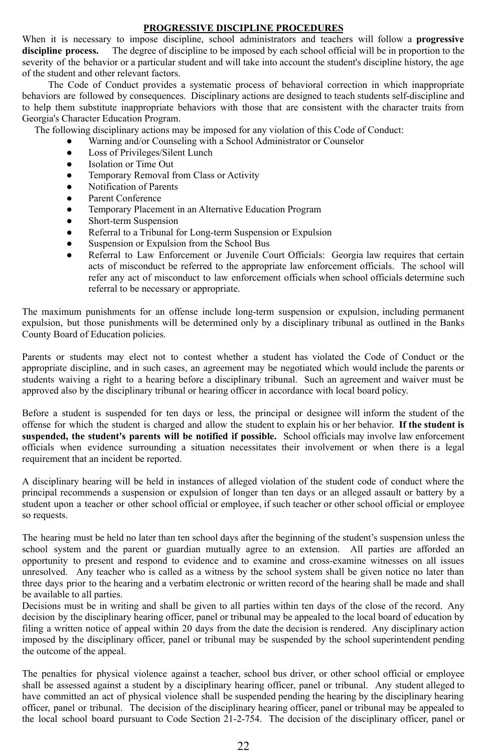## PROGRESSIVE DISCIPLINE PROCEDURES

When it is necessary to impose discipline, school administrators and teachers will follow a **progressive discipline process.** The degree of discipline to be imposed by each school official will be in proportion to the severity of the behavior or a particular student and will take into account the student's discipline history, the age of the student and other relevant factors.

The Code of Conduct provides a systematic process of behavioral correction in which inappropriate behaviors are followed by consequences. Disciplinary actions are designed to teach students self-discipline and to help them substitute inappropriate behaviors with those that are consistent with the character traits from Georgia's Character Education Program.

The following disciplinary actions may be imposed for any violation of this Code of Conduct:

- Warning and/or Counseling with a School Administrator or Counselor
- Loss of Privileges/Silent Lunch
- Isolation or Time Out
- Temporary Removal from Class or Activity
- Notification of Parents
- Parent Conference
- Temporary Placement in an Alternative Education Program
- Short-term Suspension
- Referral to a Tribunal for Long-term Suspension or Expulsion
- Suspension or Expulsion from the School Bus
- Referral to Law Enforcement or Juvenile Court Officials: Georgia law requires that certain acts of misconduct be referred to the appropriate law enforcement officials. The school will refer any act of misconduct to law enforcement officials when school officials determine such referral to be necessary or appropriate.

The maximum punishments for an offense include long-term suspension or expulsion, including permanent expulsion, but those punishments will be determined only by a disciplinary tribunal as outlined in the Banks County Board of Education policies.

Parents or students may elect not to contest whether a student has violated the Code of Conduct or the appropriate discipline, and in such cases, an agreement may be negotiated which would include the parents or students waiving a right to a hearing before a disciplinary tribunal. Such an agreement and waiver must be approved also by the disciplinary tribunal or hearing officer in accordance with local board policy.

Before a student is suspended for ten days or less, the principal or designee will inform the student of the offense for which the student is charged and allow the student to explain his or her behavior. **If the student is suspended, the student's parents will be notified if possible.** School officials may involve law enforcement officials when evidence surrounding a situation necessitates their involvement or when there is a legal requirement that an incident be reported.

A disciplinary hearing will be held in instances of alleged violation of the student code of conduct where the principal recommends a suspension or expulsion of longer than ten days or an alleged assault or battery by a student upon a teacher or other school official or employee, if such teacher or other school official or employee so requests.

The hearing must be held no later than ten school days after the beginning of the student's suspension unless the school system and the parent or guardian mutually agree to an extension. All parties are afforded an opportunity to present and respond to evidence and to examine and cross-examine witnesses on all issues unresolved. Any teacher who is called as a witness by the school system shall be given notice no later than three days prior to the hearing and a verbatim electronic or written record of the hearing shall be made and shall be available to all parties.

Decisions must be in writing and shall be given to all parties within ten days of the close of the record. Any decision by the disciplinary hearing officer, panel or tribunal may be appealed to the local board of education by filing a written notice of appeal within 20 days from the date the decision is rendered. Any disciplinary action imposed by the disciplinary officer, panel or tribunal may be suspended by the school superintendent pending the outcome of the appeal.

The penalties for physical violence against a teacher, school bus driver, or other school official or employee shall be assessed against a student by a disciplinary hearing officer, panel or tribunal. Any student alleged to have committed an act of physical violence shall be suspended pending the hearing by the disciplinary hearing officer, panel or tribunal. The decision of the disciplinary hearing officer, panel or tribunal may be appealed to the local school board pursuant to Code Section 21-2-754. The decision of the disciplinary officer, panel or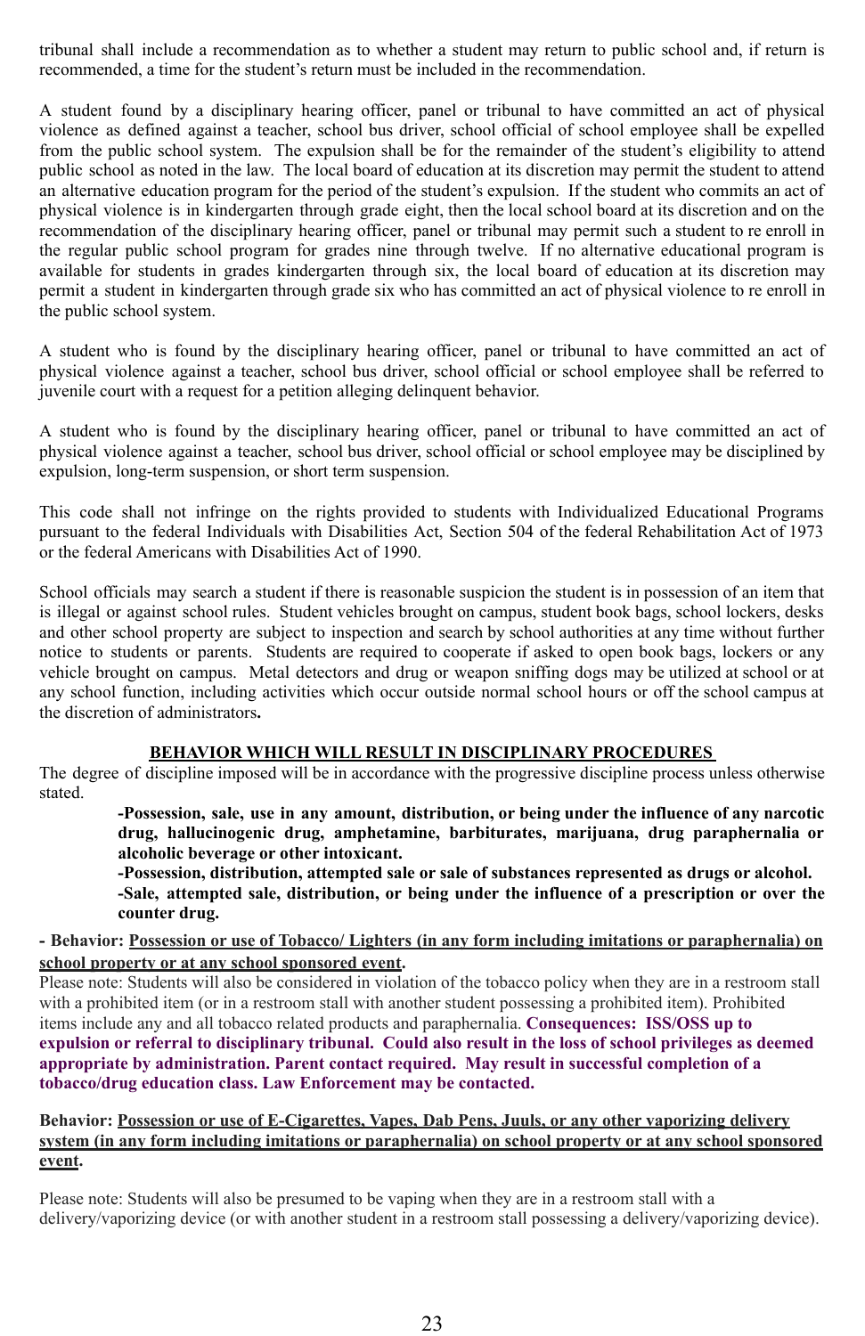tribunal shall include a recommendation as to whether a student may return to public school and, if return is recommended, a time for the student's return must be included in the recommendation.

A student found by a disciplinary hearing officer, panel or tribunal to have committed an act of physical violence as defined against a teacher, school bus driver, school official of school employee shall be expelled from the public school system. The expulsion shall be for the remainder of the student's eligibility to attend public school as noted in the law. The local board of education at its discretion may permit the student to attend an alternative education program for the period of the student's expulsion. If the student who commits an act of physical violence is in kindergarten through grade eight, then the local school board at its discretion and on the recommendation of the disciplinary hearing officer, panel or tribunal may permit such a student to re enroll in the regular public school program for grades nine through twelve. If no alternative educational program is available for students in grades kindergarten through six, the local board of education at its discretion may permit a student in kindergarten through grade six who has committed an act of physical violence to re enroll in the public school system.

A student who is found by the disciplinary hearing officer, panel or tribunal to have committed an act of physical violence against a teacher, school bus driver, school official or school employee shall be referred to juvenile court with a request for a petition alleging delinquent behavior.

A student who is found by the disciplinary hearing officer, panel or tribunal to have committed an act of physical violence against a teacher, school bus driver, school official or school employee may be disciplined by expulsion, long-term suspension, or short term suspension.

This code shall not infringe on the rights provided to students with Individualized Educational Programs pursuant to the federal Individuals with Disabilities Act, Section 504 of the federal Rehabilitation Act of 1973 or the federal Americans with Disabilities Act of 1990.

School officials may search a student if there is reasonable suspicion the student is in possession of an item that is illegal or against school rules. Student vehicles brought on campus, student book bags, school lockers, desks and other school property are subject to inspection and search by school authorities at any time without further notice to students or parents. Students are required to cooperate if asked to open book bags, lockers or any vehicle brought on campus. Metal detectors and drug or weapon sniffing dogs may be utilized at school or at any school function, including activities which occur outside normal school hours or off the school campus at the discretion of administrators.

## BEHAVIOR WHICH WILL RESULT IN DISCIPLINARY PROCEDURES

The degree of discipline imposed will be in accordance with the progressive discipline process unless otherwise stated.

- **Possession, sale, use in any amount, distribution, or being under the influence of any narcotic drug, hallucinogenic drug, amphetamine, barbiturates, marijuana, drug paraphernalia or alcoholic beverage or other intoxicant.**
- **Possession, distribution, attempted sale or sale of substances represented as drugs or alcohol.**
- **Sale, attempted sale, distribution, or being under the influence of a prescription or over the counter drug.**

**- Behavior: Possession or use of Tobacco/ Lighters (in any form including imitations or paraphernalia) on school property or at any school sponsored event.**

Please note: Students will also be considered in violation of the tobacco policy when they are in a restroom stall with a prohibited item (or in a restroom stall with another student possessing a prohibited item). Prohibited items include any and all tobacco related products and paraphernalia. **Consequences: ISS/OSS up to expulsion or referral to disciplinary tribunal. Could also result in the loss of school privileges as deemed appropriate by administration. Parent contact required. May result in successful completion of a tobacco/drug education class. Law Enforcement may be contacted.**

**Behavior: Possession or use of E-Cigarettes, Vapes, Dab Pens, Juuls, or any other vaporizing delivery system (in any form including imitations or paraphernalia) on school property or at any school sponsored event.**

Please note: Students will also be presumed to be vaping when they are in a restroom stall with a delivery/vaporizing device (or with another student in a restroom stall possessing a delivery/vaporizing device).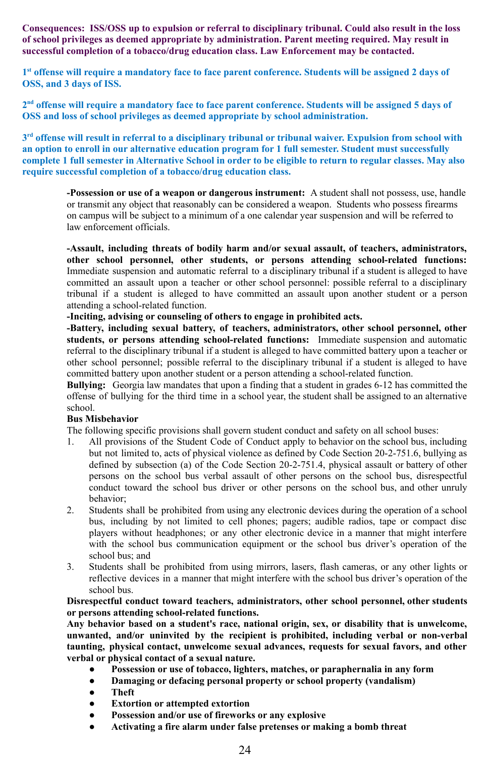**Consequences: ISS/OSS up to expulsion or referral to disciplinary tribunal. Could also result in the loss of school privileges as deemed appropriate by administration. Parent meeting required. May result in successful completion of a tobacco/drug education class. Law Enforcement may be contacted.**

**1st offense will require a mandatory face to face parent conference. Students will be assigned 2 days of OSS, and 3 days of ISS.**

**2nd offense will require a mandatory face to face parent conference. Students will be assigned 5 days of OSS and loss of school privileges as deemed appropriate by school administration.**

**3rd offense will result in referral to a disciplinary tribunal or tribunal waiver. Expulsion from school with an option to enroll in our alternative education program for 1 full semester. Student must successfully complete 1 full semester in Alternative School in order to be eligible to return to regular classes. May also require successful completion of a tobacco/drug education class.**

**-Possession or use of a weapon or dangerous instrument:** A student shall not possess, use, handle or transmit any object that reasonably can be considered a weapon. Students who possess firearms on campus will be subject to a minimum of a one calendar year suspension and will be referred to law enforcement officials.

**-Assault, including threats of bodily harm and/or sexual assault, of teachers, administrators, other school personnel, other students, or persons attending school-related functions:** Immediate suspension and automatic referral to a disciplinary tribunal if a student is alleged to have committed an assault upon a teacher or other school personnel: possible referral to a disciplinary tribunal if a student is alleged to have committed an assault upon another student or a person attending a school-related function.

**-Inciting, advising or counseling of others to engage in prohibited acts.**

**-Battery, including sexual battery, of teachers, administrators, other school personnel, other students, or persons attending school-related functions:** Immediate suspension and automatic referral to the disciplinary tribunal if a student is alleged to have committed battery upon a teacher or other school personnel; possible referral to the disciplinary tribunal if a student is alleged to have committed battery upon another student or a person attending a school-related function.

**Bullying:** Georgia law mandates that upon a finding that a student in grades 6-12 has committed the offense of bullying for the third time in a school year, the student shall be assigned to an alternative school.

**Bus Misbehavior**

The following specific provisions shall govern student conduct and safety on all school buses:

1. All provisions of the Student Code of Conduct apply to behavior on the school bus, including but not limited to, acts of physical violence as defined by Code Section 20-2-751.6, bullying as defined by subsection (a) of the Code Section 20-2-751.4, physical assault or battery of other persons on the school bus verbal assault of other persons on the school bus, disrespectful conduct toward the school bus driver or other persons on the school bus, and other unruly behavior;
2. Students shall be prohibited from using any electronic devices during the operation of a school bus, including by not limited to cell phones; pagers; audible radios, tape or compact disc players without headphones; or any other electronic device in a manner that might interfere with the school bus communication equipment or the school bus driver's operation of the school bus; and
3. Students shall be prohibited from using mirrors, lasers, flash cameras, or any other lights or reflective devices in a manner that might interfere with the school bus driver's operation of the school bus.

**Disrespectful conduct toward teachers, administrators, other school personnel, other students or persons attending school-related functions.**

**Any behavior based on a student's race, national origin, sex, or disability that is unwelcome, unwanted, and/or uninvited by the recipient is prohibited, including verbal or non-verbal taunting, physical contact, unwelcome sexual advances, requests for sexual favors, and other verbal or physical contact of a sexual nature.**

- **Possession or use of tobacco, lighters, matches, or paraphernalia in any form**
- **Damaging or defacing personal property or school property (vandalism)**
- **Theft**
- **Extortion or attempted extortion**
- **Possession and/or use of fireworks or any explosive**
- **Activating a fire alarm under false pretenses or making a bomb threat**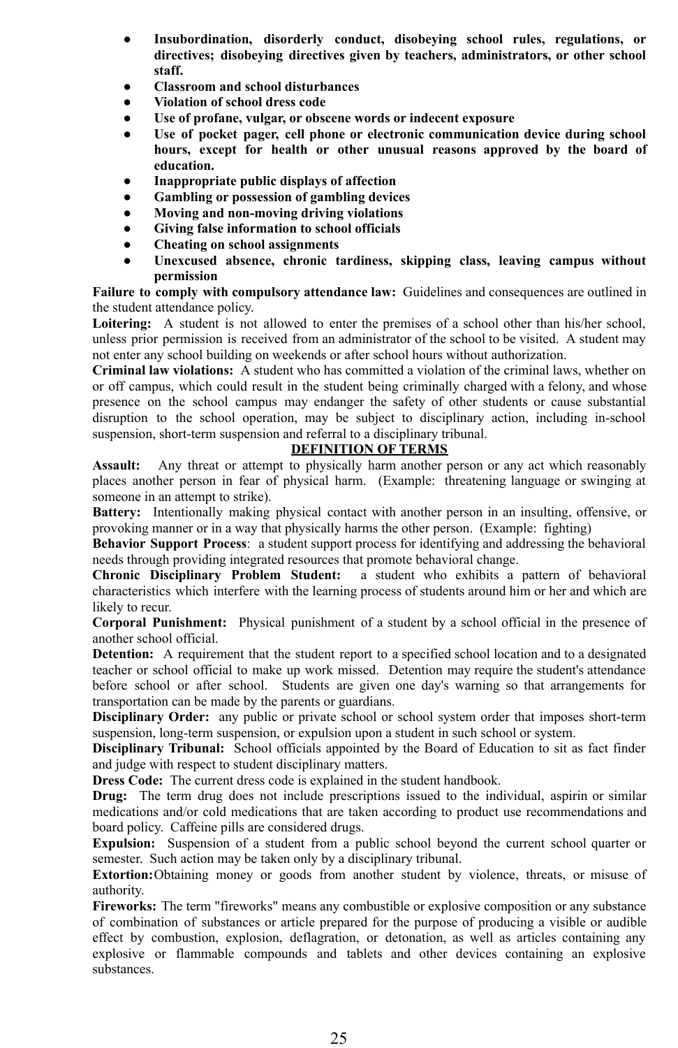- **Insubordination, disorderly conduct, disobeying school rules, regulations, or directives; disobeying directives given by teachers, administrators, or other school staff.**
- **Classroom and school disturbances**
- **Violation of school dress code**
- **Use of profane, vulgar, or obscene words or indecent exposure**
- **Use of pocket pager, cell phone or electronic communication device during school hours, except for health or other unusual reasons approved by the board of education.**
- **Inappropriate public displays of affection**
- **Gambling or possession of gambling devices**
- **Moving and non-moving driving violations**
- **Giving false information to school officials**
- **Cheating on school assignments**
- **Unexcused absence, chronic tardiness, skipping class, leaving campus without permission**

**Failure to comply with compulsory attendance law:** Guidelines and consequences are outlined in the student attendance policy.

**Loitering:** A student is not allowed to enter the premises of a school other than his/her school, unless prior permission is received from an administrator of the school to be visited. A student may not enter any school building on weekends or after school hours without authorization.

**Criminal law violations:** A student who has committed a violation of the criminal laws, whether on or off campus, which could result in the student being criminally charged with a felony, and whose presence on the school campus may endanger the safety of other students or cause substantial disruption to the school operation, may be subject to disciplinary action, including in-school suspension, short-term suspension and referral to a disciplinary tribunal.

## DEFINITION OF TERMS

**Assault:** Any threat or attempt to physically harm another person or any act which reasonably places another person in fear of physical harm. (Example: threatening language or swinging at someone in an attempt to strike).

**Battery:** Intentionally making physical contact with another person in an insulting, offensive, or provoking manner or in a way that physically harms the other person. (Example: fighting)

**Behavior Support Process**: a student support process for identifying and addressing the behavioral needs through providing integrated resources that promote behavioral change.

**Chronic Disciplinary Problem Student:** a student who exhibits a pattern of behavioral characteristics which interfere with the learning process of students around him or her and which are likely to recur.

**Corporal Punishment:** Physical punishment of a student by a school official in the presence of another school official.

**Detention:** A requirement that the student report to a specified school location and to a designated teacher or school official to make up work missed. Detention may require the student's attendance before school or after school. Students are given one day's warning so that arrangements for transportation can be made by the parents or guardians.

**Disciplinary Order:** any public or private school or school system order that imposes short-term suspension, long-term suspension, or expulsion upon a student in such school or system.

**Disciplinary Tribunal:** School officials appointed by the Board of Education to sit as fact finder and judge with respect to student disciplinary matters.

**Dress Code:** The current dress code is explained in the student handbook.

**Drug:** The term drug does not include prescriptions issued to the individual, aspirin or similar medications and/or cold medications that are taken according to product use recommendations and board policy. Caffeine pills are considered drugs.

**Expulsion:** Suspension of a student from a public school beyond the current school quarter or semester. Such action may be taken only by a disciplinary tribunal.

**Extortion:** Obtaining money or goods from another student by violence, threats, or misuse of authority.

**Fireworks:** The term "fireworks" means any combustible or explosive composition or any substance of combination of substances or article prepared for the purpose of producing a visible or audible effect by combustion, explosion, deflagration, or detonation, as well as articles containing any explosive or flammable compounds and tablets and other devices containing an explosive substances.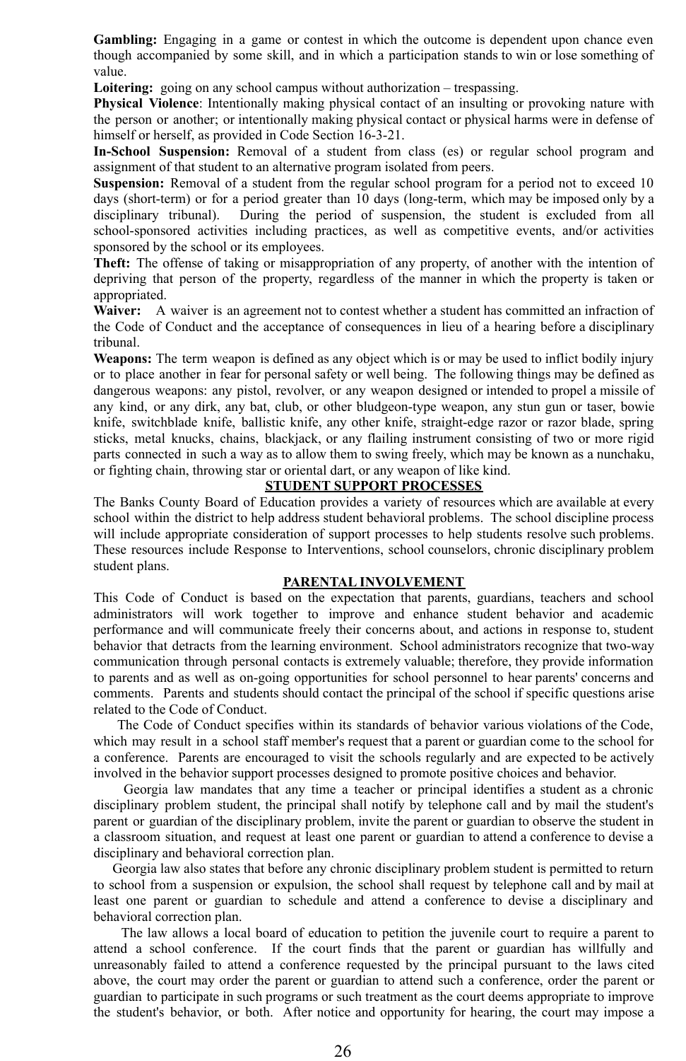**Gambling:** Engaging in a game or contest in which the outcome is dependent upon chance even though accompanied by some skill, and in which a participation stands to win or lose something of value.

**Loitering:** going on any school campus without authorization – trespassing.

**Physical Violence**: Intentionally making physical contact of an insulting or provoking nature with the person or another; or intentionally making physical contact or physical harms were in defense of himself or herself, as provided in Code Section 16-3-21.

**In-School Suspension:** Removal of a student from class (es) or regular school program and assignment of that student to an alternative program isolated from peers.

**Suspension:** Removal of a student from the regular school program for a period not to exceed 10 days (short-term) or for a period greater than 10 days (long-term, which may be imposed only by a disciplinary tribunal). During the period of suspension, the student is excluded from all school-sponsored activities including practices, as well as competitive events, and/or activities sponsored by the school or its employees.

**Theft:** The offense of taking or misappropriation of any property, of another with the intention of depriving that person of the property, regardless of the manner in which the property is taken or appropriated.

**Waiver:** A waiver is an agreement not to contest whether a student has committed an infraction of the Code of Conduct and the acceptance of consequences in lieu of a hearing before a disciplinary tribunal.

**Weapons:** The term weapon is defined as any object which is or may be used to inflict bodily injury or to place another in fear for personal safety or well being. The following things may be defined as dangerous weapons: any pistol, revolver, or any weapon designed or intended to propel a missile of any kind, or any dirk, any bat, club, or other bludgeon-type weapon, any stun gun or taser, bowie knife, switchblade knife, ballistic knife, any other knife, straight-edge razor or razor blade, spring sticks, metal knucks, chains, blackjack, or any flailing instrument consisting of two or more rigid parts connected in such a way as to allow them to swing freely, which may be known as a nunchaku, or fighting chain, throwing star or oriental dart, or any weapon of like kind.

## STUDENT SUPPORT PROCESSES

The Banks County Board of Education provides a variety of resources which are available at every school within the district to help address student behavioral problems. The school discipline process will include appropriate consideration of support processes to help students resolve such problems. These resources include Response to Interventions, school counselors, chronic disciplinary problem student plans.

## PARENTAL INVOLVEMENT

This Code of Conduct is based on the expectation that parents, guardians, teachers and school administrators will work together to improve and enhance student behavior and academic performance and will communicate freely their concerns about, and actions in response to, student behavior that detracts from the learning environment. School administrators recognize that two-way communication through personal contacts is extremely valuable; therefore, they provide information to parents and as well as on-going opportunities for school personnel to hear parents' concerns and comments. Parents and students should contact the principal of the school if specific questions arise related to the Code of Conduct.

The Code of Conduct specifies within its standards of behavior various violations of the Code, which may result in a school staff member's request that a parent or guardian come to the school for a conference. Parents are encouraged to visit the schools regularly and are expected to be actively involved in the behavior support processes designed to promote positive choices and behavior.

Georgia law mandates that any time a teacher or principal identifies a student as a chronic disciplinary problem student, the principal shall notify by telephone call and by mail the student's parent or guardian of the disciplinary problem, invite the parent or guardian to observe the student in a classroom situation, and request at least one parent or guardian to attend a conference to devise a disciplinary and behavioral correction plan.

Georgia law also states that before any chronic disciplinary problem student is permitted to return to school from a suspension or expulsion, the school shall request by telephone call and by mail at least one parent or guardian to schedule and attend a conference to devise a disciplinary and behavioral correction plan.

The law allows a local board of education to petition the juvenile court to require a parent to attend a school conference. If the court finds that the parent or guardian has willfully and unreasonably failed to attend a conference requested by the principal pursuant to the laws cited above, the court may order the parent or guardian to attend such a conference, order the parent or guardian to participate in such programs or such treatment as the court deems appropriate to improve the student's behavior, or both. After notice and opportunity for hearing, the court may impose a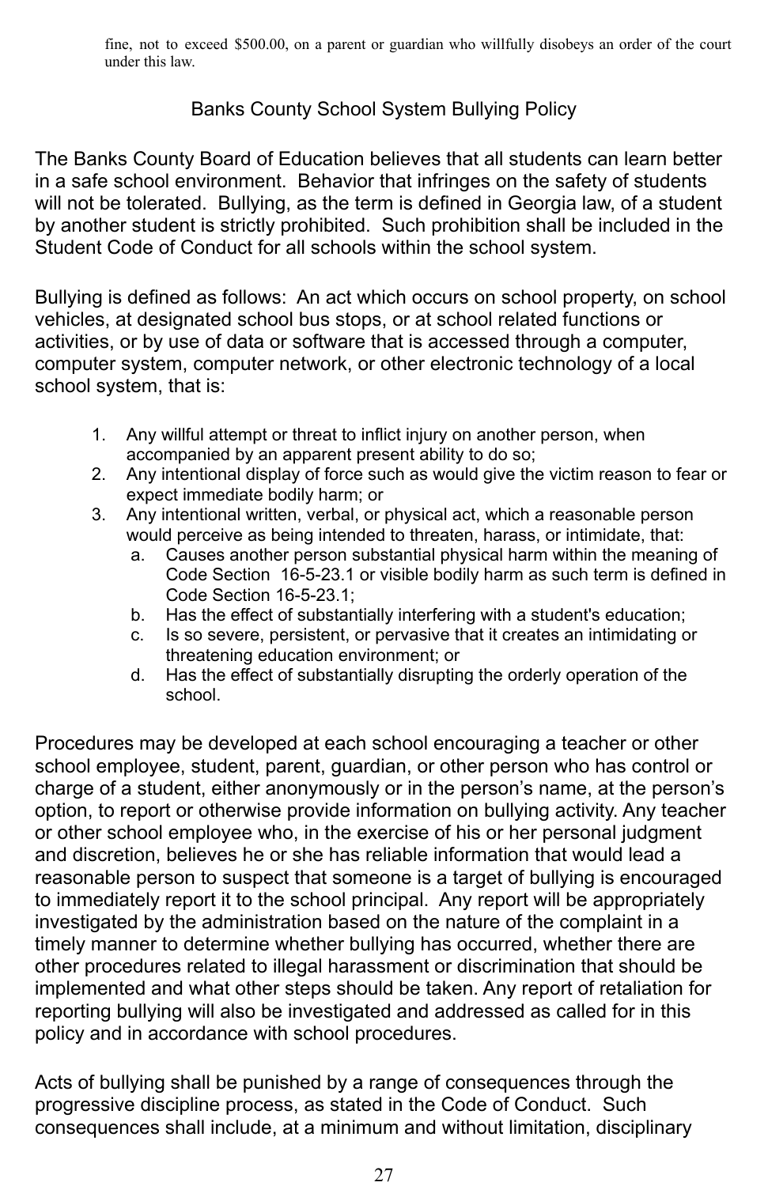fine, not to exceed $500.00, on a parent or guardian who willfully disobeys an order of the court under this law.

## Banks County School System Bullying Policy

The Banks County Board of Education believes that all students can learn better in a safe school environment. Behavior that infringes on the safety of students will not be tolerated. Bullying, as the term is defined in Georgia law, of a student by another student is strictly prohibited. Such prohibition shall be included in the Student Code of Conduct for all schools within the school system.

Bullying is defined as follows: An act which occurs on school property, on school vehicles, at designated school bus stops, or at school related functions or activities, or by use of data or software that is accessed through a computer, computer system, computer network, or other electronic technology of a local school system, that is:

1. Any willful attempt or threat to inflict injury on another person, when accompanied by an apparent present ability to do so;
2. Any intentional display of force such as would give the victim reason to fear or expect immediate bodily harm; or
3. Any intentional written, verbal, or physical act, which a reasonable person would perceive as being intended to threaten, harass, or intimidate, that:
   a. Causes another person substantial physical harm within the meaning of Code Section 16-5-23.1 or visible bodily harm as such term is defined in Code Section 16-5-23.1;
   b. Has the effect of substantially interfering with a student's education;
   c. Is so severe, persistent, or pervasive that it creates an intimidating or threatening education environment; or
   d. Has the effect of substantially disrupting the orderly operation of the school.

Procedures may be developed at each school encouraging a teacher or other school employee, student, parent, guardian, or other person who has control or charge of a student, either anonymously or in the person's name, at the person's option, to report or otherwise provide information on bullying activity. Any teacher or other school employee who, in the exercise of his or her personal judgment and discretion, believes he or she has reliable information that would lead a reasonable person to suspect that someone is a target of bullying is encouraged to immediately report it to the school principal. Any report will be appropriately investigated by the administration based on the nature of the complaint in a timely manner to determine whether bullying has occurred, whether there are other procedures related to illegal harassment or discrimination that should be implemented and what other steps should be taken. Any report of retaliation for reporting bullying will also be investigated and addressed as called for in this policy and in accordance with school procedures.

Acts of bullying shall be punished by a range of consequences through the progressive discipline process, as stated in the Code of Conduct. Such consequences shall include, at a minimum and without limitation, disciplinary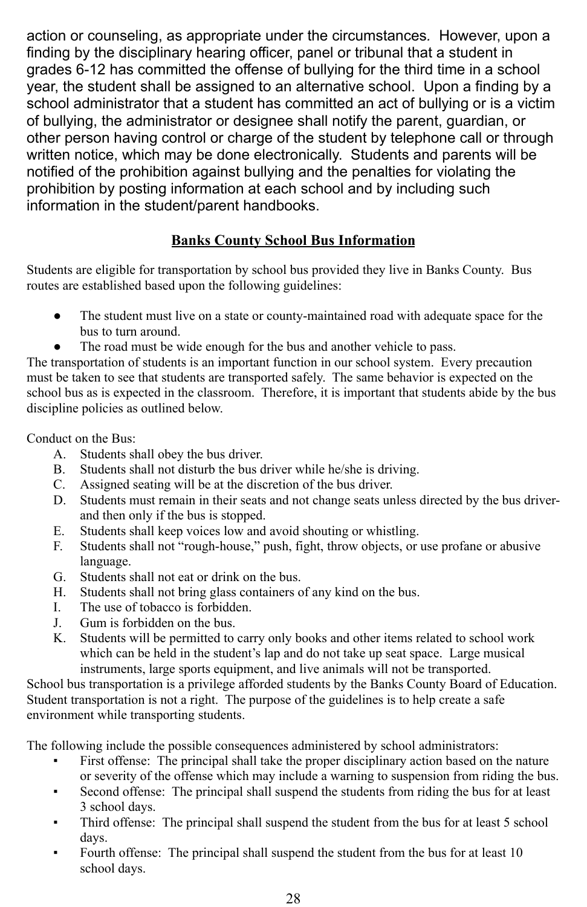action or counseling, as appropriate under the circumstances. However, upon a finding by the disciplinary hearing officer, panel or tribunal that a student in grades 6-12 has committed the offense of bullying for the third time in a school year, the student shall be assigned to an alternative school. Upon a finding by a school administrator that a student has committed an act of bullying or is a victim of bullying, the administrator or designee shall notify the parent, guardian, or other person having control or charge of the student by telephone call or through written notice, which may be done electronically. Students and parents will be notified of the prohibition against bullying and the penalties for violating the prohibition by posting information at each school and by including such information in the student/parent handbooks.

## Banks County School Bus Information

Students are eligible for transportation by school bus provided they live in Banks County. Bus routes are established based upon the following guidelines:

- The student must live on a state or county-maintained road with adequate space for the bus to turn around.
- The road must be wide enough for the bus and another vehicle to pass.

The transportation of students is an important function in our school system. Every precaution must be taken to see that students are transported safely. The same behavior is expected on the school bus as is expected in the classroom. Therefore, it is important that students abide by the bus discipline policies as outlined below.

Conduct on the Bus:

A. Students shall obey the bus driver.
B. Students shall not disturb the bus driver while he/she is driving.
C. Assigned seating will be at the discretion of the bus driver.
D. Students must remain in their seats and not change seats unless directed by the bus driver- and then only if the bus is stopped.
E. Students shall keep voices low and avoid shouting or whistling.
F. Students shall not "rough-house," push, fight, throw objects, or use profane or abusive language.
G. Students shall not eat or drink on the bus.
H. Students shall not bring glass containers of any kind on the bus.
I. The use of tobacco is forbidden.
J. Gum is forbidden on the bus.
K. Students will be permitted to carry only books and other items related to school work which can be held in the student's lap and do not take up seat space. Large musical instruments, large sports equipment, and live animals will not be transported.

School bus transportation is a privilege afforded students by the Banks County Board of Education. Student transportation is not a right. The purpose of the guidelines is to help create a safe environment while transporting students.

The following include the possible consequences administered by school administrators:

- First offense: The principal shall take the proper disciplinary action based on the nature or severity of the offense which may include a warning to suspension from riding the bus.
- Second offense: The principal shall suspend the students from riding the bus for at least 3 school days.
- Third offense: The principal shall suspend the student from the bus for at least 5 school days.
- Fourth offense: The principal shall suspend the student from the bus for at least 10 school days.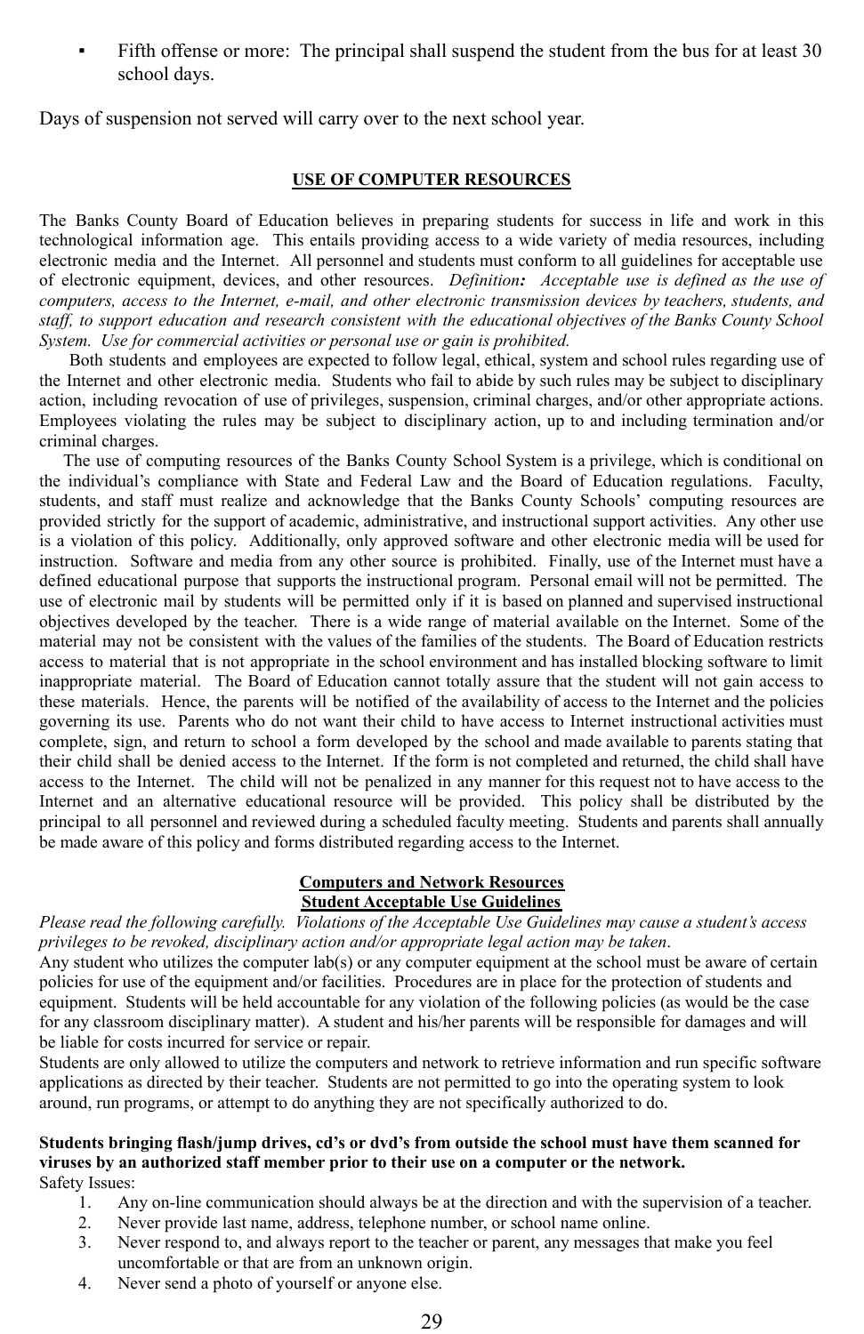- Fifth offense or more: The principal shall suspend the student from the bus for at least 30 school days.

Days of suspension not served will carry over to the next school year.

## USE OF COMPUTER RESOURCES

The Banks County Board of Education believes in preparing students for success in life and work in this technological information age. This entails providing access to a wide variety of media resources, including electronic media and the Internet. All personnel and students must conform to all guidelines for acceptable use of electronic equipment, devices, and other resources. *Definition**:* *Acceptable use is defined as the use of computers, access to the Internet, e-mail, and other electronic transmission devices by teachers, students, and staff, to support education and research consistent with the educational objectives of the Banks County School System. Use for commercial activities or personal use or gain is prohibited.*

Both students and employees are expected to follow legal, ethical, system and school rules regarding use of the Internet and other electronic media. Students who fail to abide by such rules may be subject to disciplinary action, including revocation of use of privileges, suspension, criminal charges, and/or other appropriate actions. Employees violating the rules may be subject to disciplinary action, up to and including termination and/or criminal charges.

The use of computing resources of the Banks County School System is a privilege, which is conditional on the individual's compliance with State and Federal Law and the Board of Education regulations. Faculty, students, and staff must realize and acknowledge that the Banks County Schools' computing resources are provided strictly for the support of academic, administrative, and instructional support activities. Any other use is a violation of this policy. Additionally, only approved software and other electronic media will be used for instruction. Software and media from any other source is prohibited. Finally, use of the Internet must have a defined educational purpose that supports the instructional program. Personal email will not be permitted. The use of electronic mail by students will be permitted only if it is based on planned and supervised instructional objectives developed by the teacher. There is a wide range of material available on the Internet. Some of the material may not be consistent with the values of the families of the students. The Board of Education restricts access to material that is not appropriate in the school environment and has installed blocking software to limit inappropriate material. The Board of Education cannot totally assure that the student will not gain access to these materials. Hence, the parents will be notified of the availability of access to the Internet and the policies governing its use. Parents who do not want their child to have access to Internet instructional activities must complete, sign, and return to school a form developed by the school and made available to parents stating that their child shall be denied access to the Internet. If the form is not completed and returned, the child shall have access to the Internet. The child will not be penalized in any manner for this request not to have access to the Internet and an alternative educational resource will be provided. This policy shall be distributed by the principal to all personnel and reviewed during a scheduled faculty meeting. Students and parents shall annually be made aware of this policy and forms distributed regarding access to the Internet.

## Computers and Network Resources
## Student Acceptable Use Guidelines

*Please read the following carefully. Violations of the Acceptable Use Guidelines may cause a student's access privileges to be revoked, disciplinary action and/or appropriate legal action may be taken*.

Any student who utilizes the computer lab(s) or any computer equipment at the school must be aware of certain policies for use of the equipment and/or facilities. Procedures are in place for the protection of students and equipment. Students will be held accountable for any violation of the following policies (as would be the case for any classroom disciplinary matter). A student and his/her parents will be responsible for damages and will be liable for costs incurred for service or repair.

Students are only allowed to utilize the computers and network to retrieve information and run specific software applications as directed by their teacher. Students are not permitted to go into the operating system to look around, run programs, or attempt to do anything they are not specifically authorized to do.

**Students bringing flash/jump drives, cd's or dvd's from outside the school must have them scanned for viruses by an authorized staff member prior to their use on a computer or the network.**

Safety Issues:

1. Any on-line communication should always be at the direction and with the supervision of a teacher.
2. Never provide last name, address, telephone number, or school name online.
3. Never respond to, and always report to the teacher or parent, any messages that make you feel uncomfortable or that are from an unknown origin.
4. Never send a photo of yourself or anyone else.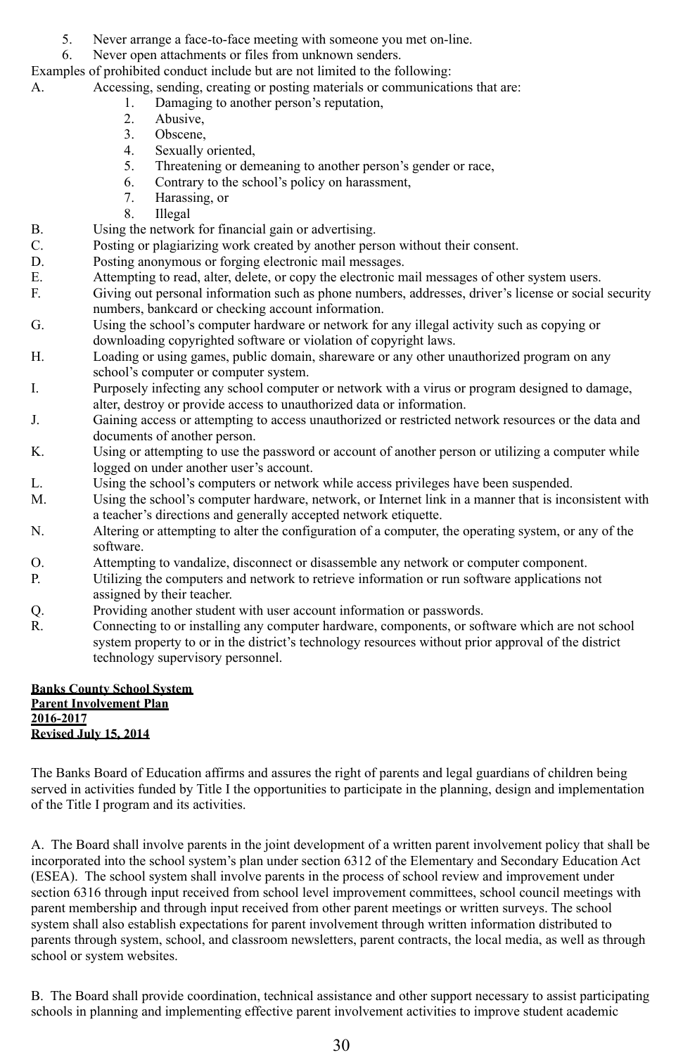5. Never arrange a face-to-face meeting with someone you met on-line.
6. Never open attachments or files from unknown senders.

Examples of prohibited conduct include but are not limited to the following:

A. Accessing, sending, creating or posting materials or communications that are:
   1. Damaging to another person's reputation,
   2. Abusive,
   3. Obscene,
   4. Sexually oriented,
   5. Threatening or demeaning to another person's gender or race,
   6. Contrary to the school's policy on harassment,
   7. Harassing, or
   8. Illegal

B. Using the network for financial gain or advertising.

C. Posting or plagiarizing work created by another person without their consent.

D. Posting anonymous or forging electronic mail messages.

E. Attempting to read, alter, delete, or copy the electronic mail messages of other system users.

F. Giving out personal information such as phone numbers, addresses, driver's license or social security numbers, bankcard or checking account information.

G. Using the school's computer hardware or network for any illegal activity such as copying or downloading copyrighted software or violation of copyright laws.

H. Loading or using games, public domain, shareware or any other unauthorized program on any school's computer or computer system.

I. Purposely infecting any school computer or network with a virus or program designed to damage, alter, destroy or provide access to unauthorized data or information.

J. Gaining access or attempting to access unauthorized or restricted network resources or the data and documents of another person.

K. Using or attempting to use the password or account of another person or utilizing a computer while logged on under another user's account.

L. Using the school's computers or network while access privileges have been suspended.

M. Using the school's computer hardware, network, or Internet link in a manner that is inconsistent with a teacher's directions and generally accepted network etiquette.

N. Altering or attempting to alter the configuration of a computer, the operating system, or any of the software.

O. Attempting to vandalize, disconnect or disassemble any network or computer component.

P. Utilizing the computers and network to retrieve information or run software applications not assigned by their teacher.

Q. Providing another student with user account information or passwords.

R. Connecting to or installing any computer hardware, components, or software which are not school system property to or in the district's technology resources without prior approval of the district technology supervisory personnel.

**Banks County School System**
**Parent Involvement Plan**
**2016-2017**
**Revised July 15, 2014**

The Banks Board of Education affirms and assures the right of parents and legal guardians of children being served in activities funded by Title I the opportunities to participate in the planning, design and implementation of the Title I program and its activities.

A. The Board shall involve parents in the joint development of a written parent involvement policy that shall be incorporated into the school system's plan under section 6312 of the Elementary and Secondary Education Act (ESEA). The school system shall involve parents in the process of school review and improvement under section 6316 through input received from school level improvement committees, school council meetings with parent membership and through input received from other parent meetings or written surveys. The school system shall also establish expectations for parent involvement through written information distributed to parents through system, school, and classroom newsletters, parent contracts, the local media, as well as through school or system websites.

B. The Board shall provide coordination, technical assistance and other support necessary to assist participating schools in planning and implementing effective parent involvement activities to improve student academic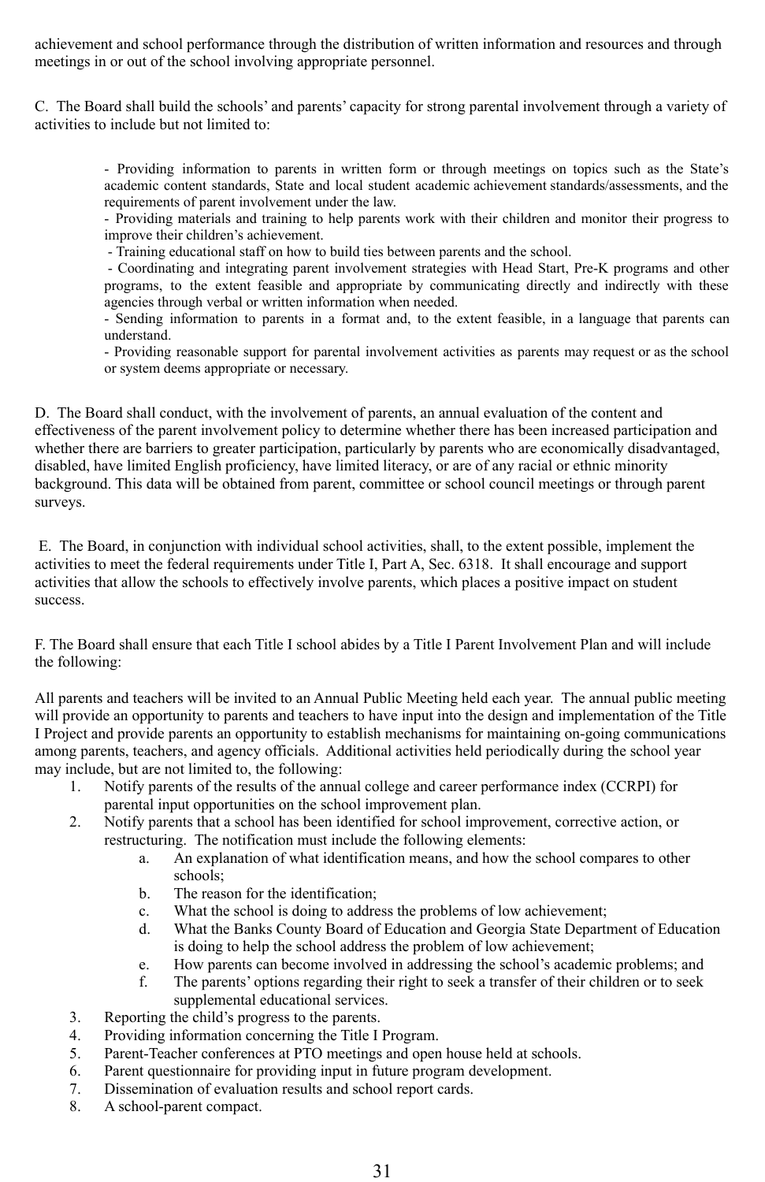achievement and school performance through the distribution of written information and resources and through meetings in or out of the school involving appropriate personnel.

C. The Board shall build the schools' and parents' capacity for strong parental involvement through a variety of activities to include but not limited to:

- Providing information to parents in written form or through meetings on topics such as the State's academic content standards, State and local student academic achievement standards/assessments, and the requirements of parent involvement under the law.
- Providing materials and training to help parents work with their children and monitor their progress to improve their children's achievement.
- Training educational staff on how to build ties between parents and the school.
- Coordinating and integrating parent involvement strategies with Head Start, Pre-K programs and other programs, to the extent feasible and appropriate by communicating directly and indirectly with these agencies through verbal or written information when needed.
- Sending information to parents in a format and, to the extent feasible, in a language that parents can understand.
- Providing reasonable support for parental involvement activities as parents may request or as the school or system deems appropriate or necessary.

D. The Board shall conduct, with the involvement of parents, an annual evaluation of the content and effectiveness of the parent involvement policy to determine whether there has been increased participation and whether there are barriers to greater participation, particularly by parents who are economically disadvantaged, disabled, have limited English proficiency, have limited literacy, or are of any racial or ethnic minority background. This data will be obtained from parent, committee or school council meetings or through parent surveys.

E. The Board, in conjunction with individual school activities, shall, to the extent possible, implement the activities to meet the federal requirements under Title I, Part A, Sec. 6318. It shall encourage and support activities that allow the schools to effectively involve parents, which places a positive impact on student success.

F. The Board shall ensure that each Title I school abides by a Title I Parent Involvement Plan and will include the following:

All parents and teachers will be invited to an Annual Public Meeting held each year. The annual public meeting will provide an opportunity to parents and teachers to have input into the design and implementation of the Title I Project and provide parents an opportunity to establish mechanisms for maintaining on-going communications among parents, teachers, and agency officials. Additional activities held periodically during the school year may include, but are not limited to, the following:

1. Notify parents of the results of the annual college and career performance index (CCRPI) for parental input opportunities on the school improvement plan.
2. Notify parents that a school has been identified for school improvement, corrective action, or restructuring. The notification must include the following elements:
   a. An explanation of what identification means, and how the school compares to other schools;
   b. The reason for the identification;
   c. What the school is doing to address the problems of low achievement;
   d. What the Banks County Board of Education and Georgia State Department of Education is doing to help the school address the problem of low achievement;
   e. How parents can become involved in addressing the school's academic problems; and
   f. The parents' options regarding their right to seek a transfer of their children or to seek supplemental educational services.
3. Reporting the child's progress to the parents.
4. Providing information concerning the Title I Program.
5. Parent-Teacher conferences at PTO meetings and open house held at schools.
6. Parent questionnaire for providing input in future program development.
7. Dissemination of evaluation results and school report cards.
8. A school-parent compact.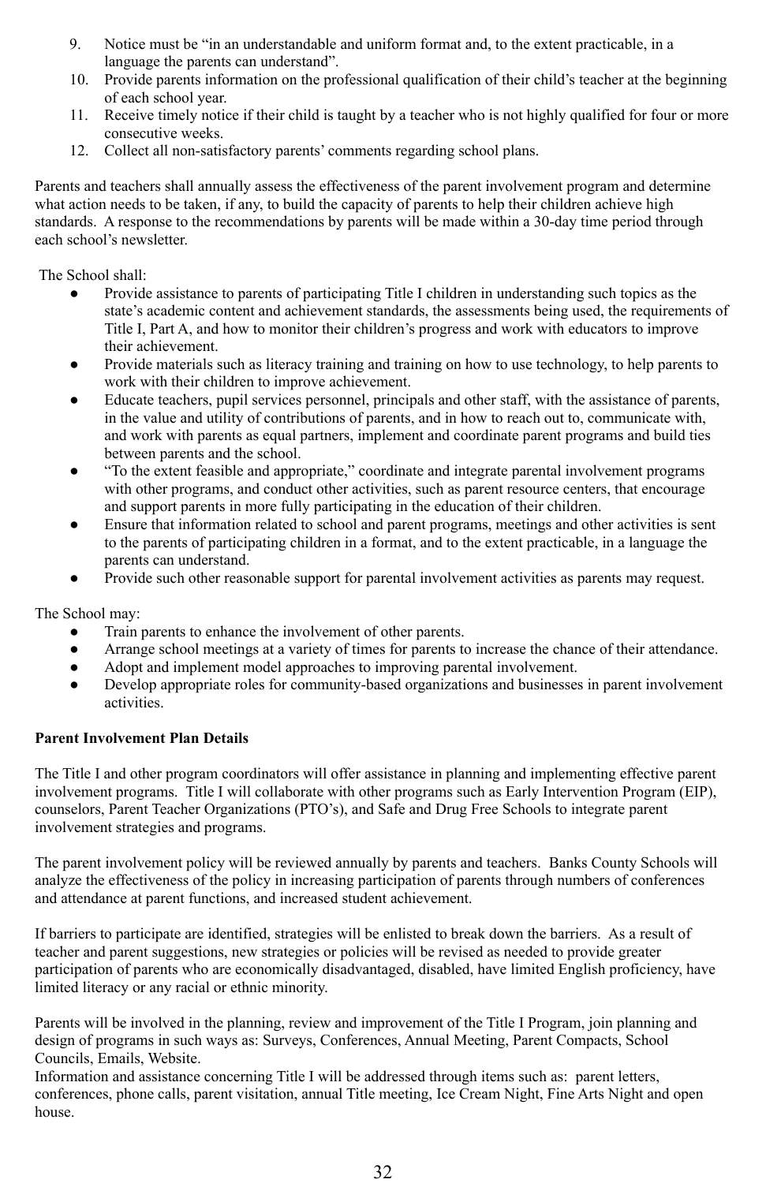9. Notice must be "in an understandable and uniform format and, to the extent practicable, in a language the parents can understand".
10. Provide parents information on the professional qualification of their child's teacher at the beginning of each school year.
11. Receive timely notice if their child is taught by a teacher who is not highly qualified for four or more consecutive weeks.
12. Collect all non-satisfactory parents' comments regarding school plans.

Parents and teachers shall annually assess the effectiveness of the parent involvement program and determine what action needs to be taken, if any, to build the capacity of parents to help their children achieve high standards. A response to the recommendations by parents will be made within a 30-day time period through each school's newsletter.

The School shall:

- Provide assistance to parents of participating Title I children in understanding such topics as the state's academic content and achievement standards, the assessments being used, the requirements of Title I, Part A, and how to monitor their children's progress and work with educators to improve their achievement.
- Provide materials such as literacy training and training on how to use technology, to help parents to work with their children to improve achievement.
- Educate teachers, pupil services personnel, principals and other staff, with the assistance of parents, in the value and utility of contributions of parents, and in how to reach out to, communicate with, and work with parents as equal partners, implement and coordinate parent programs and build ties between parents and the school.
- "To the extent feasible and appropriate," coordinate and integrate parental involvement programs with other programs, and conduct other activities, such as parent resource centers, that encourage and support parents in more fully participating in the education of their children.
- Ensure that information related to school and parent programs, meetings and other activities is sent to the parents of participating children in a format, and to the extent practicable, in a language the parents can understand.
- Provide such other reasonable support for parental involvement activities as parents may request.

The School may:

- Train parents to enhance the involvement of other parents.
- Arrange school meetings at a variety of times for parents to increase the chance of their attendance.
- Adopt and implement model approaches to improving parental involvement.
- Develop appropriate roles for community-based organizations and businesses in parent involvement activities.

**Parent Involvement Plan Details**

The Title I and other program coordinators will offer assistance in planning and implementing effective parent involvement programs. Title I will collaborate with other programs such as Early Intervention Program (EIP), counselors, Parent Teacher Organizations (PTO's), and Safe and Drug Free Schools to integrate parent involvement strategies and programs.

The parent involvement policy will be reviewed annually by parents and teachers. Banks County Schools will analyze the effectiveness of the policy in increasing participation of parents through numbers of conferences and attendance at parent functions, and increased student achievement.

If barriers to participate are identified, strategies will be enlisted to break down the barriers. As a result of teacher and parent suggestions, new strategies or policies will be revised as needed to provide greater participation of parents who are economically disadvantaged, disabled, have limited English proficiency, have limited literacy or any racial or ethnic minority.

Parents will be involved in the planning, review and improvement of the Title I Program, join planning and design of programs in such ways as: Surveys, Conferences, Annual Meeting, Parent Compacts, School Councils, Emails, Website.
Information and assistance concerning Title I will be addressed through items such as: parent letters, conferences, phone calls, parent visitation, annual Title meeting, Ice Cream Night, Fine Arts Night and open house.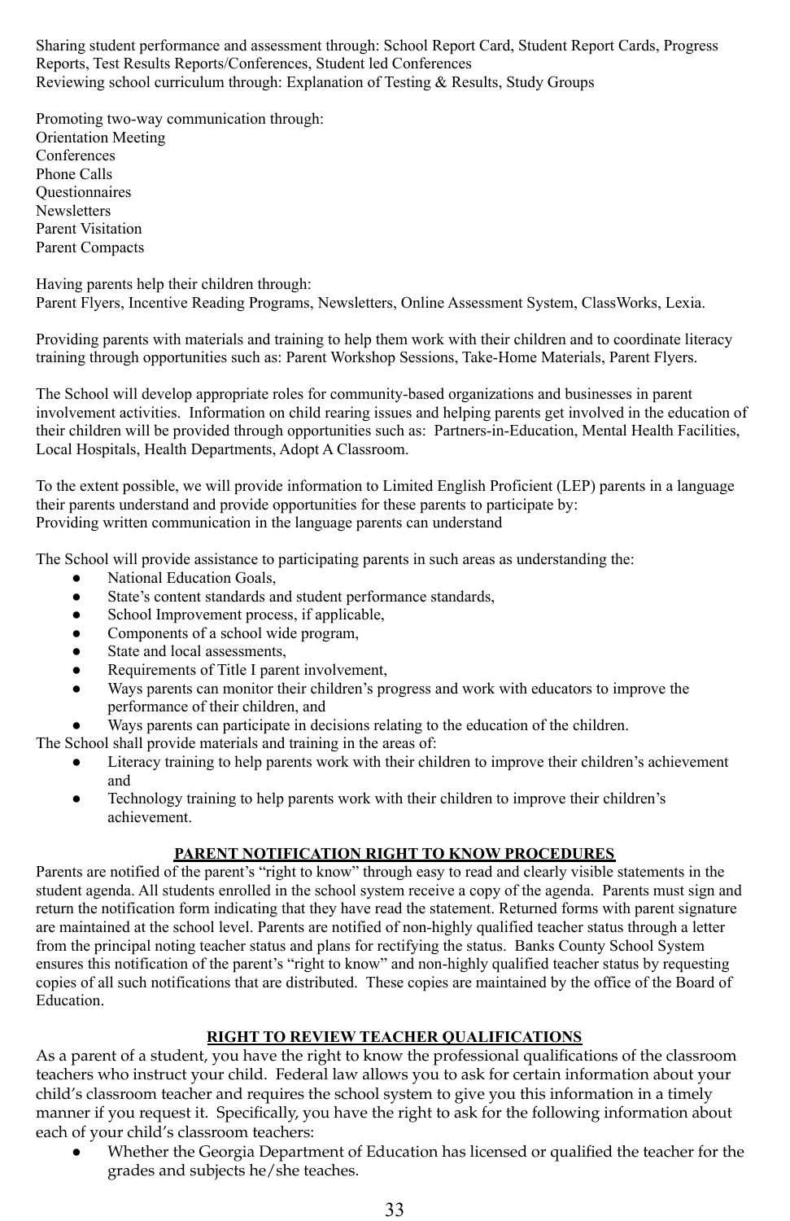Sharing student performance and assessment through: School Report Card, Student Report Cards, Progress Reports, Test Results Reports/Conferences, Student led Conferences
Reviewing school curriculum through: Explanation of Testing & Results, Study Groups

Promoting two-way communication through:
Orientation Meeting
Conferences
Phone Calls
Questionnaires
Newsletters
Parent Visitation
Parent Compacts

Having parents help their children through:
Parent Flyers, Incentive Reading Programs, Newsletters, Online Assessment System, ClassWorks, Lexia.

Providing parents with materials and training to help them work with their children and to coordinate literacy training through opportunities such as: Parent Workshop Sessions, Take-Home Materials, Parent Flyers.

The School will develop appropriate roles for community-based organizations and businesses in parent involvement activities. Information on child rearing issues and helping parents get involved in the education of their children will be provided through opportunities such as: Partners-in-Education, Mental Health Facilities, Local Hospitals, Health Departments, Adopt A Classroom.

To the extent possible, we will provide information to Limited English Proficient (LEP) parents in a language their parents understand and provide opportunities for these parents to participate by:
Providing written communication in the language parents can understand

The School will provide assistance to participating parents in such areas as understanding the:

- National Education Goals,
- State's content standards and student performance standards,
- School Improvement process, if applicable,
- Components of a school wide program,
- State and local assessments,
- Requirements of Title I parent involvement,
- Ways parents can monitor their children's progress and work with educators to improve the performance of their children, and
- Ways parents can participate in decisions relating to the education of the children.

The School shall provide materials and training in the areas of:

- Literacy training to help parents work with their children to improve their children's achievement and
- Technology training to help parents work with their children to improve their children's achievement.

## PARENT NOTIFICATION RIGHT TO KNOW PROCEDURES

Parents are notified of the parent's "right to know" through easy to read and clearly visible statements in the student agenda. All students enrolled in the school system receive a copy of the agenda. Parents must sign and return the notification form indicating that they have read the statement. Returned forms with parent signature are maintained at the school level. Parents are notified of non-highly qualified teacher status through a letter from the principal noting teacher status and plans for rectifying the status. Banks County School System ensures this notification of the parent's "right to know" and non-highly qualified teacher status by requesting copies of all such notifications that are distributed. These copies are maintained by the office of the Board of Education.

## RIGHT TO REVIEW TEACHER QUALIFICATIONS

As a parent of a student, you have the right to know the professional qualifications of the classroom teachers who instruct your child. Federal law allows you to ask for certain information about your child's classroom teacher and requires the school system to give you this information in a timely manner if you request it. Specifically, you have the right to ask for the following information about each of your child's classroom teachers:

- Whether the Georgia Department of Education has licensed or qualified the teacher for the grades and subjects he/she teaches.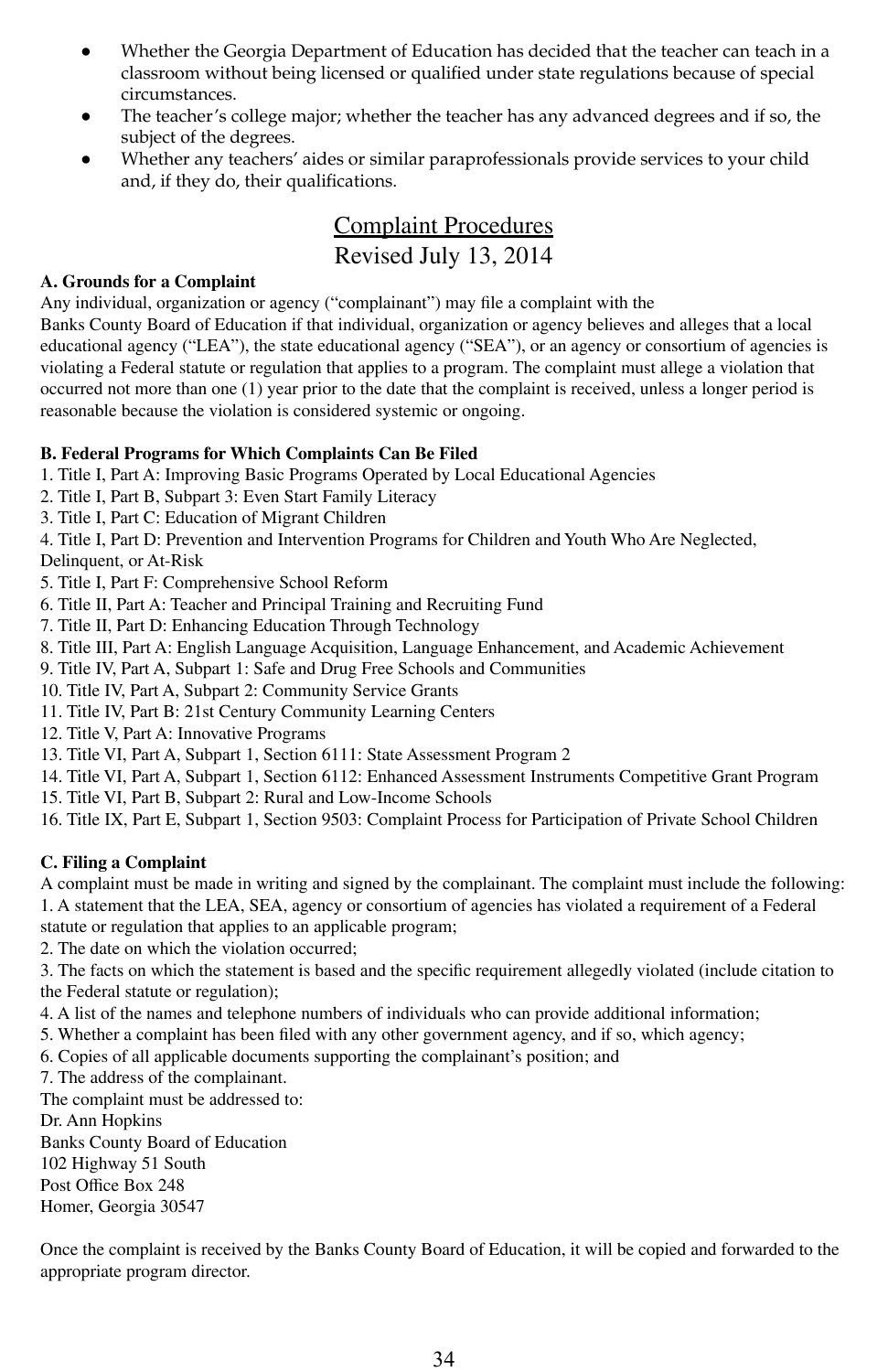- Whether the Georgia Department of Education has decided that the teacher can teach in a classroom without being licensed or qualified under state regulations because of special circumstances.
- The teacher's college major; whether the teacher has any advanced degrees and if so, the subject of the degrees.
- Whether any teachers' aides or similar paraprofessionals provide services to your child and, if they do, their qualifications.

## Complaint Procedures

## Revised July 13, 2014

**A. Grounds for a Complaint**

Any individual, organization or agency ("complainant") may file a complaint with the Banks County Board of Education if that individual, organization or agency believes and alleges that a local educational agency ("LEA"), the state educational agency ("SEA"), or an agency or consortium of agencies is violating a Federal statute or regulation that applies to a program. The complaint must allege a violation that occurred not more than one (1) year prior to the date that the complaint is received, unless a longer period is reasonable because the violation is considered systemic or ongoing.

**B. Federal Programs for Which Complaints Can Be Filed**

1. Title I, Part A: Improving Basic Programs Operated by Local Educational Agencies
2. Title I, Part B, Subpart 3: Even Start Family Literacy
3. Title I, Part C: Education of Migrant Children
4. Title I, Part D: Prevention and Intervention Programs for Children and Youth Who Are Neglected, Delinquent, or At-Risk
5. Title I, Part F: Comprehensive School Reform
6. Title II, Part A: Teacher and Principal Training and Recruiting Fund
7. Title II, Part D: Enhancing Education Through Technology
8. Title III, Part A: English Language Acquisition, Language Enhancement, and Academic Achievement
9. Title IV, Part A, Subpart 1: Safe and Drug Free Schools and Communities
10. Title IV, Part A, Subpart 2: Community Service Grants
11. Title IV, Part B: 21st Century Community Learning Centers
12. Title V, Part A: Innovative Programs
13. Title VI, Part A, Subpart 1, Section 6111: State Assessment Program 2
14. Title VI, Part A, Subpart 1, Section 6112: Enhanced Assessment Instruments Competitive Grant Program
15. Title VI, Part B, Subpart 2: Rural and Low-Income Schools
16. Title IX, Part E, Subpart 1, Section 9503: Complaint Process for Participation of Private School Children

**C. Filing a Complaint**

A complaint must be made in writing and signed by the complainant. The complaint must include the following:

1. A statement that the LEA, SEA, agency or consortium of agencies has violated a requirement of a Federal statute or regulation that applies to an applicable program;
2. The date on which the violation occurred;
3. The facts on which the statement is based and the specific requirement allegedly violated (include citation to the Federal statute or regulation);
4. A list of the names and telephone numbers of individuals who can provide additional information;
5. Whether a complaint has been filed with any other government agency, and if so, which agency;
6. Copies of all applicable documents supporting the complainant's position; and
7. The address of the complainant.

The complaint must be addressed to:
Dr. Ann Hopkins
Banks County Board of Education
102 Highway 51 South
Post Office Box 248
Homer, Georgia 30547

Once the complaint is received by the Banks County Board of Education, it will be copied and forwarded to the appropriate program director.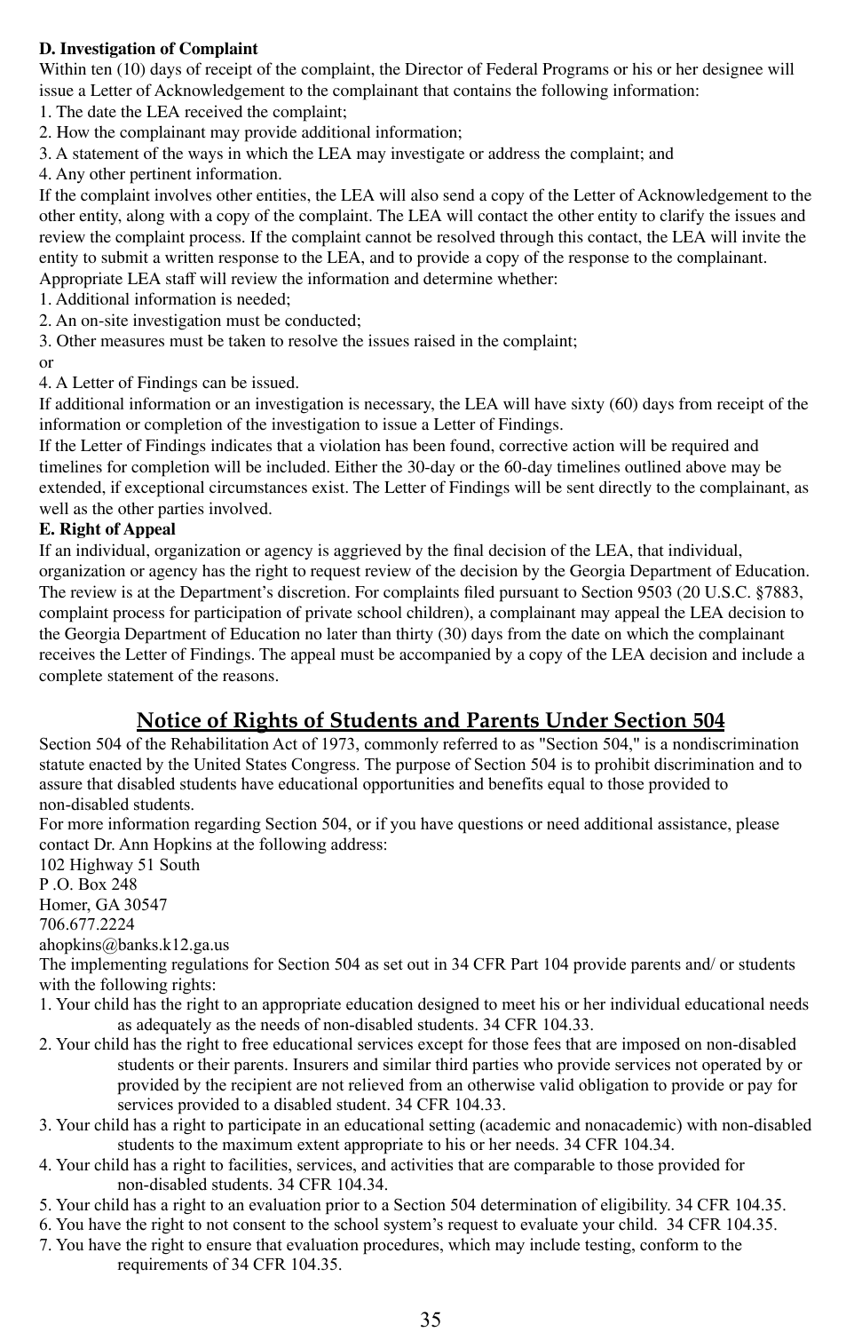**D. Investigation of Complaint**

Within ten (10) days of receipt of the complaint, the Director of Federal Programs or his or her designee will issue a Letter of Acknowledgement to the complainant that contains the following information:

1. The date the LEA received the complaint;
2. How the complainant may provide additional information;
3. A statement of the ways in which the LEA may investigate or address the complaint; and
4. Any other pertinent information.

If the complaint involves other entities, the LEA will also send a copy of the Letter of Acknowledgement to the other entity, along with a copy of the complaint. The LEA will contact the other entity to clarify the issues and review the complaint process. If the complaint cannot be resolved through this contact, the LEA will invite the entity to submit a written response to the LEA, and to provide a copy of the response to the complainant.

Appropriate LEA staff will review the information and determine whether:

1. Additional information is needed;
2. An on-site investigation must be conducted;
3. Other measures must be taken to resolve the issues raised in the complaint;

or

4. A Letter of Findings can be issued.

If additional information or an investigation is necessary, the LEA will have sixty (60) days from receipt of the information or completion of the investigation to issue a Letter of Findings.

If the Letter of Findings indicates that a violation has been found, corrective action will be required and timelines for completion will be included. Either the 30-day or the 60-day timelines outlined above may be extended, if exceptional circumstances exist. The Letter of Findings will be sent directly to the complainant, as well as the other parties involved.

**E. Right of Appeal**

If an individual, organization or agency is aggrieved by the final decision of the LEA, that individual, organization or agency has the right to request review of the decision by the Georgia Department of Education. The review is at the Department's discretion. For complaints filed pursuant to Section 9503 (20 U.S.C. §7883, complaint process for participation of private school children), a complainant may appeal the LEA decision to the Georgia Department of Education no later than thirty (30) days from the date on which the complainant receives the Letter of Findings. The appeal must be accompanied by a copy of the LEA decision and include a complete statement of the reasons.

## Notice of Rights of Students and Parents Under Section 504

Section 504 of the Rehabilitation Act of 1973, commonly referred to as "Section 504," is a nondiscrimination statute enacted by the United States Congress. The purpose of Section 504 is to prohibit discrimination and to assure that disabled students have educational opportunities and benefits equal to those provided to non-disabled students.

For more information regarding Section 504, or if you have questions or need additional assistance, please contact Dr. Ann Hopkins at the following address:

102 Highway 51 South
P .O. Box 248
Homer, GA 30547
706.677.2224
ahopkins@banks.k12.ga.us

The implementing regulations for Section 504 as set out in 34 CFR Part 104 provide parents and/ or students with the following rights:

1. Your child has the right to an appropriate education designed to meet his or her individual educational needs as adequately as the needs of non-disabled students. 34 CFR 104.33.
2. Your child has the right to free educational services except for those fees that are imposed on non-disabled students or their parents. Insurers and similar third parties who provide services not operated by or provided by the recipient are not relieved from an otherwise valid obligation to provide or pay for services provided to a disabled student. 34 CFR 104.33.
3. Your child has a right to participate in an educational setting (academic and nonacademic) with non-disabled students to the maximum extent appropriate to his or her needs. 34 CFR 104.34.
4. Your child has a right to facilities, services, and activities that are comparable to those provided for non-disabled students. 34 CFR 104.34.
5. Your child has a right to an evaluation prior to a Section 504 determination of eligibility. 34 CFR 104.35.
6. You have the right to not consent to the school system's request to evaluate your child. 34 CFR 104.35.
7. You have the right to ensure that evaluation procedures, which may include testing, conform to the requirements of 34 CFR 104.35.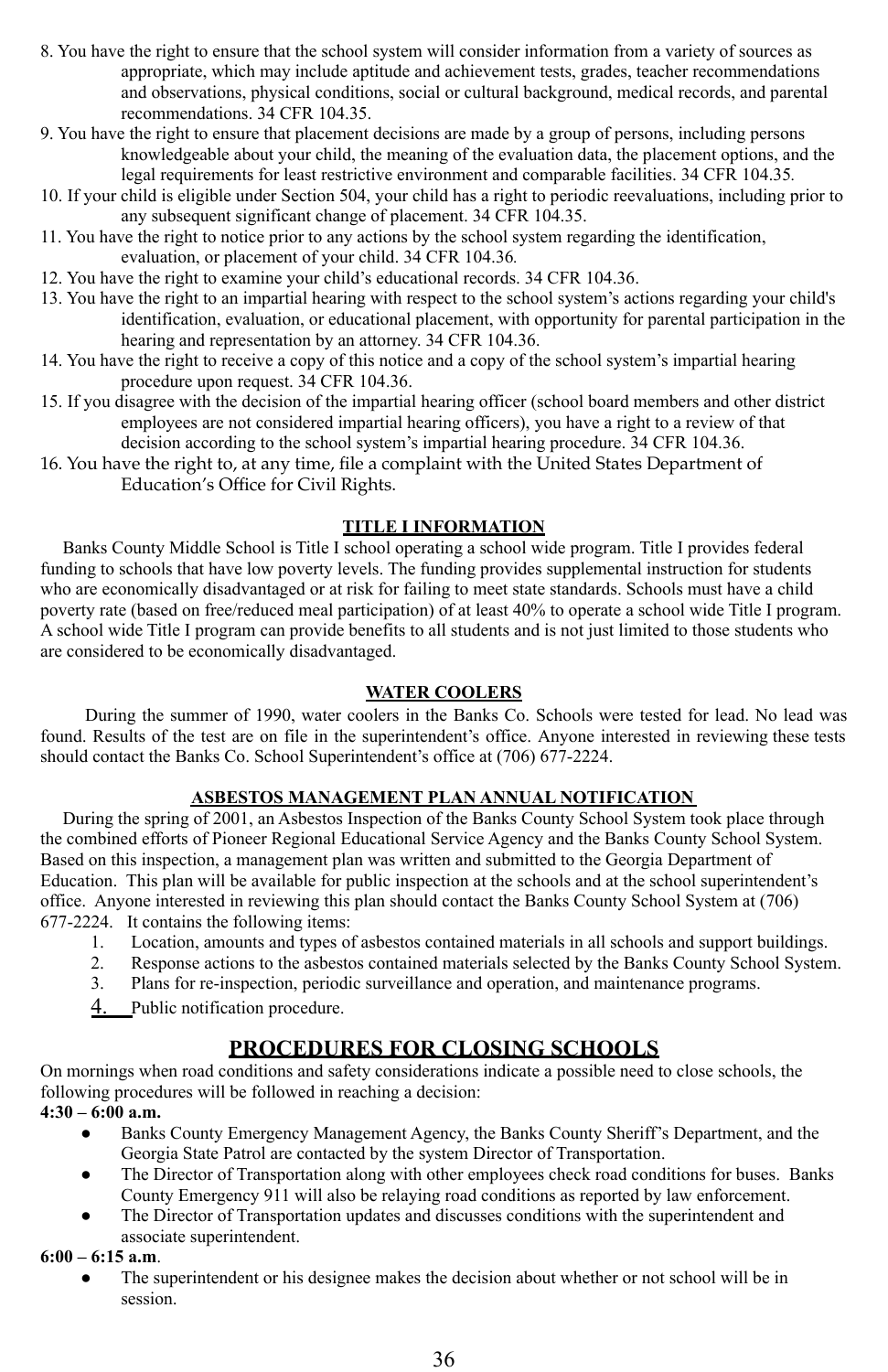8. You have the right to ensure that the school system will consider information from a variety of sources as appropriate, which may include aptitude and achievement tests, grades, teacher recommendations and observations, physical conditions, social or cultural background, medical records, and parental recommendations. 34 CFR 104.35.
9. You have the right to ensure that placement decisions are made by a group of persons, including persons knowledgeable about your child, the meaning of the evaluation data, the placement options, and the legal requirements for least restrictive environment and comparable facilities. 34 CFR 104.35.
10. If your child is eligible under Section 504, your child has a right to periodic reevaluations, including prior to any subsequent significant change of placement. 34 CFR 104.35.
11. You have the right to notice prior to any actions by the school system regarding the identification, evaluation, or placement of your child. 34 CFR 104.36.
12. You have the right to examine your child's educational records. 34 CFR 104.36.
13. You have the right to an impartial hearing with respect to the school system's actions regarding your child's identification, evaluation, or educational placement, with opportunity for parental participation in the hearing and representation by an attorney. 34 CFR 104.36.
14. You have the right to receive a copy of this notice and a copy of the school system's impartial hearing procedure upon request. 34 CFR 104.36.
15. If you disagree with the decision of the impartial hearing officer (school board members and other district employees are not considered impartial hearing officers), you have a right to a review of that decision according to the school system's impartial hearing procedure. 34 CFR 104.36.
16. You have the right to, at any time, file a complaint with the United States Department of Education's Office for Civil Rights.

## TITLE I INFORMATION

Banks County Middle School is Title I school operating a school wide program. Title I provides federal funding to schools that have low poverty levels. The funding provides supplemental instruction for students who are economically disadvantaged or at risk for failing to meet state standards. Schools must have a child poverty rate (based on free/reduced meal participation) of at least 40% to operate a school wide Title I program. A school wide Title I program can provide benefits to all students and is not just limited to those students who are considered to be economically disadvantaged.

## WATER COOLERS

During the summer of 1990, water coolers in the Banks Co. Schools were tested for lead. No lead was found. Results of the test are on file in the superintendent's office. Anyone interested in reviewing these tests should contact the Banks Co. School Superintendent's office at (706) 677-2224.

## ASBESTOS MANAGEMENT PLAN ANNUAL NOTIFICATION

During the spring of 2001, an Asbestos Inspection of the Banks County School System took place through the combined efforts of Pioneer Regional Educational Service Agency and the Banks County School System. Based on this inspection, a management plan was written and submitted to the Georgia Department of Education. This plan will be available for public inspection at the schools and at the school superintendent's office. Anyone interested in reviewing this plan should contact the Banks County School System at (706) 677-2224. It contains the following items:

1. Location, amounts and types of asbestos contained materials in all schools and support buildings.
2. Response actions to the asbestos contained materials selected by the Banks County School System.
3. Plans for re-inspection, periodic surveillance and operation, and maintenance programs.
4. Public notification procedure.

# PROCEDURES FOR CLOSING SCHOOLS

On mornings when road conditions and safety considerations indicate a possible need to close schools, the following procedures will be followed in reaching a decision:

**4:30 – 6:00 a.m.**

- Banks County Emergency Management Agency, the Banks County Sheriff's Department, and the Georgia State Patrol are contacted by the system Director of Transportation.
- The Director of Transportation along with other employees check road conditions for buses. Banks County Emergency 911 will also be relaying road conditions as reported by law enforcement.
- The Director of Transportation updates and discusses conditions with the superintendent and associate superintendent.

**6:00 – 6:15 a.m**.

- The superintendent or his designee makes the decision about whether or not school will be in session.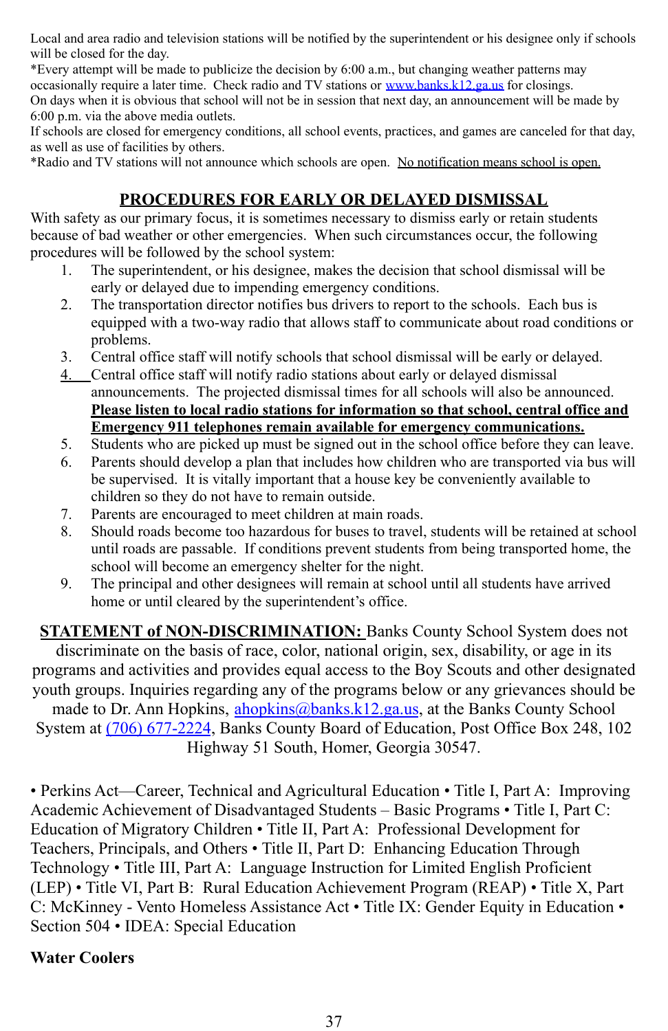Local and area radio and television stations will be notified by the superintendent or his designee only if schools will be closed for the day.

*Every attempt will be made to publicize the decision by 6:00 a.m., but changing weather patterns may occasionally require a later time. Check radio and TV stations or www.banks.k12.ga.us for closings.

On days when it is obvious that school will not be in session that next day, an announcement will be made by 6:00 p.m. via the above media outlets.

If schools are closed for emergency conditions, all school events, practices, and games are canceled for that day, as well as use of facilities by others.

*Radio and TV stations will not announce which schools are open. No notification means school is open.

## PROCEDURES FOR EARLY OR DELAYED DISMISSAL

With safety as our primary focus, it is sometimes necessary to dismiss early or retain students because of bad weather or other emergencies. When such circumstances occur, the following procedures will be followed by the school system:

1. The superintendent, or his designee, makes the decision that school dismissal will be early or delayed due to impending emergency conditions.
2. The transportation director notifies bus drivers to report to the schools. Each bus is equipped with a two-way radio that allows staff to communicate about road conditions or problems.
3. Central office staff will notify schools that school dismissal will be early or delayed.
4. Central office staff will notify radio stations about early or delayed dismissal announcements. The projected dismissal times for all schools will also be announced. **Please listen to local radio stations for information so that school, central office and Emergency 911 telephones remain available for emergency communications.**
5. Students who are picked up must be signed out in the school office before they can leave.
6. Parents should develop a plan that includes how children who are transported via bus will be supervised. It is vitally important that a house key be conveniently available to children so they do not have to remain outside.
7. Parents are encouraged to meet children at main roads.
8. Should roads become too hazardous for buses to travel, students will be retained at school until roads are passable. If conditions prevent students from being transported home, the school will become an emergency shelter for the night.
9. The principal and other designees will remain at school until all students have arrived home or until cleared by the superintendent's office.

**STATEMENT of NON-DISCRIMINATION:** Banks County School System does not discriminate on the basis of race, color, national origin, sex, disability, or age in its programs and activities and provides equal access to the Boy Scouts and other designated youth groups. Inquiries regarding any of the programs below or any grievances should be made to Dr. Ann Hopkins, ahopkins@banks.k12.ga.us, at the Banks County School System at (706) 677-2224, Banks County Board of Education, Post Office Box 248, 102 Highway 51 South, Homer, Georgia 30547.

• Perkins Act—Career, Technical and Agricultural Education • Title I, Part A: Improving Academic Achievement of Disadvantaged Students – Basic Programs • Title I, Part C: Education of Migratory Children • Title II, Part A: Professional Development for Teachers, Principals, and Others • Title II, Part D: Enhancing Education Through Technology • Title III, Part A: Language Instruction for Limited English Proficient (LEP) • Title VI, Part B: Rural Education Achievement Program (REAP) • Title X, Part C: McKinney - Vento Homeless Assistance Act • Title IX: Gender Equity in Education • Section 504 • IDEA: Special Education

**Water Coolers**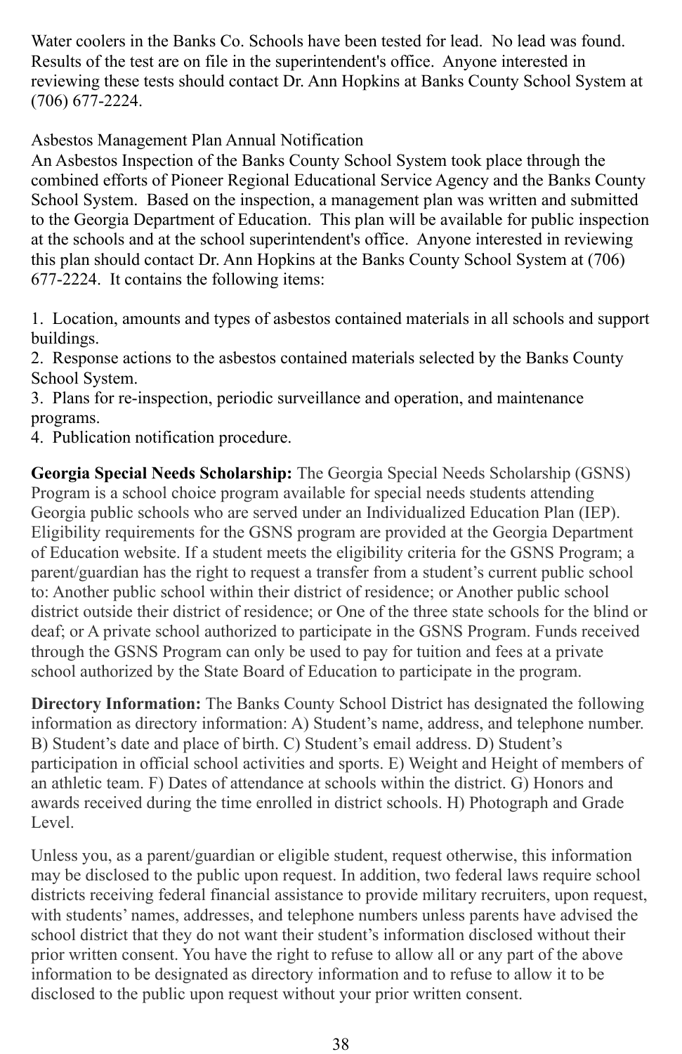Water coolers in the Banks Co. Schools have been tested for lead. No lead was found. Results of the test are on file in the superintendent's office. Anyone interested in reviewing these tests should contact Dr. Ann Hopkins at Banks County School System at (706) 677-2224.

Asbestos Management Plan Annual Notification
An Asbestos Inspection of the Banks County School System took place through the combined efforts of Pioneer Regional Educational Service Agency and the Banks County School System. Based on the inspection, a management plan was written and submitted to the Georgia Department of Education. This plan will be available for public inspection at the schools and at the school superintendent's office. Anyone interested in reviewing this plan should contact Dr. Ann Hopkins at the Banks County School System at (706) 677-2224. It contains the following items:

1. Location, amounts and types of asbestos contained materials in all schools and support buildings.
2. Response actions to the asbestos contained materials selected by the Banks County School System.
3. Plans for re-inspection, periodic surveillance and operation, and maintenance programs.
4. Publication notification procedure.

**Georgia Special Needs Scholarship:** The Georgia Special Needs Scholarship (GSNS) Program is a school choice program available for special needs students attending Georgia public schools who are served under an Individualized Education Plan (IEP). Eligibility requirements for the GSNS program are provided at the Georgia Department of Education website. If a student meets the eligibility criteria for the GSNS Program; a parent/guardian has the right to request a transfer from a student's current public school to: Another public school within their district of residence; or Another public school district outside their district of residence; or One of the three state schools for the blind or deaf; or A private school authorized to participate in the GSNS Program. Funds received through the GSNS Program can only be used to pay for tuition and fees at a private school authorized by the State Board of Education to participate in the program.

**Directory Information:** The Banks County School District has designated the following information as directory information: A) Student's name, address, and telephone number. B) Student's date and place of birth. C) Student's email address. D) Student's participation in official school activities and sports. E) Weight and Height of members of an athletic team. F) Dates of attendance at schools within the district. G) Honors and awards received during the time enrolled in district schools. H) Photograph and Grade Level.

Unless you, as a parent/guardian or eligible student, request otherwise, this information may be disclosed to the public upon request. In addition, two federal laws require school districts receiving federal financial assistance to provide military recruiters, upon request, with students' names, addresses, and telephone numbers unless parents have advised the school district that they do not want their student's information disclosed without their prior written consent. You have the right to refuse to allow all or any part of the above information to be designated as directory information and to refuse to allow it to be disclosed to the public upon request without your prior written consent.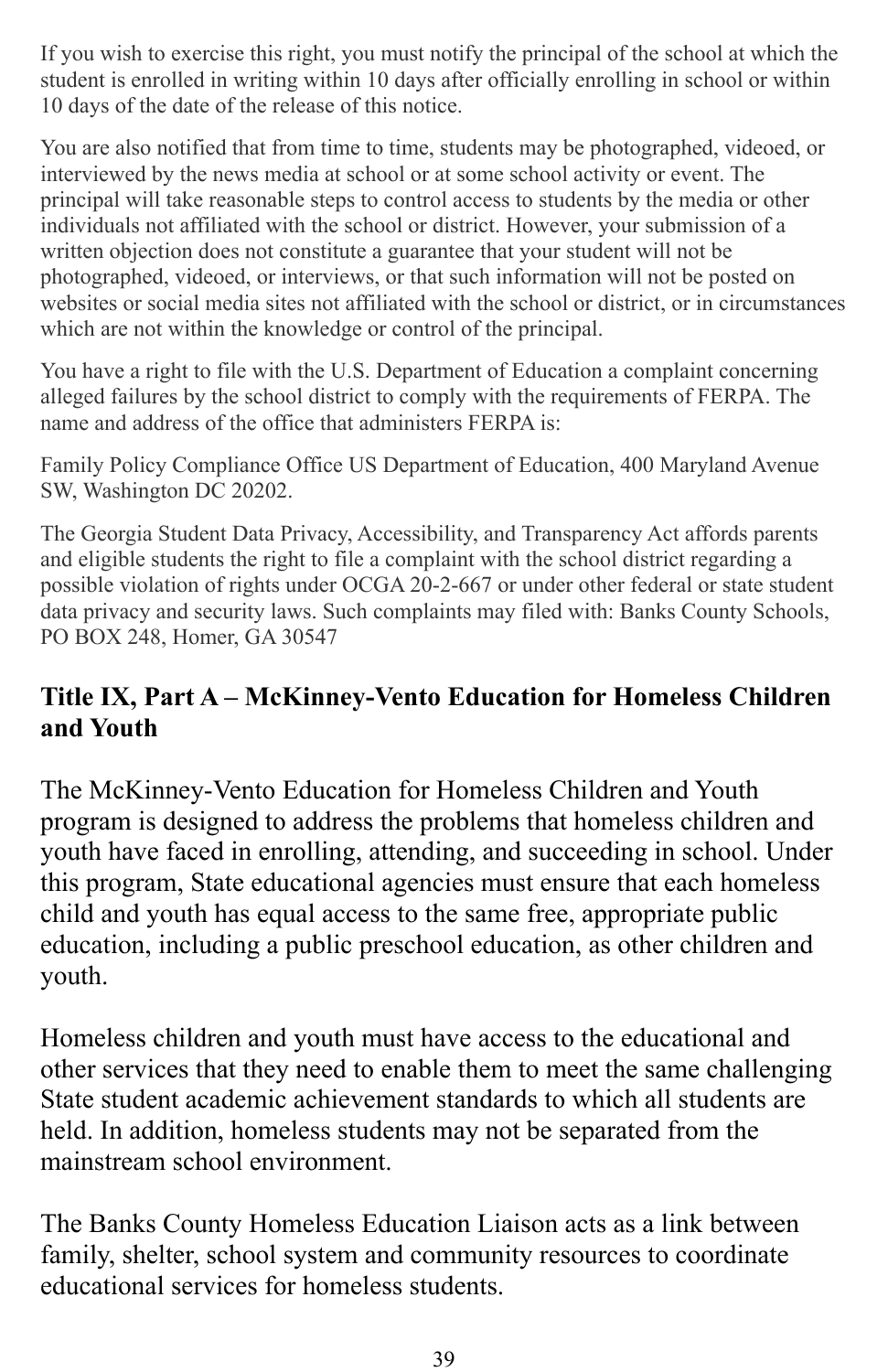If you wish to exercise this right, you must notify the principal of the school at which the student is enrolled in writing within 10 days after officially enrolling in school or within 10 days of the date of the release of this notice.

You are also notified that from time to time, students may be photographed, videoed, or interviewed by the news media at school or at some school activity or event. The principal will take reasonable steps to control access to students by the media or other individuals not affiliated with the school or district. However, your submission of a written objection does not constitute a guarantee that your student will not be photographed, videoed, or interviews, or that such information will not be posted on websites or social media sites not affiliated with the school or district, or in circumstances which are not within the knowledge or control of the principal.

You have a right to file with the U.S. Department of Education a complaint concerning alleged failures by the school district to comply with the requirements of FERPA. The name and address of the office that administers FERPA is:

Family Policy Compliance Office US Department of Education, 400 Maryland Avenue SW, Washington DC 20202.

The Georgia Student Data Privacy, Accessibility, and Transparency Act affords parents and eligible students the right to file a complaint with the school district regarding a possible violation of rights under OCGA 20-2-667 or under other federal or state student data privacy and security laws. Such complaints may filed with: Banks County Schools, PO BOX 248, Homer, GA 30547

## Title IX, Part A – McKinney-Vento Education for Homeless Children and Youth

The McKinney-Vento Education for Homeless Children and Youth program is designed to address the problems that homeless children and youth have faced in enrolling, attending, and succeeding in school. Under this program, State educational agencies must ensure that each homeless child and youth has equal access to the same free, appropriate public education, including a public preschool education, as other children and youth.

Homeless children and youth must have access to the educational and other services that they need to enable them to meet the same challenging State student academic achievement standards to which all students are held. In addition, homeless students may not be separated from the mainstream school environment.

The Banks County Homeless Education Liaison acts as a link between family, shelter, school system and community resources to coordinate educational services for homeless students.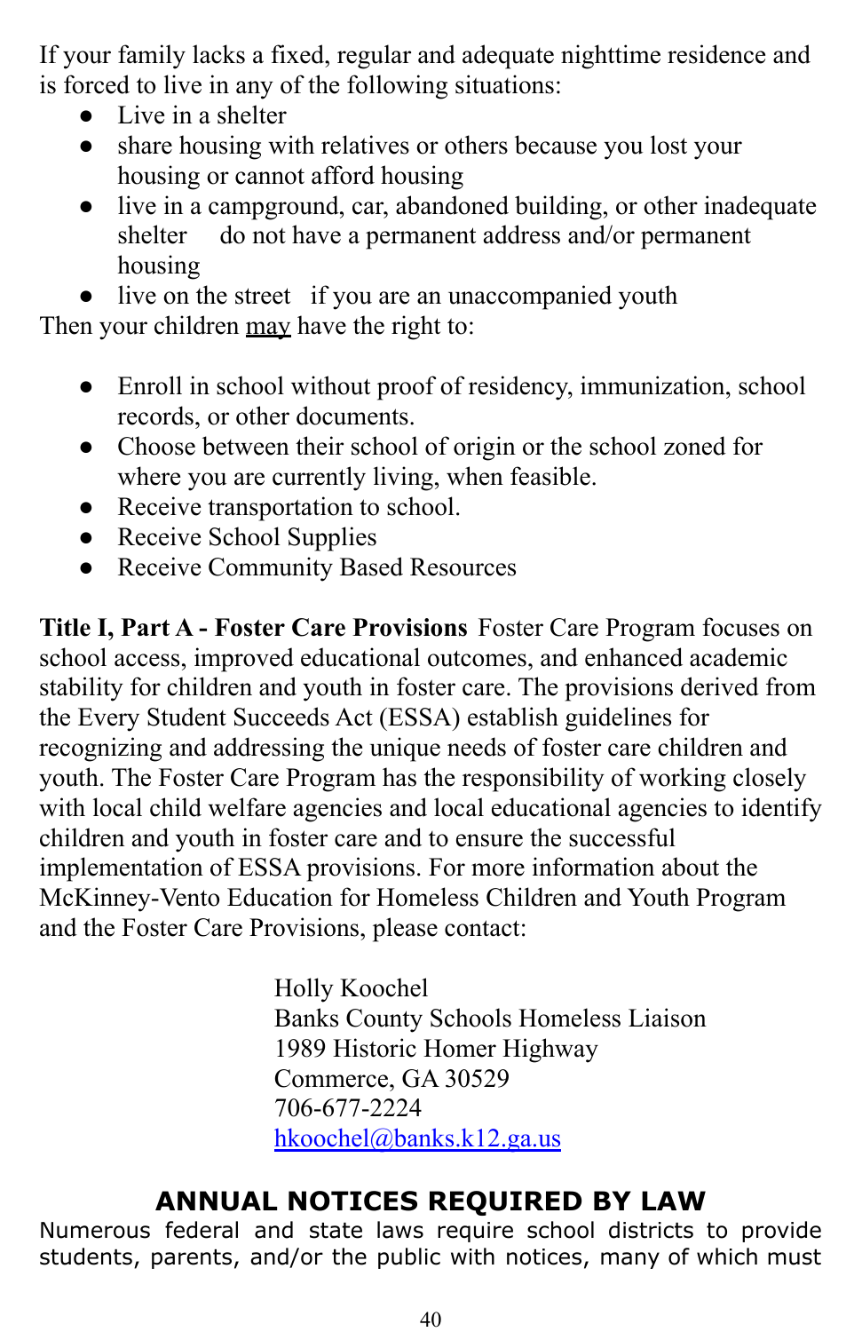If your family lacks a fixed, regular and adequate nighttime residence and is forced to live in any of the following situations:

- Live in a shelter
- share housing with relatives or others because you lost your housing or cannot afford housing
- live in a campground, car, abandoned building, or other inadequate shelter do not have a permanent address and/or permanent housing
- live on the street if you are an unaccompanied youth

Then your children may have the right to:

- Enroll in school without proof of residency, immunization, school records, or other documents.
- Choose between their school of origin or the school zoned for where you are currently living, when feasible.
- Receive transportation to school.
- Receive School Supplies
- Receive Community Based Resources

**Title I, Part A - Foster Care Provisions** Foster Care Program focuses on school access, improved educational outcomes, and enhanced academic stability for children and youth in foster care. The provisions derived from the Every Student Succeeds Act (ESSA) establish guidelines for recognizing and addressing the unique needs of foster care children and youth. The Foster Care Program has the responsibility of working closely with local child welfare agencies and local educational agencies to identify children and youth in foster care and to ensure the successful implementation of ESSA provisions. For more information about the McKinney-Vento Education for Homeless Children and Youth Program and the Foster Care Provisions, please contact:

Holly Koochel
Banks County Schools Homeless Liaison
1989 Historic Homer Highway
Commerce, GA 30529
706-677-2224
hkoochel@banks.k12.ga.us

## ANNUAL NOTICES REQUIRED BY LAW

Numerous federal and state laws require school districts to provide students, parents, and/or the public with notices, many of which must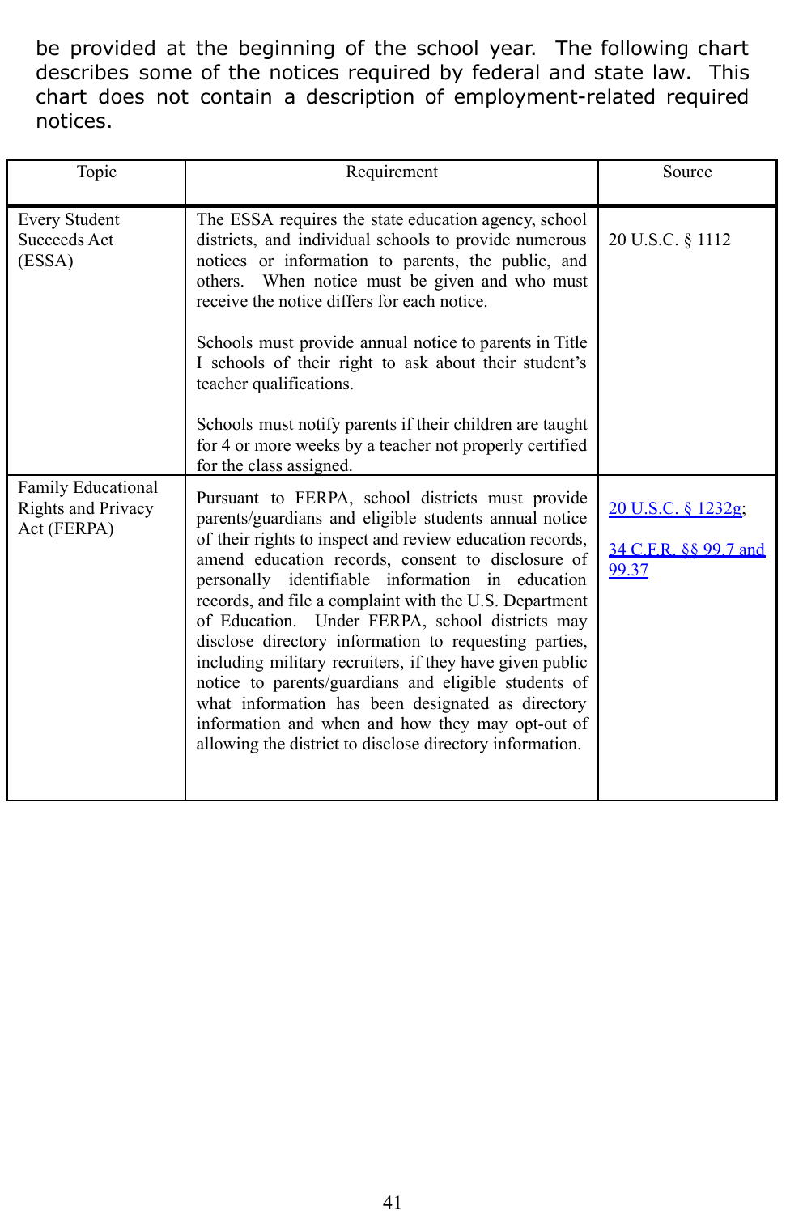be provided at the beginning of the school year. The following chart describes some of the notices required by federal and state law. This chart does not contain a description of employment-related required notices.

| Topic | Requirement | Source |
| --- | --- | --- |
| Every Student Succeeds Act (ESSA) | The ESSA requires the state education agency, school districts, and individual schools to provide numerous notices or information to parents, the public, and others. When notice must be given and who must receive the notice differs for each notice.<br><br>Schools must provide annual notice to parents in Title I schools of their right to ask about their student's teacher qualifications.<br><br>Schools must notify parents if their children are taught for 4 or more weeks by a teacher not properly certified for the class assigned. | 20 U.S.C. § 1112 |
| Family Educational Rights and Privacy Act (FERPA) | Pursuant to FERPA, school districts must provide parents/guardians and eligible students annual notice of their rights to inspect and review education records, amend education records, consent to disclosure of personally identifiable information in education records, and file a complaint with the U.S. Department of Education. Under FERPA, school districts may disclose directory information to requesting parties, including military recruiters, if they have given public notice to parents/guardians and eligible students of what information has been designated as directory information and when and how they may opt-out of allowing the district to disclose directory information. | 20 U.S.C. § 1232g;<br><br>34 C.F.R. §§ 99.7 and 99.37 |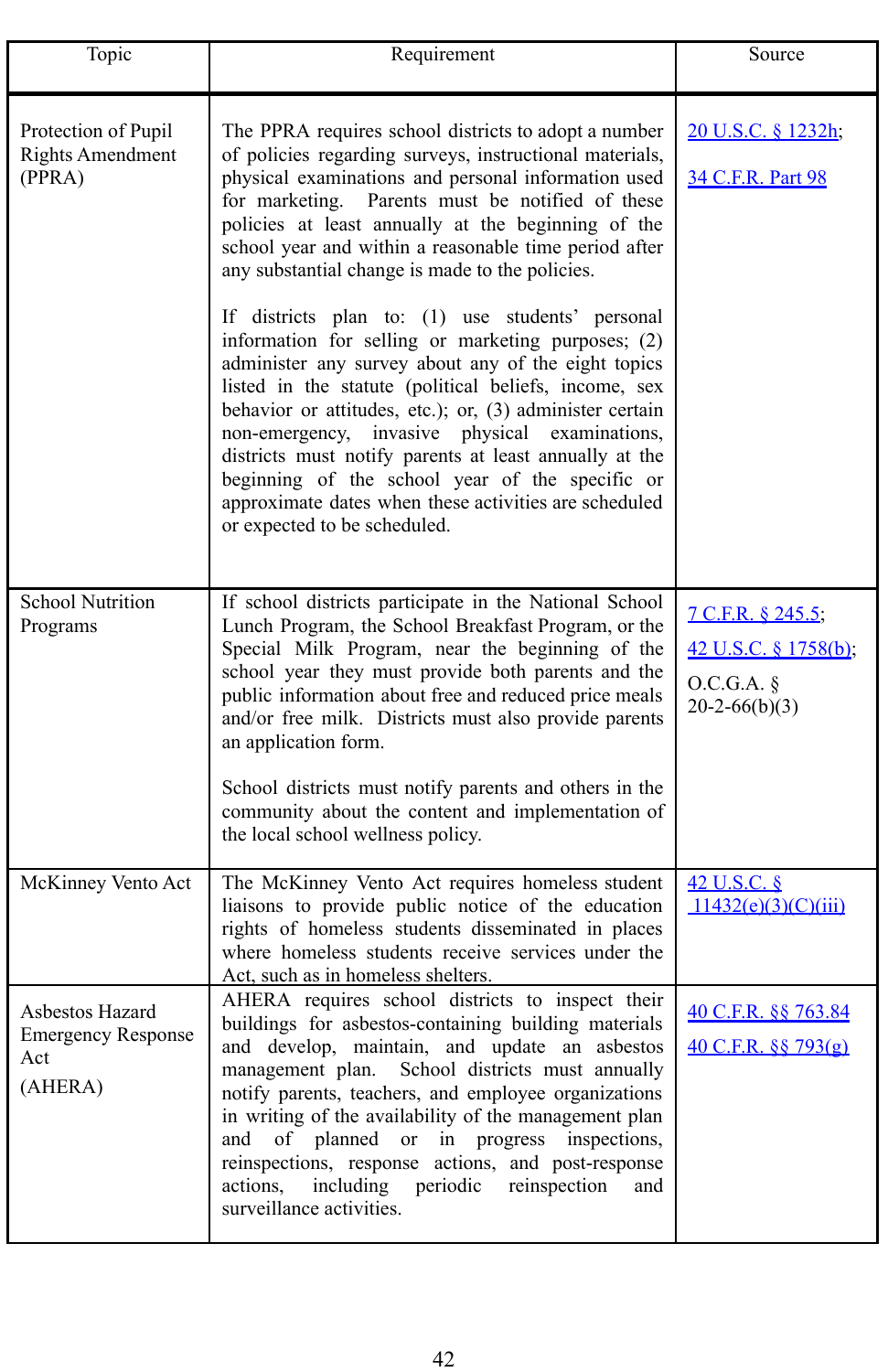| Topic | Requirement | Source |
| --- | --- | --- |
| Protection of Pupil Rights Amendment (PPRA) | The PPRA requires school districts to adopt a number of policies regarding surveys, instructional materials, physical examinations and personal information used for marketing. Parents must be notified of these policies at least annually at the beginning of the school year and within a reasonable time period after any substantial change is made to the policies.<br><br>If districts plan to: (1) use students' personal information for selling or marketing purposes; (2) administer any survey about any of the eight topics listed in the statute (political beliefs, income, sex behavior or attitudes, etc.); or, (3) administer certain non-emergency, invasive physical examinations, districts must notify parents at least annually at the beginning of the school year of the specific or approximate dates when these activities are scheduled or expected to be scheduled. | 20 U.S.C. § 1232h;<br><br>34 C.F.R. Part 98 |
| School Nutrition Programs | If school districts participate in the National School Lunch Program, the School Breakfast Program, or the Special Milk Program, near the beginning of the school year they must provide both parents and the public information about free and reduced price meals and/or free milk. Districts must also provide parents an application form.<br><br>School districts must notify parents and others in the community about the content and implementation of the local school wellness policy. | 7 C.F.R. § 245.5;<br><br>42 U.S.C. § 1758(b);<br><br>O.C.G.A. § 20-2-66(b)(3) |
| McKinney Vento Act | The McKinney Vento Act requires homeless student liaisons to provide public notice of the education rights of homeless students disseminated in places where homeless students receive services under the Act, such as in homeless shelters. | 42 U.S.C. § 11432(e)(3)(C)(iii) |
| Asbestos Hazard Emergency Response Act<br><br>(AHERA) | AHERA requires school districts to inspect their buildings for asbestos-containing building materials and develop, maintain, and update an asbestos management plan. School districts must annually notify parents, teachers, and employee organizations in writing of the availability of the management plan and of planned or in progress inspections, reinspections, response actions, and post-response actions, including periodic reinspection and surveillance activities. | 40 C.F.R. §§ 763.84<br><br>40 C.F.R. §§ 793(g) |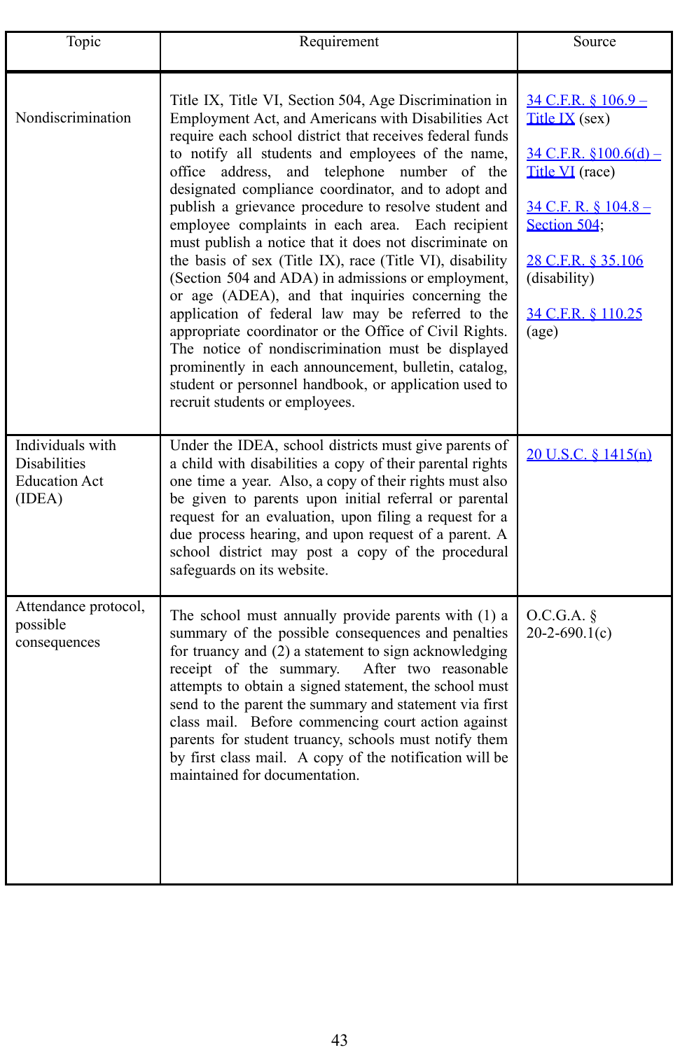| Topic | Requirement | Source |
|---|---|---|
| Nondiscrimination | Title IX, Title VI, Section 504, Age Discrimination in Employment Act, and Americans with Disabilities Act require each school district that receives federal funds to notify all students and employees of the name, office address, and telephone number of the designated compliance coordinator, and to adopt and publish a grievance procedure to resolve student and employee complaints in each area. Each recipient must publish a notice that it does not discriminate on the basis of sex (Title IX), race (Title VI), disability (Section 504 and ADA) in admissions or employment, or age (ADEA), and that inquiries concerning the application of federal law may be referred to the appropriate coordinator or the Office of Civil Rights. The notice of nondiscrimination must be displayed prominently in each announcement, bulletin, catalog, student or personnel handbook, or application used to recruit students or employees. | 34 C.F.R. § 106.9 – Title IX (sex)<br><br>34 C.F.R. §100.6(d) – Title VI (race)<br><br>34 C.F. R. § 104.8 – Section 504;<br><br>28 C.F.R. § 35.106 (disability)<br><br>34 C.F.R. § 110.25 (age) |
| Individuals with Disabilities Education Act (IDEA) | Under the IDEA, school districts must give parents of a child with disabilities a copy of their parental rights one time a year. Also, a copy of their rights must also be given to parents upon initial referral or parental request for an evaluation, upon filing a request for a due process hearing, and upon request of a parent. A school district may post a copy of the procedural safeguards on its website. | 20 U.S.C. § 1415(n) |
| Attendance protocol, possible consequences | The school must annually provide parents with (1) a summary of the possible consequences and penalties for truancy and (2) a statement to sign acknowledging receipt of the summary. After two reasonable attempts to obtain a signed statement, the school must send to the parent the summary and statement via first class mail. Before commencing court action against parents for student truancy, schools must notify them by first class mail. A copy of the notification will be maintained for documentation. | O.C.G.A. § 20-2-690.1(c) |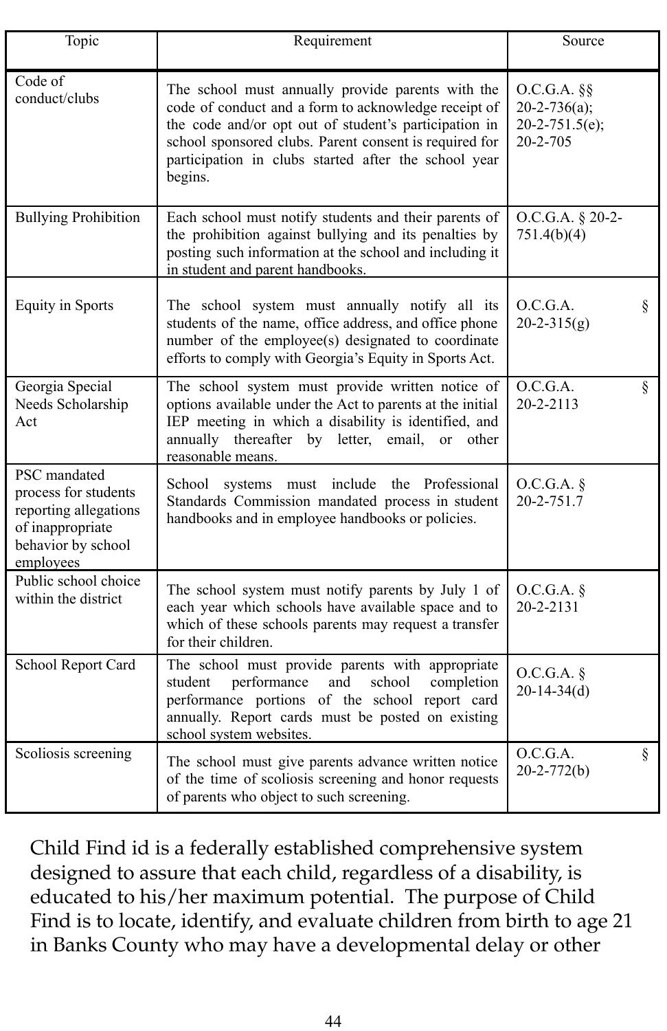| Topic | Requirement | Source |
|---|---|---|
| Code of conduct/clubs | The school must annually provide parents with the code of conduct and a form to acknowledge receipt of the code and/or opt out of student's participation in school sponsored clubs. Parent consent is required for participation in clubs started after the school year begins. | O.C.G.A. §§ 20-2-736(a); 20-2-751.5(e); 20-2-705 |
| Bullying Prohibition | Each school must notify students and their parents of the prohibition against bullying and its penalties by posting such information at the school and including it in student and parent handbooks. | O.C.G.A. § 20-2-751.4(b)(4) |
| Equity in Sports | The school system must annually notify all its students of the name, office address, and office phone number of the employee(s) designated to coordinate efforts to comply with Georgia's Equity in Sports Act. | O.C.G.A. § 20-2-315(g) |
| Georgia Special Needs Scholarship Act | The school system must provide written notice of options available under the Act to parents at the initial IEP meeting in which a disability is identified, and annually thereafter by letter, email, or other reasonable means. | O.C.G.A. § 20-2-2113 |
| PSC mandated process for students reporting allegations of inappropriate behavior by school employees | School systems must include the Professional Standards Commission mandated process in student handbooks and in employee handbooks or policies. | O.C.G.A. § 20-2-751.7 |
| Public school choice within the district | The school system must notify parents by July 1 of each year which schools have available space and to which of these schools parents may request a transfer for their children. | O.C.G.A. § 20-2-2131 |
| School Report Card | The school must provide parents with appropriate student performance and school completion performance portions of the school report card annually. Report cards must be posted on existing school system websites. | O.C.G.A. § 20-14-34(d) |
| Scoliosis screening | The school must give parents advance written notice of the time of scoliosis screening and honor requests of parents who object to such screening. | O.C.G.A. § 20-2-772(b) |

Child Find id is a federally established comprehensive system designed to assure that each child, regardless of a disability, is educated to his/her maximum potential. The purpose of Child Find is to locate, identify, and evaluate children from birth to age 21 in Banks County who may have a developmental delay or other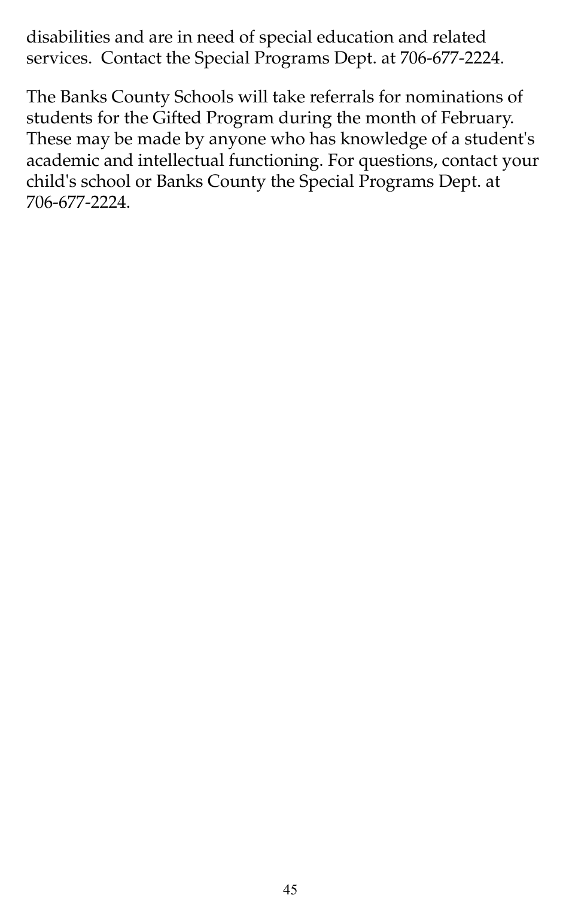disabilities and are in need of special education and related services.  Contact the Special Programs Dept. at 706-677-2224.

The Banks County Schools will take referrals for nominations of students for the Gifted Program during the month of February. These may be made by anyone who has knowledge of a student's academic and intellectual functioning. For questions, contact your child's school or Banks County the Special Programs Dept. at 706-677-2224.